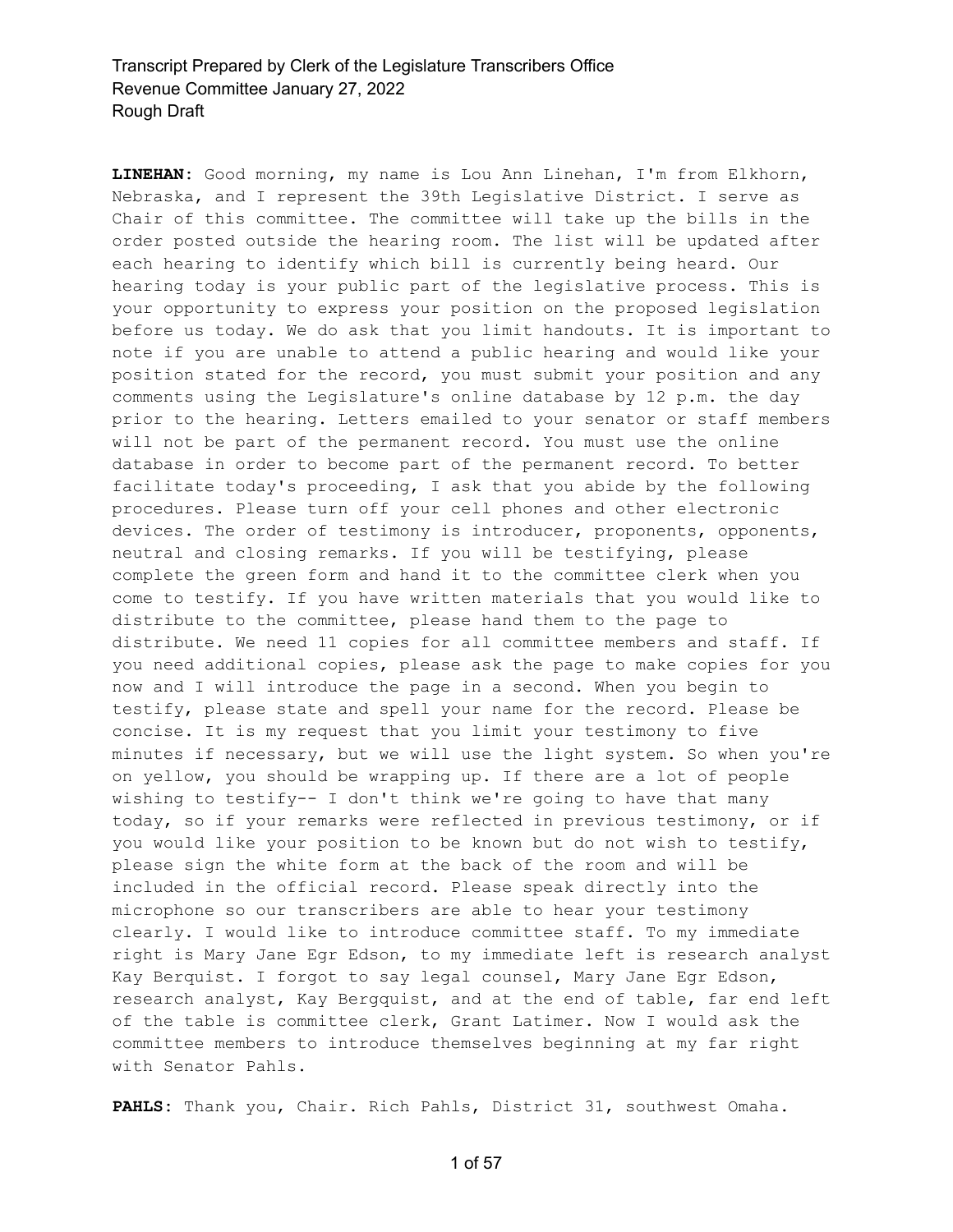**LINEHAN:** Good morning, my name is Lou Ann Linehan, I'm from Elkhorn, Nebraska, and I represent the 39th Legislative District. I serve as Chair of this committee. The committee will take up the bills in the order posted outside the hearing room. The list will be updated after each hearing to identify which bill is currently being heard. Our hearing today is your public part of the legislative process. This is your opportunity to express your position on the proposed legislation before us today. We do ask that you limit handouts. It is important to note if you are unable to attend a public hearing and would like your position stated for the record, you must submit your position and any comments using the Legislature's online database by 12 p.m. the day prior to the hearing. Letters emailed to your senator or staff members will not be part of the permanent record. You must use the online database in order to become part of the permanent record. To better facilitate today's proceeding, I ask that you abide by the following procedures. Please turn off your cell phones and other electronic devices. The order of testimony is introducer, proponents, opponents, neutral and closing remarks. If you will be testifying, please complete the green form and hand it to the committee clerk when you come to testify. If you have written materials that you would like to distribute to the committee, please hand them to the page to distribute. We need 11 copies for all committee members and staff. If you need additional copies, please ask the page to make copies for you now and I will introduce the page in a second. When you begin to testify, please state and spell your name for the record. Please be concise. It is my request that you limit your testimony to five minutes if necessary, but we will use the light system. So when you're on yellow, you should be wrapping up. If there are a lot of people wishing to testify-- I don't think we're going to have that many today, so if your remarks were reflected in previous testimony, or if you would like your position to be known but do not wish to testify, please sign the white form at the back of the room and will be included in the official record. Please speak directly into the microphone so our transcribers are able to hear your testimony clearly. I would like to introduce committee staff. To my immediate right is Mary Jane Egr Edson, to my immediate left is research analyst Kay Berquist. I forgot to say legal counsel, Mary Jane Egr Edson, research analyst, Kay Bergquist, and at the end of table, far end left of the table is committee clerk, Grant Latimer. Now I would ask the committee members to introduce themselves beginning at my far right with Senator Pahls.

**PAHLS:** Thank you, Chair. Rich Pahls, District 31, southwest Omaha.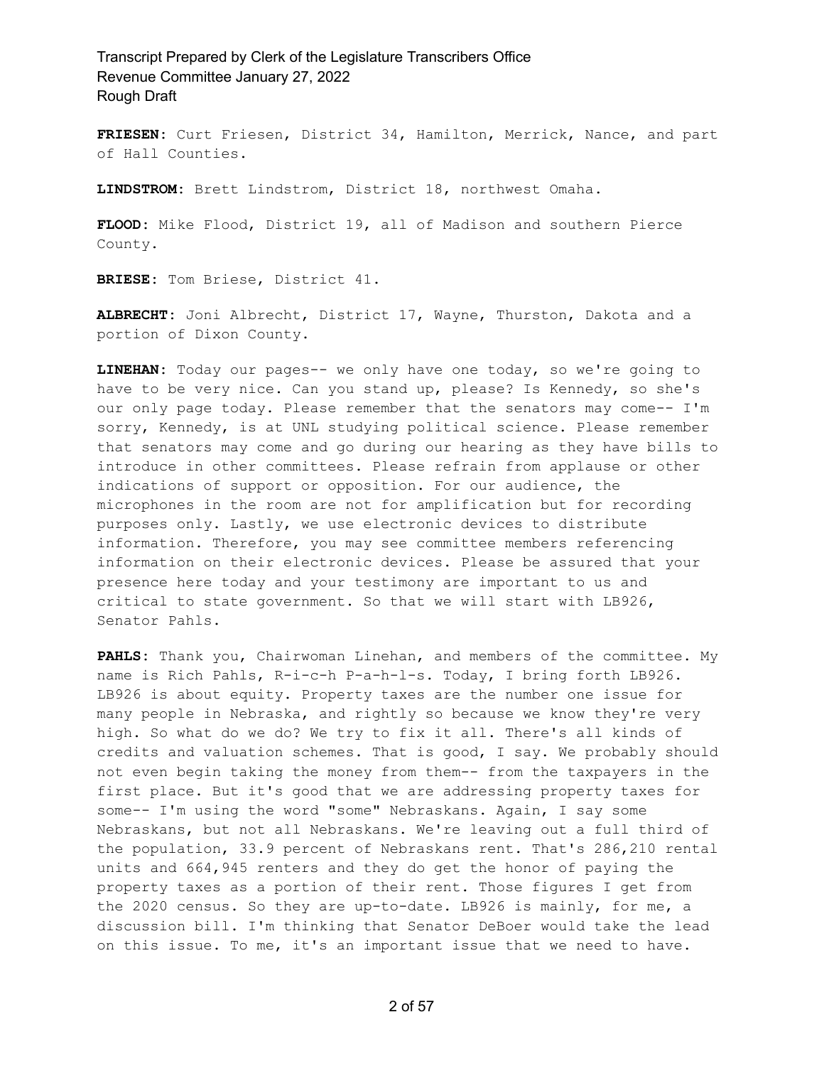**FRIESEN:** Curt Friesen, District 34, Hamilton, Merrick, Nance, and part of Hall Counties.

**LINDSTROM:** Brett Lindstrom, District 18, northwest Omaha.

**FLOOD:** Mike Flood, District 19, all of Madison and southern Pierce County.

**BRIESE:** Tom Briese, District 41.

**ALBRECHT:** Joni Albrecht, District 17, Wayne, Thurston, Dakota and a portion of Dixon County.

**LINEHAN:** Today our pages-- we only have one today, so we're going to have to be very nice. Can you stand up, please? Is Kennedy, so she's our only page today. Please remember that the senators may come-- I'm sorry, Kennedy, is at UNL studying political science. Please remember that senators may come and go during our hearing as they have bills to introduce in other committees. Please refrain from applause or other indications of support or opposition. For our audience, the microphones in the room are not for amplification but for recording purposes only. Lastly, we use electronic devices to distribute information. Therefore, you may see committee members referencing information on their electronic devices. Please be assured that your presence here today and your testimony are important to us and critical to state government. So that we will start with LB926, Senator Pahls.

**PAHLS:** Thank you, Chairwoman Linehan, and members of the committee. My name is Rich Pahls, R-i-c-h P-a-h-l-s. Today, I bring forth LB926. LB926 is about equity. Property taxes are the number one issue for many people in Nebraska, and rightly so because we know they're very high. So what do we do? We try to fix it all. There's all kinds of credits and valuation schemes. That is good, I say. We probably should not even begin taking the money from them-- from the taxpayers in the first place. But it's good that we are addressing property taxes for some-- I'm using the word "some" Nebraskans. Again, I say some Nebraskans, but not all Nebraskans. We're leaving out a full third of the population, 33.9 percent of Nebraskans rent. That's 286,210 rental units and 664,945 renters and they do get the honor of paying the property taxes as a portion of their rent. Those figures I get from the 2020 census. So they are up-to-date. LB926 is mainly, for me, a discussion bill. I'm thinking that Senator DeBoer would take the lead on this issue. To me, it's an important issue that we need to have.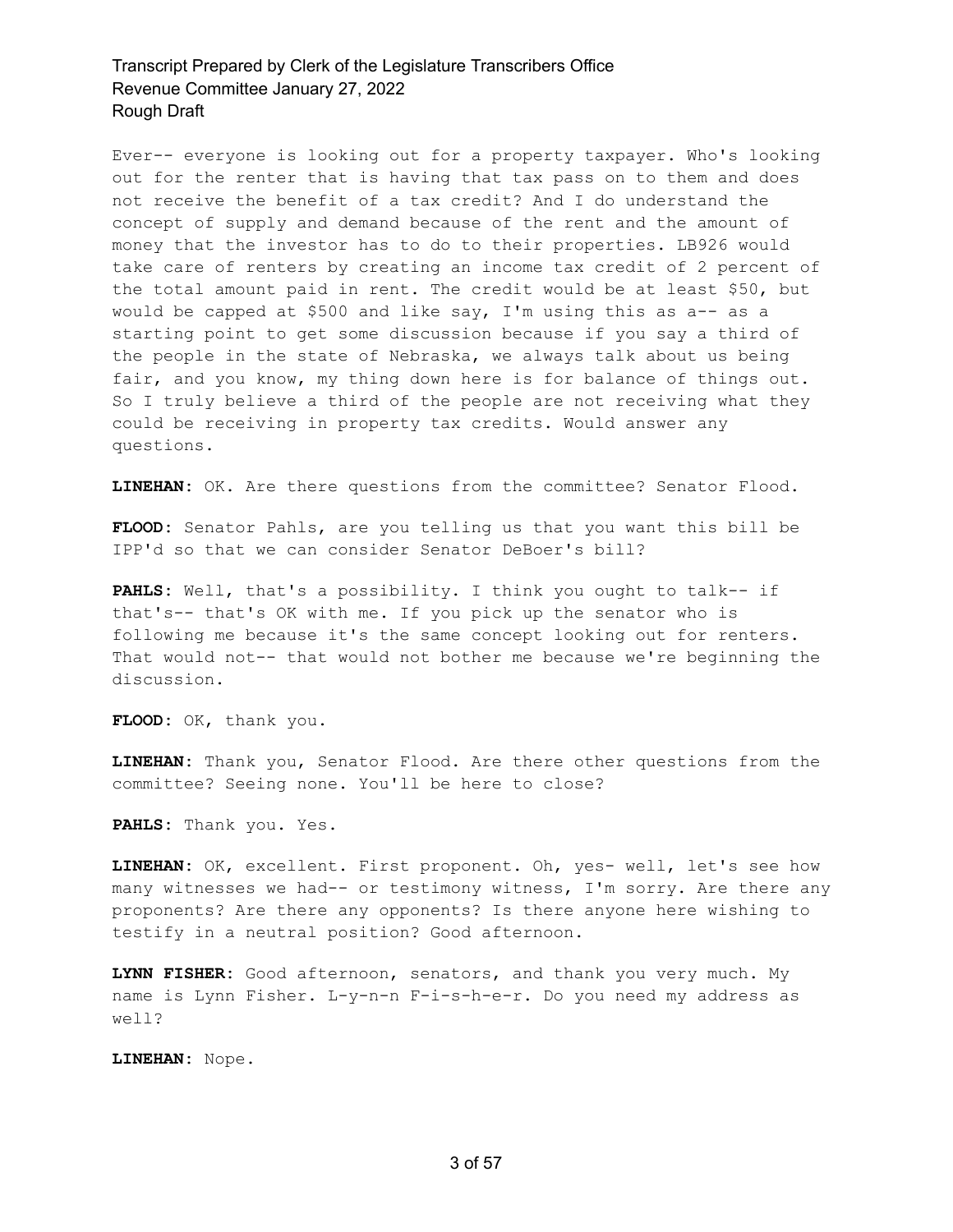Ever-- everyone is looking out for a property taxpayer. Who's looking out for the renter that is having that tax pass on to them and does not receive the benefit of a tax credit? And I do understand the concept of supply and demand because of the rent and the amount of money that the investor has to do to their properties. LB926 would take care of renters by creating an income tax credit of 2 percent of the total amount paid in rent. The credit would be at least $50, but would be capped at $500 and like say, I'm using this as a-- as a starting point to get some discussion because if you say a third of the people in the state of Nebraska, we always talk about us being fair, and you know, my thing down here is for balance of things out. So I truly believe a third of the people are not receiving what they could be receiving in property tax credits. Would answer any questions.

**LINEHAN:** OK. Are there questions from the committee? Senator Flood.

**FLOOD:** Senator Pahls, are you telling us that you want this bill be IPP'd so that we can consider Senator DeBoer's bill?

**PAHLS:** Well, that's a possibility. I think you ought to talk-- if that's-- that's OK with me. If you pick up the senator who is following me because it's the same concept looking out for renters. That would not-- that would not bother me because we're beginning the discussion.

**FLOOD:** OK, thank you.

**LINEHAN:** Thank you, Senator Flood. Are there other questions from the committee? Seeing none. You'll be here to close?

**PAHLS:** Thank you. Yes.

**LINEHAN:** OK, excellent. First proponent. Oh, yes- well, let's see how many witnesses we had-- or testimony witness, I'm sorry. Are there any proponents? Are there any opponents? Is there anyone here wishing to testify in a neutral position? Good afternoon.

**LYNN FISHER:** Good afternoon, senators, and thank you very much. My name is Lynn Fisher. L-y-n-n F-i-s-h-e-r. Do you need my address as well?

**LINEHAN:** Nope.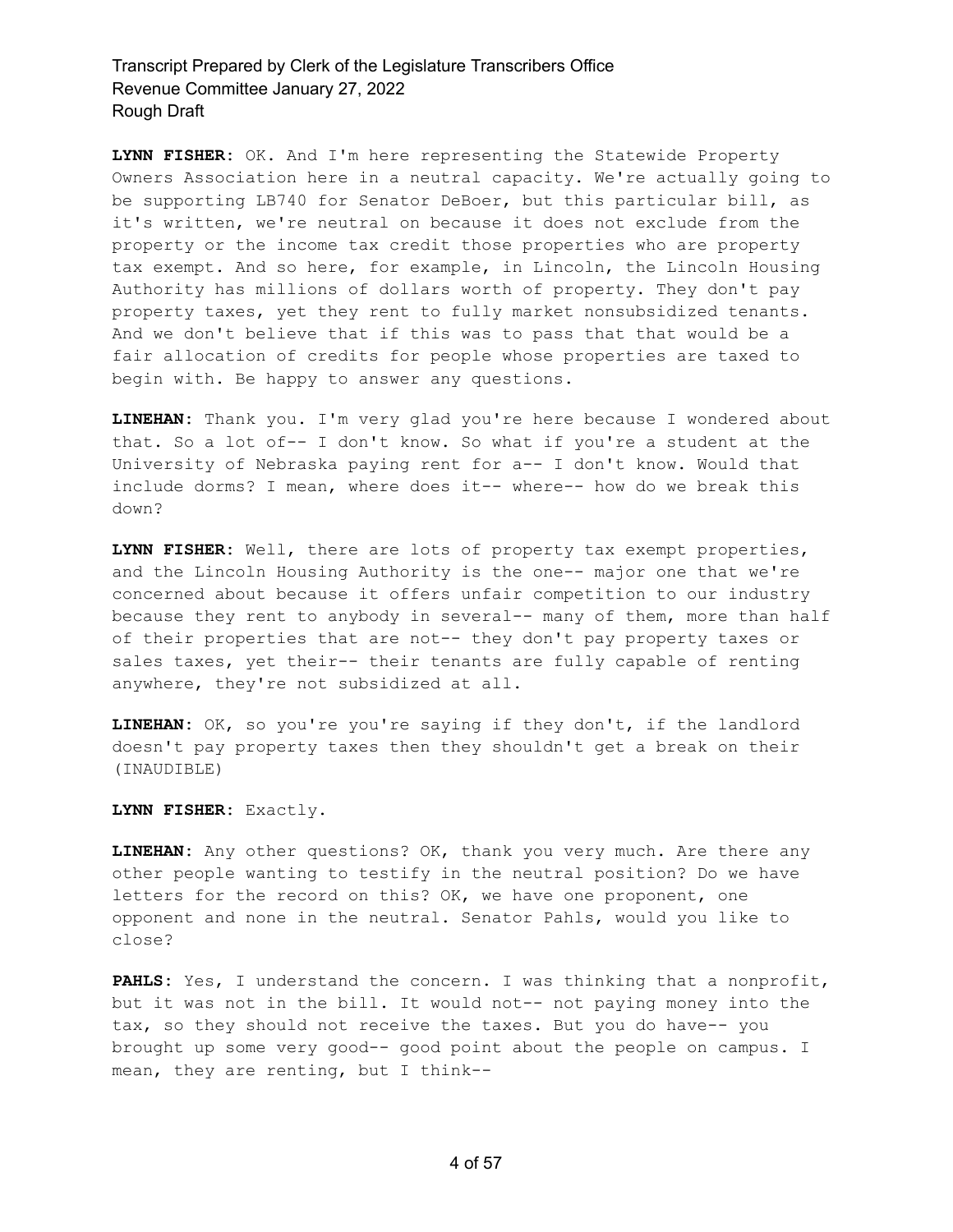**LYNN FISHER:** OK. And I'm here representing the Statewide Property Owners Association here in a neutral capacity. We're actually going to be supporting LB740 for Senator DeBoer, but this particular bill, as it's written, we're neutral on because it does not exclude from the property or the income tax credit those properties who are property tax exempt. And so here, for example, in Lincoln, the Lincoln Housing Authority has millions of dollars worth of property. They don't pay property taxes, yet they rent to fully market nonsubsidized tenants. And we don't believe that if this was to pass that that would be a fair allocation of credits for people whose properties are taxed to begin with. Be happy to answer any questions.

**LINEHAN:** Thank you. I'm very glad you're here because I wondered about that. So a lot of-- I don't know. So what if you're a student at the University of Nebraska paying rent for a-- I don't know. Would that include dorms? I mean, where does it-- where-- how do we break this down?

**LYNN FISHER:** Well, there are lots of property tax exempt properties, and the Lincoln Housing Authority is the one-- major one that we're concerned about because it offers unfair competition to our industry because they rent to anybody in several-- many of them, more than half of their properties that are not-- they don't pay property taxes or sales taxes, yet their-- their tenants are fully capable of renting anywhere, they're not subsidized at all.

**LINEHAN:** OK, so you're you're saying if they don't, if the landlord doesn't pay property taxes then they shouldn't get a break on their (INAUDIBLE)

**LYNN FISHER:** Exactly.

**LINEHAN:** Any other questions? OK, thank you very much. Are there any other people wanting to testify in the neutral position? Do we have letters for the record on this? OK, we have one proponent, one opponent and none in the neutral. Senator Pahls, would you like to close?

**PAHLS:** Yes, I understand the concern. I was thinking that a nonprofit, but it was not in the bill. It would not-- not paying money into the tax, so they should not receive the taxes. But you do have-- you brought up some very good-- good point about the people on campus. I mean, they are renting, but I think--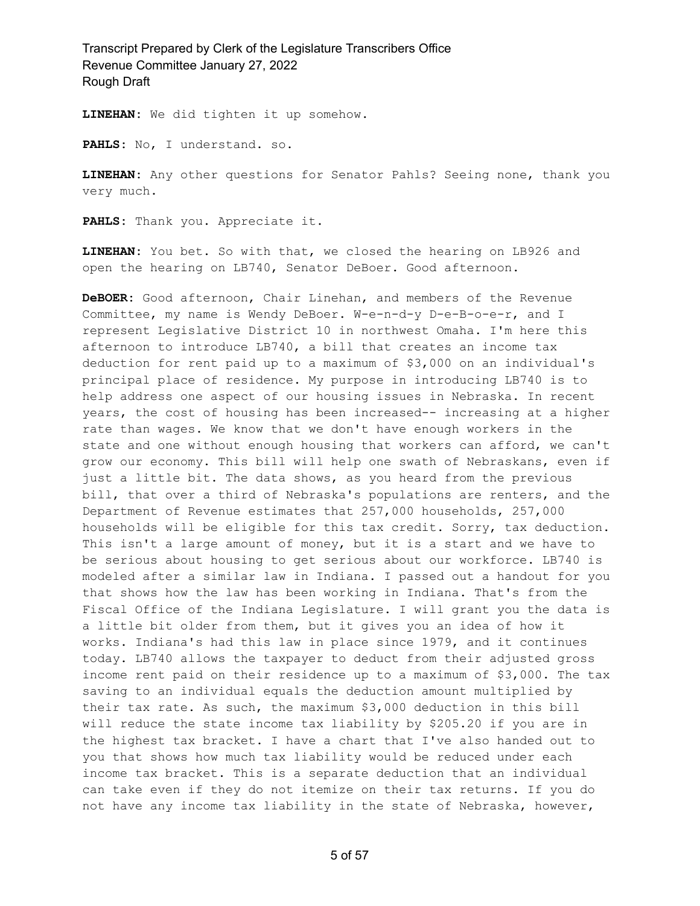**LINEHAN:** We did tighten it up somehow.

**PAHLS:** No, I understand. so.

**LINEHAN:** Any other questions for Senator Pahls? Seeing none, thank you very much.

**PAHLS:** Thank you. Appreciate it.

**LINEHAN:** You bet. So with that, we closed the hearing on LB926 and open the hearing on LB740, Senator DeBoer. Good afternoon.

**DeBOER:** Good afternoon, Chair Linehan, and members of the Revenue Committee, my name is Wendy DeBoer. W-e-n-d-y D-e-B-o-e-r, and I represent Legislative District 10 in northwest Omaha. I'm here this afternoon to introduce LB740, a bill that creates an income tax deduction for rent paid up to a maximum of $3,000 on an individual's principal place of residence. My purpose in introducing LB740 is to help address one aspect of our housing issues in Nebraska. In recent years, the cost of housing has been increased-- increasing at a higher rate than wages. We know that we don't have enough workers in the state and one without enough housing that workers can afford, we can't grow our economy. This bill will help one swath of Nebraskans, even if just a little bit. The data shows, as you heard from the previous bill, that over a third of Nebraska's populations are renters, and the Department of Revenue estimates that 257,000 households, 257,000 households will be eligible for this tax credit. Sorry, tax deduction. This isn't a large amount of money, but it is a start and we have to be serious about housing to get serious about our workforce. LB740 is modeled after a similar law in Indiana. I passed out a handout for you that shows how the law has been working in Indiana. That's from the Fiscal Office of the Indiana Legislature. I will grant you the data is a little bit older from them, but it gives you an idea of how it works. Indiana's had this law in place since 1979, and it continues today. LB740 allows the taxpayer to deduct from their adjusted gross income rent paid on their residence up to a maximum of $3,000. The tax saving to an individual equals the deduction amount multiplied by their tax rate. As such, the maximum $3,000 deduction in this bill will reduce the state income tax liability by $205.20 if you are in the highest tax bracket. I have a chart that I've also handed out to you that shows how much tax liability would be reduced under each income tax bracket. This is a separate deduction that an individual can take even if they do not itemize on their tax returns. If you do not have any income tax liability in the state of Nebraska, however,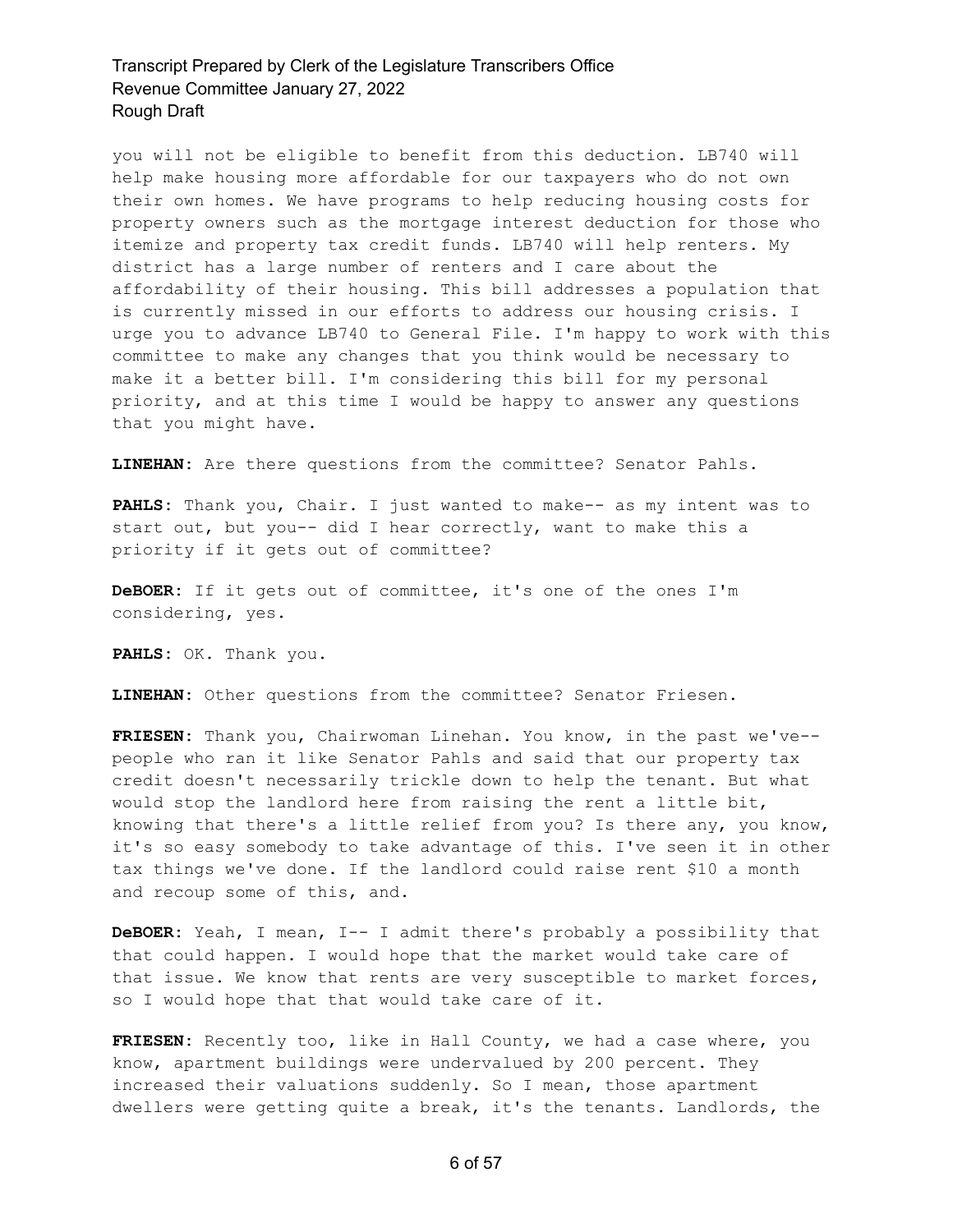you will not be eligible to benefit from this deduction. LB740 will help make housing more affordable for our taxpayers who do not own their own homes. We have programs to help reducing housing costs for property owners such as the mortgage interest deduction for those who itemize and property tax credit funds. LB740 will help renters. My district has a large number of renters and I care about the affordability of their housing. This bill addresses a population that is currently missed in our efforts to address our housing crisis. I urge you to advance LB740 to General File. I'm happy to work with this committee to make any changes that you think would be necessary to make it a better bill. I'm considering this bill for my personal priority, and at this time I would be happy to answer any questions that you might have.

**LINEHAN:** Are there questions from the committee? Senator Pahls.

**PAHLS:** Thank you, Chair. I just wanted to make-- as my intent was to start out, but you-- did I hear correctly, want to make this a priority if it gets out of committee?

**DeBOER:** If it gets out of committee, it's one of the ones I'm considering, yes.

**PAHLS:** OK. Thank you.

**LINEHAN:** Other questions from the committee? Senator Friesen.

**FRIESEN:** Thank you, Chairwoman Linehan. You know, in the past we've-- people who ran it like Senator Pahls and said that our property tax credit doesn't necessarily trickle down to help the tenant. But what would stop the landlord here from raising the rent a little bit, knowing that there's a little relief from you? Is there any, you know, it's so easy somebody to take advantage of this. I've seen it in other tax things we've done. If the landlord could raise rent $10 a month and recoup some of this, and.

**DeBOER:** Yeah, I mean, I-- I admit there's probably a possibility that that could happen. I would hope that the market would take care of that issue. We know that rents are very susceptible to market forces, so I would hope that that would take care of it.

**FRIESEN:** Recently too, like in Hall County, we had a case where, you know, apartment buildings were undervalued by 200 percent. They increased their valuations suddenly. So I mean, those apartment dwellers were getting quite a break, it's the tenants. Landlords, the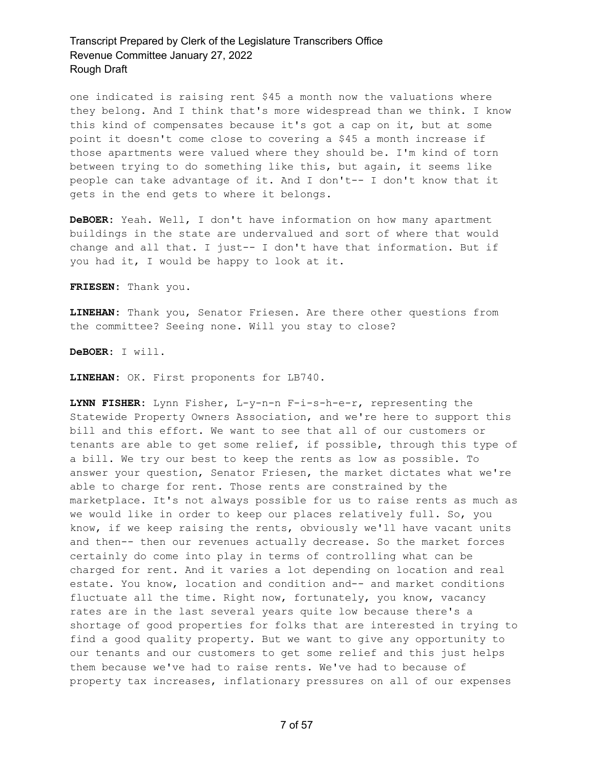one indicated is raising rent $45 a month now the valuations where they belong. And I think that's more widespread than we think. I know this kind of compensates because it's got a cap on it, but at some point it doesn't come close to covering a $45 a month increase if those apartments were valued where they should be. I'm kind of torn between trying to do something like this, but again, it seems like people can take advantage of it. And I don't-- I don't know that it gets in the end gets to where it belongs.

**DeBOER:** Yeah. Well, I don't have information on how many apartment buildings in the state are undervalued and sort of where that would change and all that. I just-- I don't have that information. But if you had it, I would be happy to look at it.

**FRIESEN:** Thank you.

**LINEHAN:** Thank you, Senator Friesen. Are there other questions from the committee? Seeing none. Will you stay to close?

**DeBOER:** I will.

**LINEHAN:** OK. First proponents for LB740.

**LYNN FISHER:** Lynn Fisher, L-y-n-n F-i-s-h-e-r, representing the Statewide Property Owners Association, and we're here to support this bill and this effort. We want to see that all of our customers or tenants are able to get some relief, if possible, through this type of a bill. We try our best to keep the rents as low as possible. To answer your question, Senator Friesen, the market dictates what we're able to charge for rent. Those rents are constrained by the marketplace. It's not always possible for us to raise rents as much as we would like in order to keep our places relatively full. So, you know, if we keep raising the rents, obviously we'll have vacant units and then-- then our revenues actually decrease. So the market forces certainly do come into play in terms of controlling what can be charged for rent. And it varies a lot depending on location and real estate. You know, location and condition and-- and market conditions fluctuate all the time. Right now, fortunately, you know, vacancy rates are in the last several years quite low because there's a shortage of good properties for folks that are interested in trying to find a good quality property. But we want to give any opportunity to our tenants and our customers to get some relief and this just helps them because we've had to raise rents. We've had to because of property tax increases, inflationary pressures on all of our expenses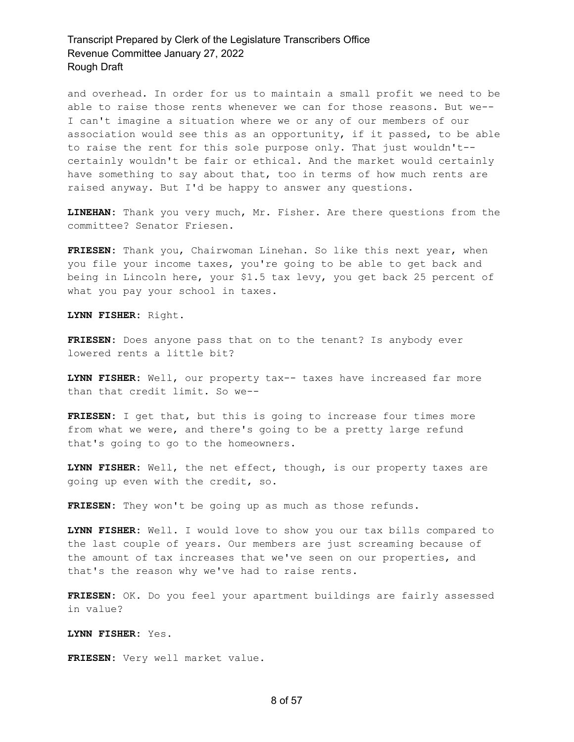and overhead. In order for us to maintain a small profit we need to be able to raise those rents whenever we can for those reasons. But we-- I can't imagine a situation where we or any of our members of our association would see this as an opportunity, if it passed, to be able to raise the rent for this sole purpose only. That just wouldn't-- certainly wouldn't be fair or ethical. And the market would certainly have something to say about that, too in terms of how much rents are raised anyway. But I'd be happy to answer any questions.

**LINEHAN:** Thank you very much, Mr. Fisher. Are there questions from the committee? Senator Friesen.

**FRIESEN:** Thank you, Chairwoman Linehan. So like this next year, when you file your income taxes, you're going to be able to get back and being in Lincoln here, your $1.5 tax levy, you get back 25 percent of what you pay your school in taxes.

**LYNN FISHER:** Right.

**FRIESEN:** Does anyone pass that on to the tenant? Is anybody ever lowered rents a little bit?

**LYNN FISHER:** Well, our property tax-- taxes have increased far more than that credit limit. So we--

**FRIESEN:** I get that, but this is going to increase four times more from what we were, and there's going to be a pretty large refund that's going to go to the homeowners.

**LYNN FISHER:** Well, the net effect, though, is our property taxes are going up even with the credit, so.

**FRIESEN:** They won't be going up as much as those refunds.

**LYNN FISHER:** Well. I would love to show you our tax bills compared to the last couple of years. Our members are just screaming because of the amount of tax increases that we've seen on our properties, and that's the reason why we've had to raise rents.

**FRIESEN:** OK. Do you feel your apartment buildings are fairly assessed in value?

**LYNN FISHER:** Yes.

**FRIESEN:** Very well market value.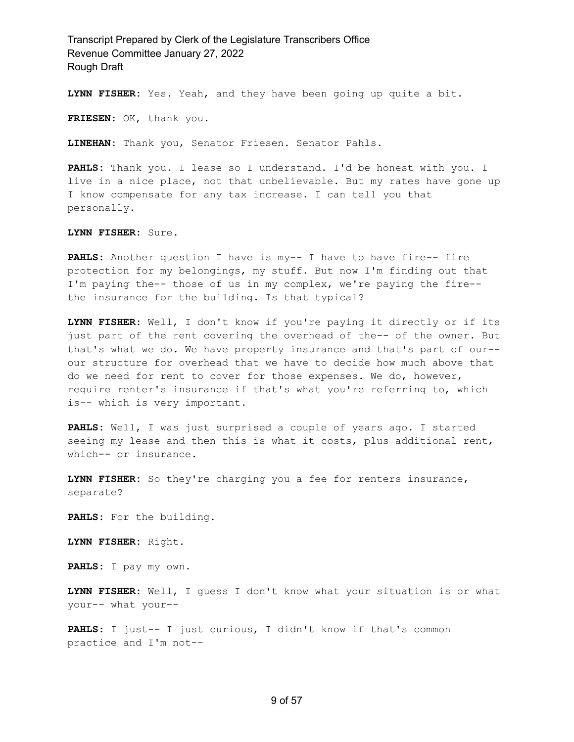**LYNN FISHER:** Yes. Yeah, and they have been going up quite a bit.

**FRIESEN:** OK, thank you.

**LINEHAN:** Thank you, Senator Friesen. Senator Pahls.

**PAHLS:** Thank you. I lease so I understand. I'd be honest with you. I live in a nice place, not that unbelievable. But my rates have gone up I know compensate for any tax increase. I can tell you that personally.

**LYNN FISHER:** Sure.

**PAHLS:** Another question I have is my-- I have to have fire-- fire protection for my belongings, my stuff. But now I'm finding out that I'm paying the-- those of us in my complex, we're paying the fire-- the insurance for the building. Is that typical?

**LYNN FISHER:** Well, I don't know if you're paying it directly or if its just part of the rent covering the overhead of the-- of the owner. But that's what we do. We have property insurance and that's part of our-- our structure for overhead that we have to decide how much above that do we need for rent to cover for those expenses. We do, however, require renter's insurance if that's what you're referring to, which is-- which is very important.

**PAHLS:** Well, I was just surprised a couple of years ago. I started seeing my lease and then this is what it costs, plus additional rent, which-- or insurance.

**LYNN FISHER:** So they're charging you a fee for renters insurance, separate?

**PAHLS:** For the building.

**LYNN FISHER:** Right.

**PAHLS:** I pay my own.

**LYNN FISHER:** Well, I guess I don't know what your situation is or what your-- what your--

**PAHLS:** I just-- I just curious, I didn't know if that's common practice and I'm not--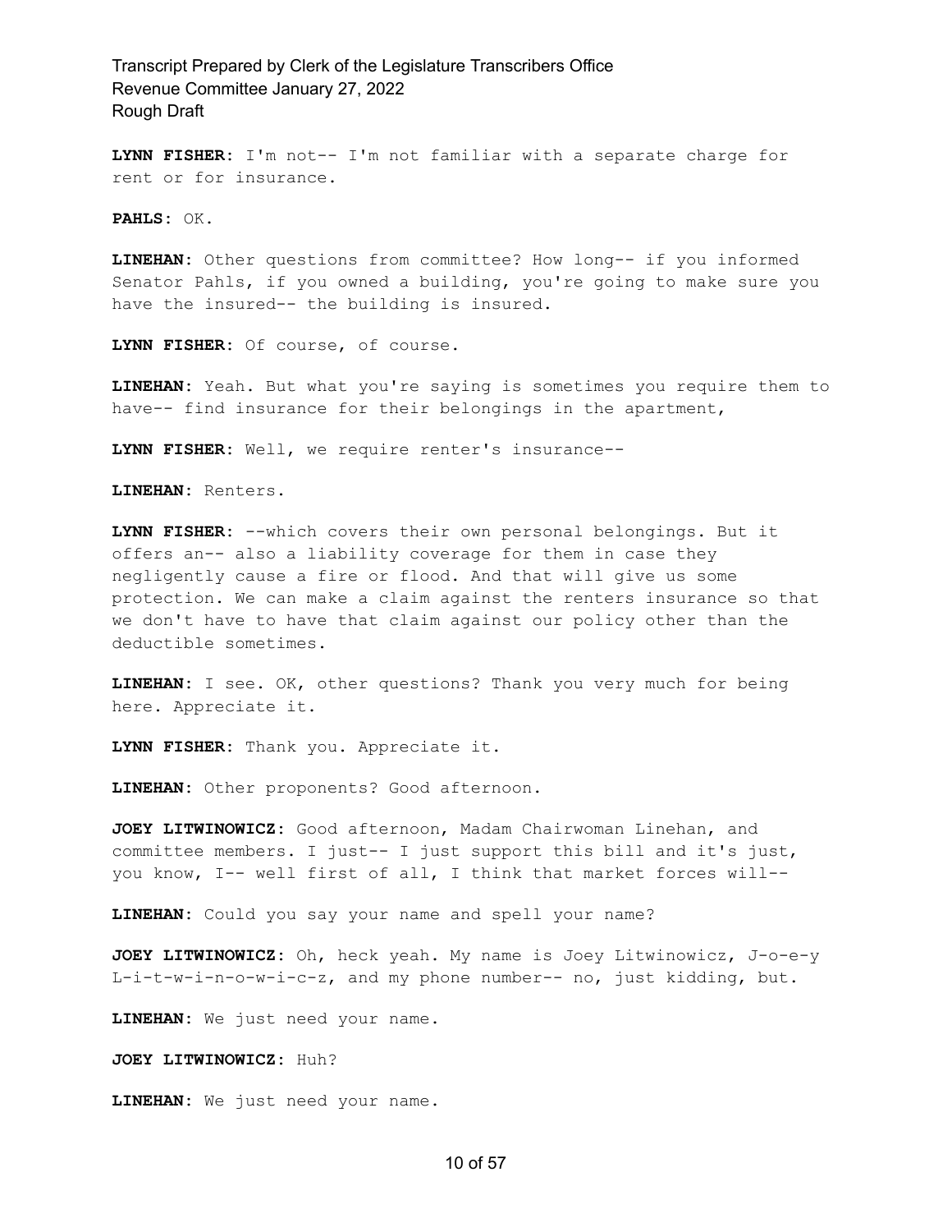**LYNN FISHER:** I'm not-- I'm not familiar with a separate charge for rent or for insurance.

**PAHLS:** OK.

**LINEHAN:** Other questions from committee? How long-- if you informed Senator Pahls, if you owned a building, you're going to make sure you have the insured-- the building is insured.

**LYNN FISHER:** Of course, of course.

**LINEHAN:** Yeah. But what you're saying is sometimes you require them to have-- find insurance for their belongings in the apartment,

**LYNN FISHER:** Well, we require renter's insurance--

**LINEHAN:** Renters.

**LYNN FISHER:** --which covers their own personal belongings. But it offers an-- also a liability coverage for them in case they negligently cause a fire or flood. And that will give us some protection. We can make a claim against the renters insurance so that we don't have to have that claim against our policy other than the deductible sometimes.

**LINEHAN:** I see. OK, other questions? Thank you very much for being here. Appreciate it.

**LYNN FISHER:** Thank you. Appreciate it.

**LINEHAN:** Other proponents? Good afternoon.

**JOEY LITWINOWICZ:** Good afternoon, Madam Chairwoman Linehan, and committee members. I just-- I just support this bill and it's just, you know, I-- well first of all, I think that market forces will--

**LINEHAN:** Could you say your name and spell your name?

**JOEY LITWINOWICZ:** Oh, heck yeah. My name is Joey Litwinowicz, J-o-e-y L-i-t-w-i-n-o-w-i-c-z, and my phone number-- no, just kidding, but.

**LINEHAN:** We just need your name.

**JOEY LITWINOWICZ:** Huh?

**LINEHAN:** We just need your name.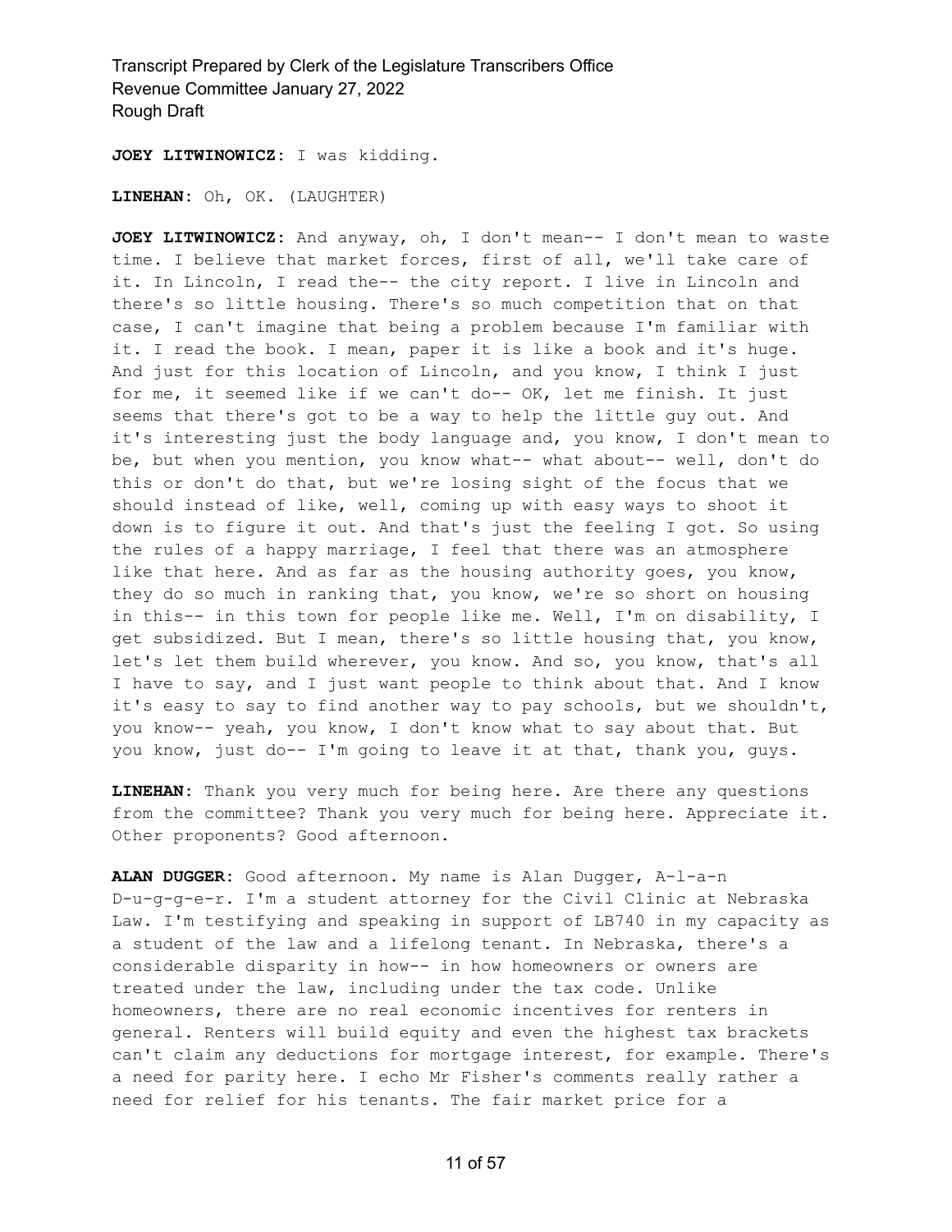**JOEY LITWINOWICZ:** I was kidding.

**LINEHAN:** Oh, OK. (LAUGHTER)

**JOEY LITWINOWICZ:** And anyway, oh, I don't mean-- I don't mean to waste time. I believe that market forces, first of all, we'll take care of it. In Lincoln, I read the-- the city report. I live in Lincoln and there's so little housing. There's so much competition that on that case, I can't imagine that being a problem because I'm familiar with it. I read the book. I mean, paper it is like a book and it's huge. And just for this location of Lincoln, and you know, I think I just for me, it seemed like if we can't do-- OK, let me finish. It just seems that there's got to be a way to help the little guy out. And it's interesting just the body language and, you know, I don't mean to be, but when you mention, you know what-- what about-- well, don't do this or don't do that, but we're losing sight of the focus that we should instead of like, well, coming up with easy ways to shoot it down is to figure it out. And that's just the feeling I got. So using the rules of a happy marriage, I feel that there was an atmosphere like that here. And as far as the housing authority goes, you know, they do so much in ranking that, you know, we're so short on housing in this-- in this town for people like me. Well, I'm on disability, I get subsidized. But I mean, there's so little housing that, you know, let's let them build wherever, you know. And so, you know, that's all I have to say, and I just want people to think about that. And I know it's easy to say to find another way to pay schools, but we shouldn't, you know-- yeah, you know, I don't know what to say about that. But you know, just do-- I'm going to leave it at that, thank you, guys.

**LINEHAN:** Thank you very much for being here. Are there any questions from the committee? Thank you very much for being here. Appreciate it. Other proponents? Good afternoon.

**ALAN DUGGER:** Good afternoon. My name is Alan Dugger, A-l-a-n D-u-g-g-e-r. I'm a student attorney for the Civil Clinic at Nebraska Law. I'm testifying and speaking in support of LB740 in my capacity as a student of the law and a lifelong tenant. In Nebraska, there's a considerable disparity in how-- in how homeowners or owners are treated under the law, including under the tax code. Unlike homeowners, there are no real economic incentives for renters in general. Renters will build equity and even the highest tax brackets can't claim any deductions for mortgage interest, for example. There's a need for parity here. I echo Mr Fisher's comments really rather a need for relief for his tenants. The fair market price for a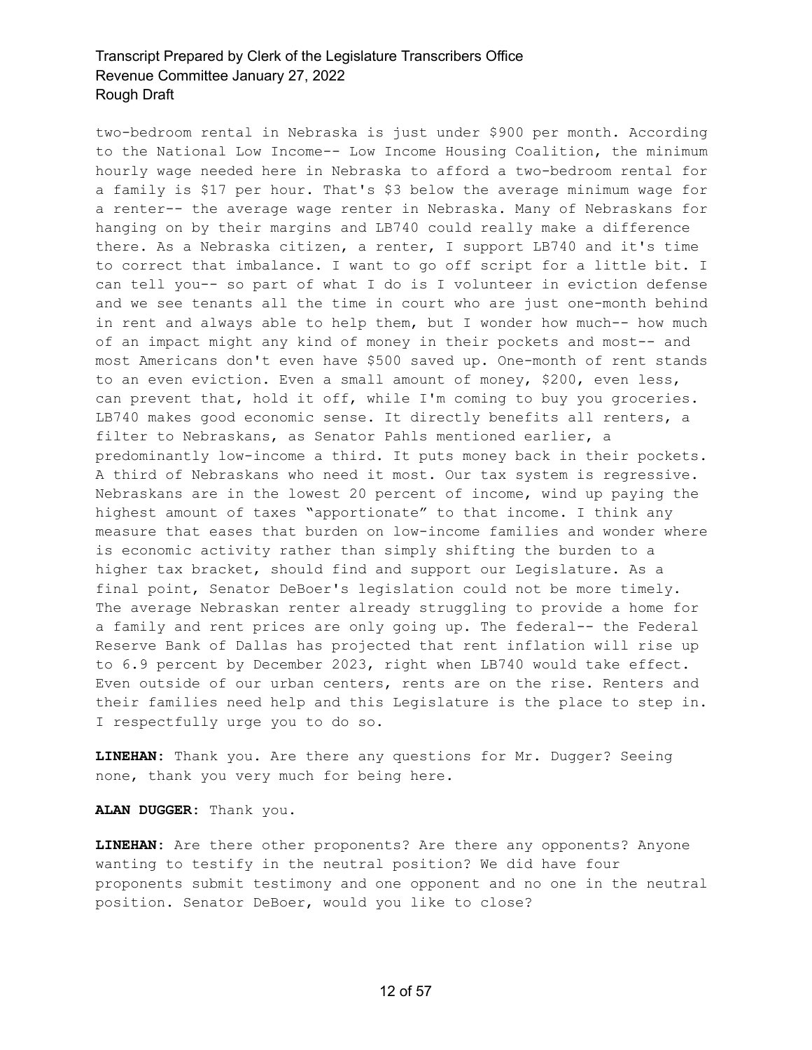two-bedroom rental in Nebraska is just under $900 per month. According to the National Low Income-- Low Income Housing Coalition, the minimum hourly wage needed here in Nebraska to afford a two-bedroom rental for a family is $17 per hour. That's $3 below the average minimum wage for a renter-- the average wage renter in Nebraska. Many of Nebraskans for hanging on by their margins and LB740 could really make a difference there. As a Nebraska citizen, a renter, I support LB740 and it's time to correct that imbalance. I want to go off script for a little bit. I can tell you-- so part of what I do is I volunteer in eviction defense and we see tenants all the time in court who are just one-month behind in rent and always able to help them, but I wonder how much-- how much of an impact might any kind of money in their pockets and most-- and most Americans don't even have $500 saved up. One-month of rent stands to an even eviction. Even a small amount of money, $200, even less, can prevent that, hold it off, while I'm coming to buy you groceries. LB740 makes good economic sense. It directly benefits all renters, a filter to Nebraskans, as Senator Pahls mentioned earlier, a predominantly low-income a third. It puts money back in their pockets. A third of Nebraskans who need it most. Our tax system is regressive. Nebraskans are in the lowest 20 percent of income, wind up paying the highest amount of taxes "apportionate" to that income. I think any measure that eases that burden on low-income families and wonder where is economic activity rather than simply shifting the burden to a higher tax bracket, should find and support our Legislature. As a final point, Senator DeBoer's legislation could not be more timely. The average Nebraskan renter already struggling to provide a home for a family and rent prices are only going up. The federal-- the Federal Reserve Bank of Dallas has projected that rent inflation will rise up to 6.9 percent by December 2023, right when LB740 would take effect. Even outside of our urban centers, rents are on the rise. Renters and their families need help and this Legislature is the place to step in. I respectfully urge you to do so.

**LINEHAN:** Thank you. Are there any questions for Mr. Dugger? Seeing none, thank you very much for being here.

**ALAN DUGGER:** Thank you.

**LINEHAN:** Are there other proponents? Are there any opponents? Anyone wanting to testify in the neutral position? We did have four proponents submit testimony and one opponent and no one in the neutral position. Senator DeBoer, would you like to close?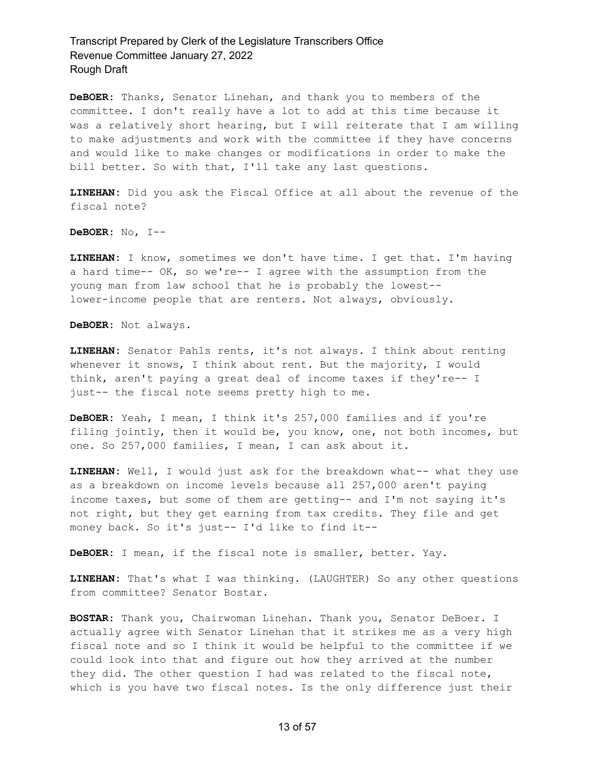**DeBOER:** Thanks, Senator Linehan, and thank you to members of the committee. I don't really have a lot to add at this time because it was a relatively short hearing, but I will reiterate that I am willing to make adjustments and work with the committee if they have concerns and would like to make changes or modifications in order to make the bill better. So with that, I'll take any last questions.

**LINEHAN:** Did you ask the Fiscal Office at all about the revenue of the fiscal note?

**DeBOER:** No, I--

**LINEHAN:** I know, sometimes we don't have time. I get that. I'm having a hard time-- OK, so we're-- I agree with the assumption from the young man from law school that he is probably the lowest-- lower-income people that are renters. Not always, obviously.

**DeBOER:** Not always.

**LINEHAN:** Senator Pahls rents, it's not always. I think about renting whenever it snows, I think about rent. But the majority, I would think, aren't paying a great deal of income taxes if they're-- I just-- the fiscal note seems pretty high to me.

**DeBOER:** Yeah, I mean, I think it's 257,000 families and if you're filing jointly, then it would be, you know, one, not both incomes, but one. So 257,000 families, I mean, I can ask about it.

**LINEHAN:** Well, I would just ask for the breakdown what-- what they use as a breakdown on income levels because all 257,000 aren't paying income taxes, but some of them are getting-- and I'm not saying it's not right, but they get earning from tax credits. They file and get money back. So it's just-- I'd like to find it--

**DeBOER:** I mean, if the fiscal note is smaller, better. Yay.

**LINEHAN:** That's what I was thinking. (LAUGHTER) So any other questions from committee? Senator Bostar.

**BOSTAR:** Thank you, Chairwoman Linehan. Thank you, Senator DeBoer. I actually agree with Senator Linehan that it strikes me as a very high fiscal note and so I think it would be helpful to the committee if we could look into that and figure out how they arrived at the number they did. The other question I had was related to the fiscal note, which is you have two fiscal notes. Is the only difference just their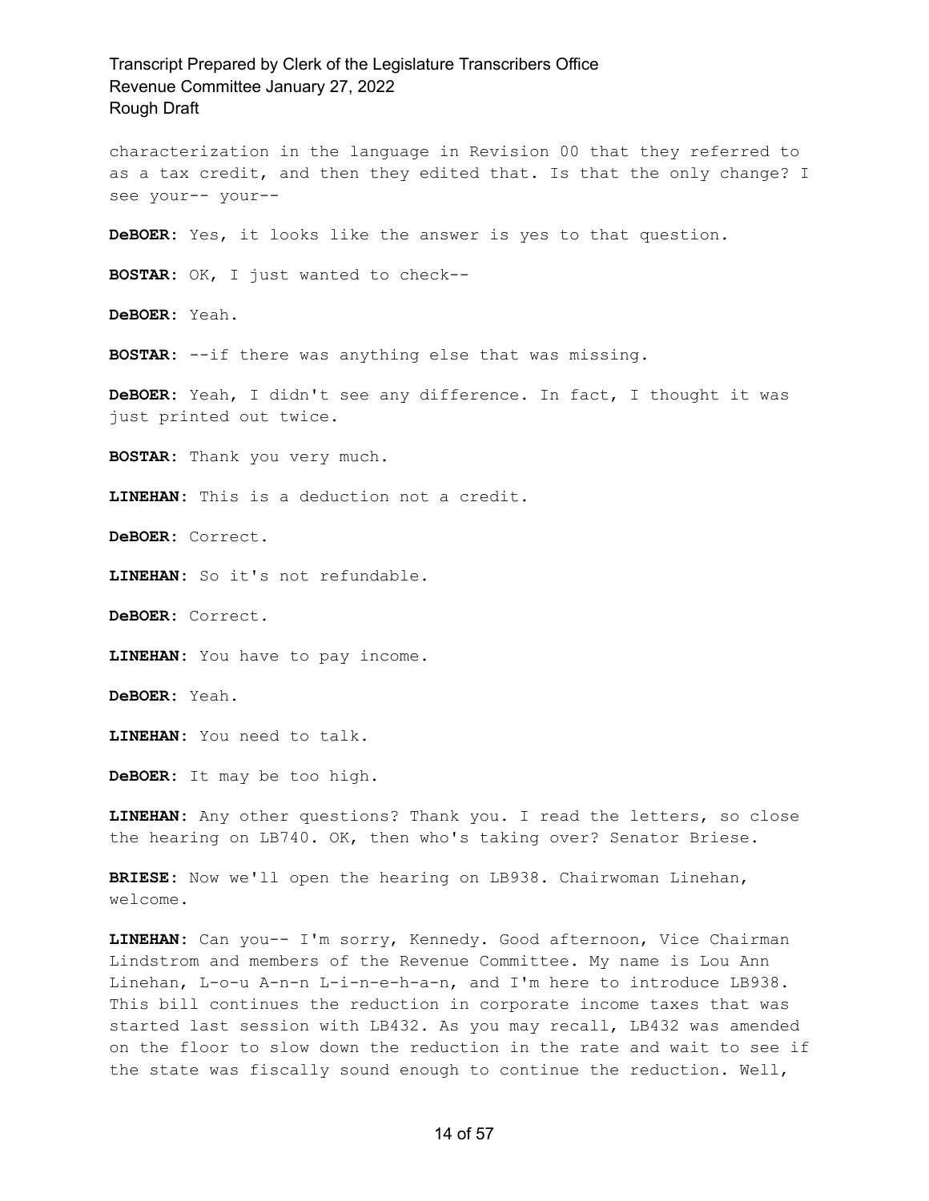characterization in the language in Revision 00 that they referred to as a tax credit, and then they edited that. Is that the only change? I see your-- your--

**DeBOER:** Yes, it looks like the answer is yes to that question.

**BOSTAR:** OK, I just wanted to check--

**DeBOER:** Yeah.

**BOSTAR:** --if there was anything else that was missing.

**DeBOER:** Yeah, I didn't see any difference. In fact, I thought it was just printed out twice.

**BOSTAR:** Thank you very much.

**LINEHAN:** This is a deduction not a credit.

**DeBOER:** Correct.

**LINEHAN:** So it's not refundable.

**DeBOER:** Correct.

**LINEHAN:** You have to pay income.

**DeBOER:** Yeah.

**LINEHAN:** You need to talk.

**DeBOER:** It may be too high.

**LINEHAN:** Any other questions? Thank you. I read the letters, so close the hearing on LB740. OK, then who's taking over? Senator Briese.

**BRIESE:** Now we'll open the hearing on LB938. Chairwoman Linehan, welcome.

**LINEHAN:** Can you-- I'm sorry, Kennedy. Good afternoon, Vice Chairman Lindstrom and members of the Revenue Committee. My name is Lou Ann Linehan, L-o-u A-n-n L-i-n-e-h-a-n, and I'm here to introduce LB938. This bill continues the reduction in corporate income taxes that was started last session with LB432. As you may recall, LB432 was amended on the floor to slow down the reduction in the rate and wait to see if the state was fiscally sound enough to continue the reduction. Well,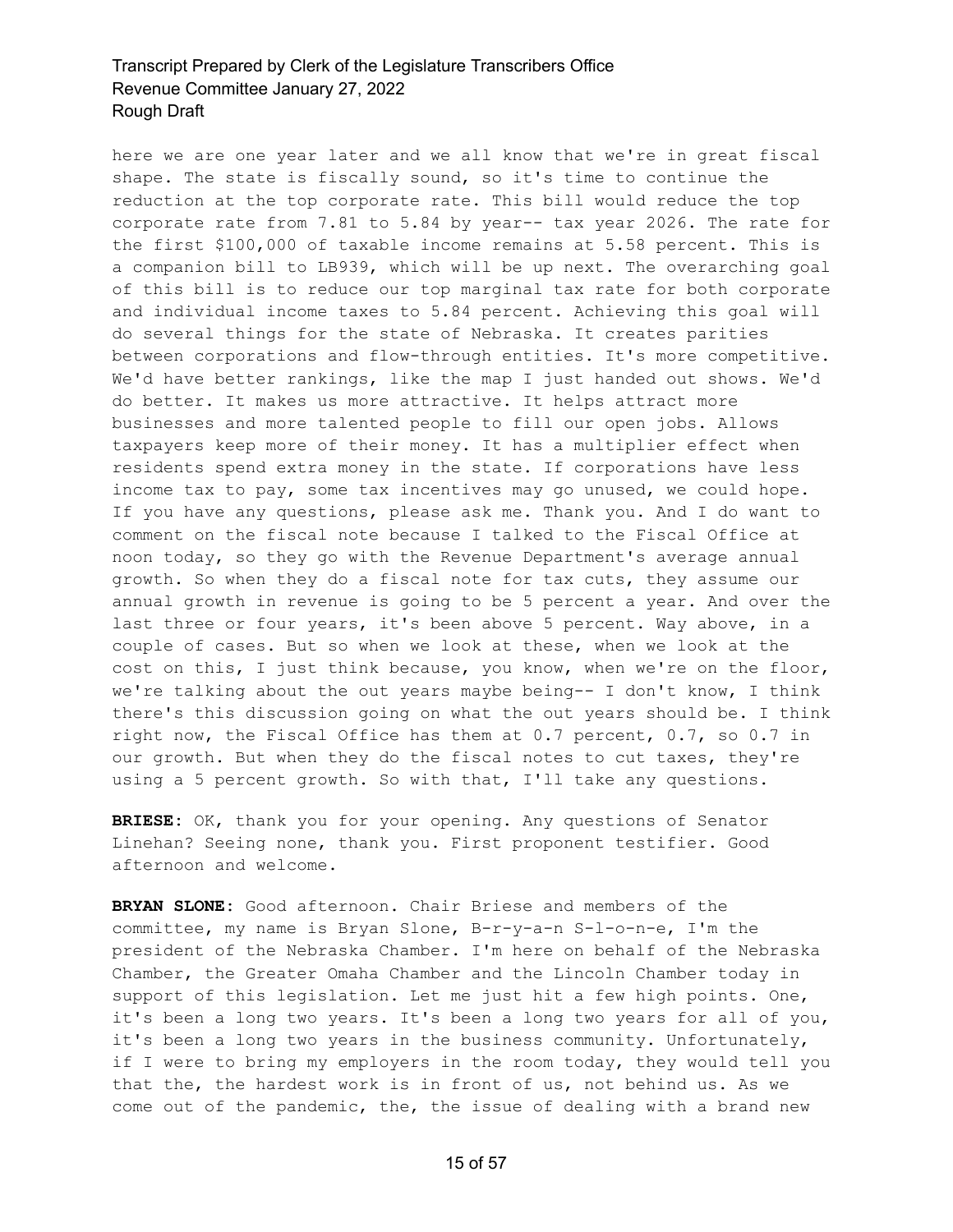here we are one year later and we all know that we're in great fiscal shape. The state is fiscally sound, so it's time to continue the reduction at the top corporate rate. This bill would reduce the top corporate rate from 7.81 to 5.84 by year-- tax year 2026. The rate for the first $100,000 of taxable income remains at 5.58 percent. This is a companion bill to LB939, which will be up next. The overarching goal of this bill is to reduce our top marginal tax rate for both corporate and individual income taxes to 5.84 percent. Achieving this goal will do several things for the state of Nebraska. It creates parities between corporations and flow-through entities. It's more competitive. We'd have better rankings, like the map I just handed out shows. We'd do better. It makes us more attractive. It helps attract more businesses and more talented people to fill our open jobs. Allows taxpayers keep more of their money. It has a multiplier effect when residents spend extra money in the state. If corporations have less income tax to pay, some tax incentives may go unused, we could hope. If you have any questions, please ask me. Thank you. And I do want to comment on the fiscal note because I talked to the Fiscal Office at noon today, so they go with the Revenue Department's average annual growth. So when they do a fiscal note for tax cuts, they assume our annual growth in revenue is going to be 5 percent a year. And over the last three or four years, it's been above 5 percent. Way above, in a couple of cases. But so when we look at these, when we look at the cost on this, I just think because, you know, when we're on the floor, we're talking about the out years maybe being-- I don't know, I think there's this discussion going on what the out years should be. I think right now, the Fiscal Office has them at 0.7 percent, 0.7, so 0.7 in our growth. But when they do the fiscal notes to cut taxes, they're using a 5 percent growth. So with that, I'll take any questions.

**BRIESE:** OK, thank you for your opening. Any questions of Senator Linehan? Seeing none, thank you. First proponent testifier. Good afternoon and welcome.

**BRYAN SLONE:** Good afternoon. Chair Briese and members of the committee, my name is Bryan Slone, B-r-y-a-n S-l-o-n-e, I'm the president of the Nebraska Chamber. I'm here on behalf of the Nebraska Chamber, the Greater Omaha Chamber and the Lincoln Chamber today in support of this legislation. Let me just hit a few high points. One, it's been a long two years. It's been a long two years for all of you, it's been a long two years in the business community. Unfortunately, if I were to bring my employers in the room today, they would tell you that the, the hardest work is in front of us, not behind us. As we come out of the pandemic, the, the issue of dealing with a brand new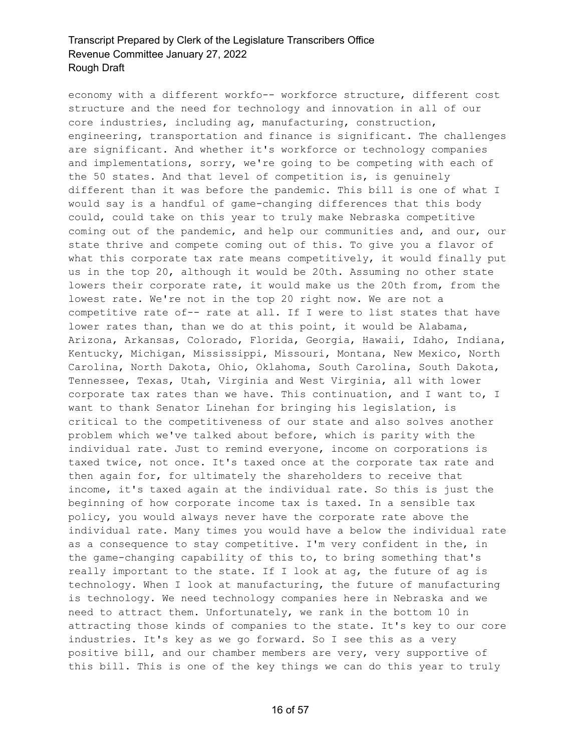economy with a different workfo-- workforce structure, different cost structure and the need for technology and innovation in all of our core industries, including ag, manufacturing, construction, engineering, transportation and finance is significant. The challenges are significant. And whether it's workforce or technology companies and implementations, sorry, we're going to be competing with each of the 50 states. And that level of competition is, is genuinely different than it was before the pandemic. This bill is one of what I would say is a handful of game-changing differences that this body could, could take on this year to truly make Nebraska competitive coming out of the pandemic, and help our communities and, and our, our state thrive and compete coming out of this. To give you a flavor of what this corporate tax rate means competitively, it would finally put us in the top 20, although it would be 20th. Assuming no other state lowers their corporate rate, it would make us the 20th from, from the lowest rate. We're not in the top 20 right now. We are not a competitive rate of-- rate at all. If I were to list states that have lower rates than, than we do at this point, it would be Alabama, Arizona, Arkansas, Colorado, Florida, Georgia, Hawaii, Idaho, Indiana, Kentucky, Michigan, Mississippi, Missouri, Montana, New Mexico, North Carolina, North Dakota, Ohio, Oklahoma, South Carolina, South Dakota, Tennessee, Texas, Utah, Virginia and West Virginia, all with lower corporate tax rates than we have. This continuation, and I want to, I want to thank Senator Linehan for bringing his legislation, is critical to the competitiveness of our state and also solves another problem which we've talked about before, which is parity with the individual rate. Just to remind everyone, income on corporations is taxed twice, not once. It's taxed once at the corporate tax rate and then again for, for ultimately the shareholders to receive that income, it's taxed again at the individual rate. So this is just the beginning of how corporate income tax is taxed. In a sensible tax policy, you would always never have the corporate rate above the individual rate. Many times you would have a below the individual rate as a consequence to stay competitive. I'm very confident in the, in the game-changing capability of this to, to bring something that's really important to the state. If I look at ag, the future of ag is technology. When I look at manufacturing, the future of manufacturing is technology. We need technology companies here in Nebraska and we need to attract them. Unfortunately, we rank in the bottom 10 in attracting those kinds of companies to the state. It's key to our core industries. It's key as we go forward. So I see this as a very positive bill, and our chamber members are very, very supportive of this bill. This is one of the key things we can do this year to truly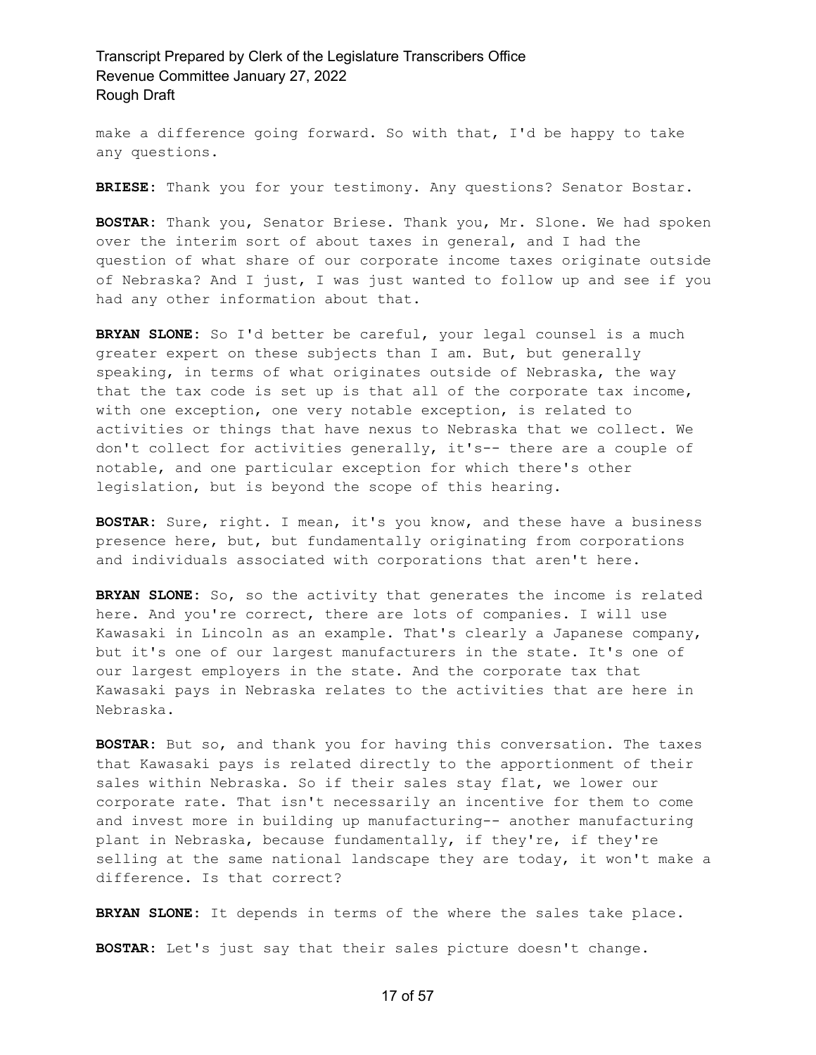make a difference going forward. So with that, I'd be happy to take any questions.

**BRIESE:** Thank you for your testimony. Any questions? Senator Bostar.

**BOSTAR:** Thank you, Senator Briese. Thank you, Mr. Slone. We had spoken over the interim sort of about taxes in general, and I had the question of what share of our corporate income taxes originate outside of Nebraska? And I just, I was just wanted to follow up and see if you had any other information about that.

**BRYAN SLONE:** So I'd better be careful, your legal counsel is a much greater expert on these subjects than I am. But, but generally speaking, in terms of what originates outside of Nebraska, the way that the tax code is set up is that all of the corporate tax income, with one exception, one very notable exception, is related to activities or things that have nexus to Nebraska that we collect. We don't collect for activities generally, it's-- there are a couple of notable, and one particular exception for which there's other legislation, but is beyond the scope of this hearing.

**BOSTAR:** Sure, right. I mean, it's you know, and these have a business presence here, but, but fundamentally originating from corporations and individuals associated with corporations that aren't here.

**BRYAN SLONE:** So, so the activity that generates the income is related here. And you're correct, there are lots of companies. I will use Kawasaki in Lincoln as an example. That's clearly a Japanese company, but it's one of our largest manufacturers in the state. It's one of our largest employers in the state. And the corporate tax that Kawasaki pays in Nebraska relates to the activities that are here in Nebraska.

**BOSTAR:** But so, and thank you for having this conversation. The taxes that Kawasaki pays is related directly to the apportionment of their sales within Nebraska. So if their sales stay flat, we lower our corporate rate. That isn't necessarily an incentive for them to come and invest more in building up manufacturing-- another manufacturing plant in Nebraska, because fundamentally, if they're, if they're selling at the same national landscape they are today, it won't make a difference. Is that correct?

**BRYAN SLONE:** It depends in terms of the where the sales take place.

**BOSTAR:** Let's just say that their sales picture doesn't change.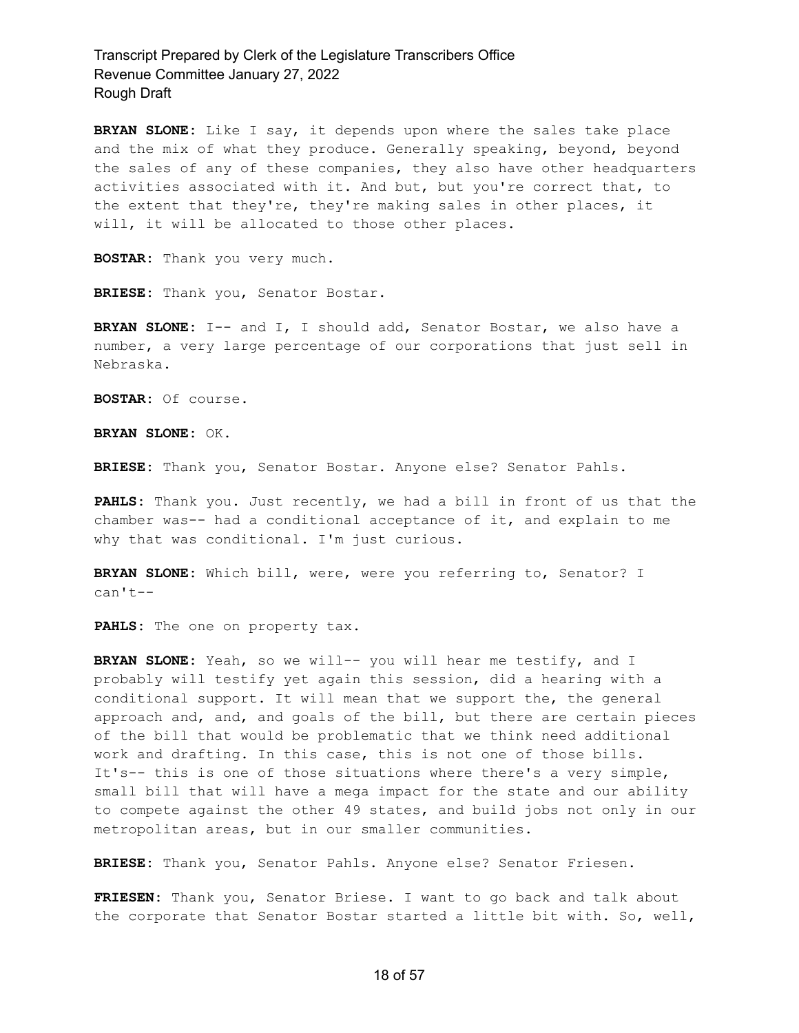**BRYAN SLONE:** Like I say, it depends upon where the sales take place and the mix of what they produce. Generally speaking, beyond, beyond the sales of any of these companies, they also have other headquarters activities associated with it. And but, but you're correct that, to the extent that they're, they're making sales in other places, it will, it will be allocated to those other places.

**BOSTAR:** Thank you very much.

**BRIESE:** Thank you, Senator Bostar.

**BRYAN SLONE:** I-- and I, I should add, Senator Bostar, we also have a number, a very large percentage of our corporations that just sell in Nebraska.

**BOSTAR:** Of course.

**BRYAN SLONE:** OK.

**BRIESE:** Thank you, Senator Bostar. Anyone else? Senator Pahls.

**PAHLS:** Thank you. Just recently, we had a bill in front of us that the chamber was-- had a conditional acceptance of it, and explain to me why that was conditional. I'm just curious.

**BRYAN SLONE:** Which bill, were, were you referring to, Senator? I can't--

**PAHLS:** The one on property tax.

**BRYAN SLONE:** Yeah, so we will-- you will hear me testify, and I probably will testify yet again this session, did a hearing with a conditional support. It will mean that we support the, the general approach and, and, and goals of the bill, but there are certain pieces of the bill that would be problematic that we think need additional work and drafting. In this case, this is not one of those bills. It's-- this is one of those situations where there's a very simple, small bill that will have a mega impact for the state and our ability to compete against the other 49 states, and build jobs not only in our metropolitan areas, but in our smaller communities.

**BRIESE:** Thank you, Senator Pahls. Anyone else? Senator Friesen.

**FRIESEN:** Thank you, Senator Briese. I want to go back and talk about the corporate that Senator Bostar started a little bit with. So, well,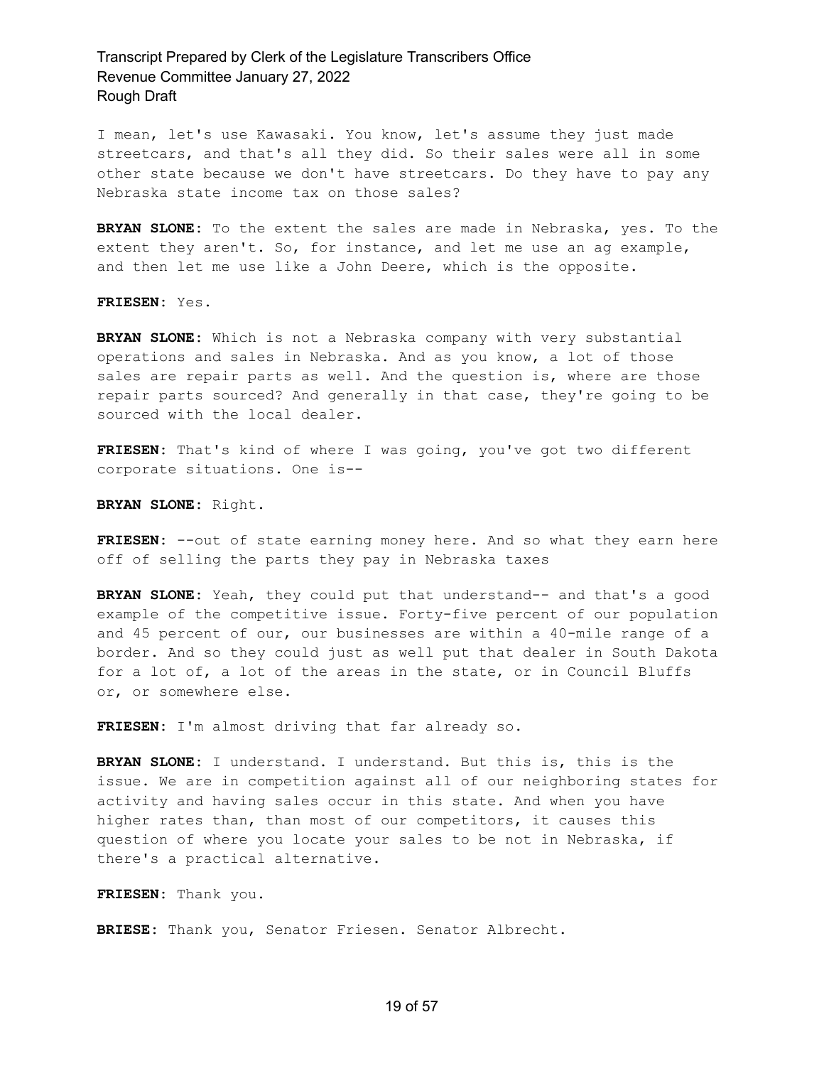I mean, let's use Kawasaki. You know, let's assume they just made streetcars, and that's all they did. So their sales were all in some other state because we don't have streetcars. Do they have to pay any Nebraska state income tax on those sales?

**BRYAN SLONE:** To the extent the sales are made in Nebraska, yes. To the extent they aren't. So, for instance, and let me use an ag example, and then let me use like a John Deere, which is the opposite.

**FRIESEN:** Yes.

**BRYAN SLONE:** Which is not a Nebraska company with very substantial operations and sales in Nebraska. And as you know, a lot of those sales are repair parts as well. And the question is, where are those repair parts sourced? And generally in that case, they're going to be sourced with the local dealer.

**FRIESEN:** That's kind of where I was going, you've got two different corporate situations. One is--

**BRYAN SLONE:** Right.

**FRIESEN:** --out of state earning money here. And so what they earn here off of selling the parts they pay in Nebraska taxes

**BRYAN SLONE:** Yeah, they could put that understand-- and that's a good example of the competitive issue. Forty-five percent of our population and 45 percent of our, our businesses are within a 40-mile range of a border. And so they could just as well put that dealer in South Dakota for a lot of, a lot of the areas in the state, or in Council Bluffs or, or somewhere else.

**FRIESEN:** I'm almost driving that far already so.

**BRYAN SLONE:** I understand. I understand. But this is, this is the issue. We are in competition against all of our neighboring states for activity and having sales occur in this state. And when you have higher rates than, than most of our competitors, it causes this question of where you locate your sales to be not in Nebraska, if there's a practical alternative.

**FRIESEN:** Thank you.

**BRIESE:** Thank you, Senator Friesen. Senator Albrecht.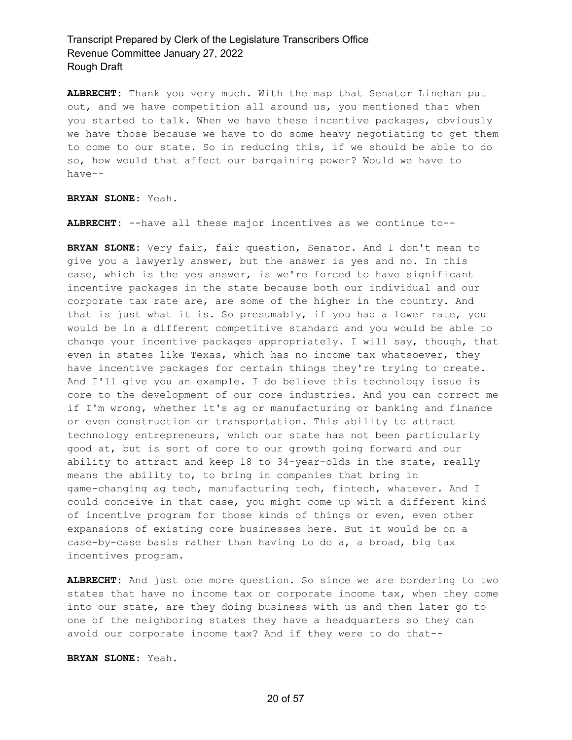**ALBRECHT:** Thank you very much. With the map that Senator Linehan put out, and we have competition all around us, you mentioned that when you started to talk. When we have these incentive packages, obviously we have those because we have to do some heavy negotiating to get them to come to our state. So in reducing this, if we should be able to do so, how would that affect our bargaining power? Would we have to have--

**BRYAN SLONE:** Yeah.

**ALBRECHT:** --have all these major incentives as we continue to--

**BRYAN SLONE:** Very fair, fair question, Senator. And I don't mean to give you a lawyerly answer, but the answer is yes and no. In this case, which is the yes answer, is we're forced to have significant incentive packages in the state because both our individual and our corporate tax rate are, are some of the higher in the country. And that is just what it is. So presumably, if you had a lower rate, you would be in a different competitive standard and you would be able to change your incentive packages appropriately. I will say, though, that even in states like Texas, which has no income tax whatsoever, they have incentive packages for certain things they're trying to create. And I'll give you an example. I do believe this technology issue is core to the development of our core industries. And you can correct me if I'm wrong, whether it's ag or manufacturing or banking and finance or even construction or transportation. This ability to attract technology entrepreneurs, which our state has not been particularly good at, but is sort of core to our growth going forward and our ability to attract and keep 18 to 34-year-olds in the state, really means the ability to, to bring in companies that bring in game-changing ag tech, manufacturing tech, fintech, whatever. And I could conceive in that case, you might come up with a different kind of incentive program for those kinds of things or even, even other expansions of existing core businesses here. But it would be on a case-by-case basis rather than having to do a, a broad, big tax incentives program.

**ALBRECHT:** And just one more question. So since we are bordering to two states that have no income tax or corporate income tax, when they come into our state, are they doing business with us and then later go to one of the neighboring states they have a headquarters so they can avoid our corporate income tax? And if they were to do that--

**BRYAN SLONE:** Yeah.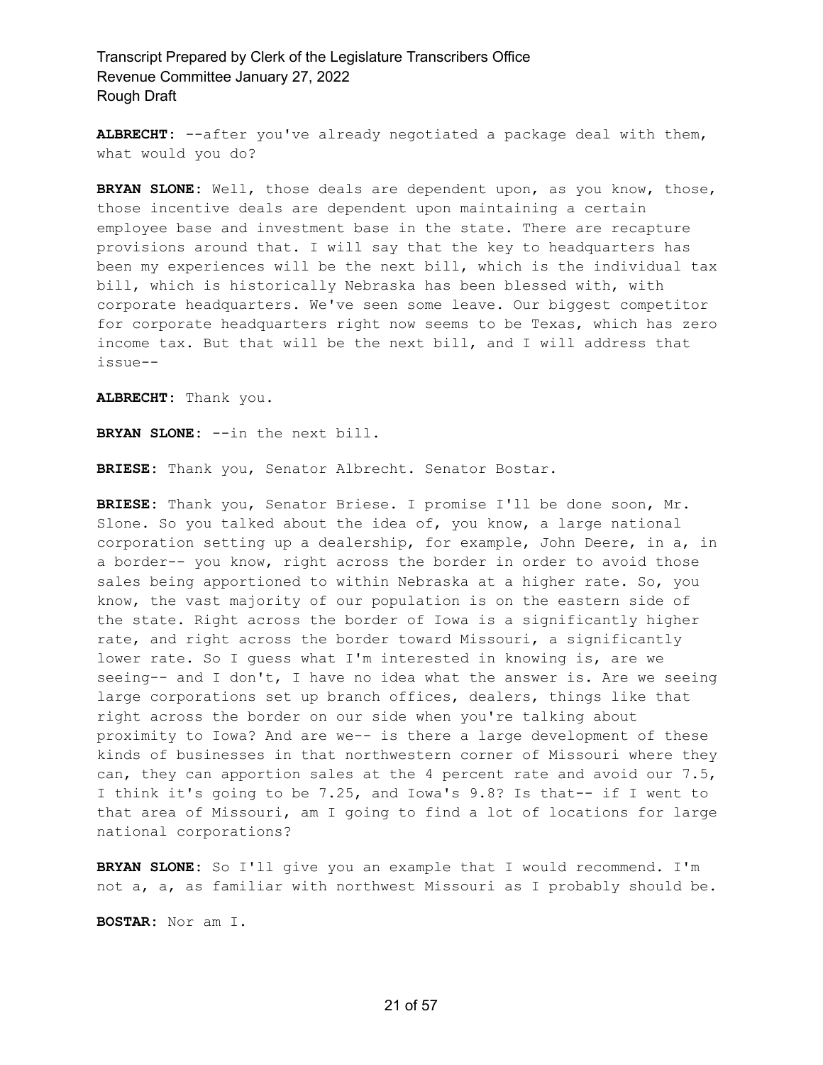**ALBRECHT:** --after you've already negotiated a package deal with them, what would you do?

**BRYAN SLONE:** Well, those deals are dependent upon, as you know, those, those incentive deals are dependent upon maintaining a certain employee base and investment base in the state. There are recapture provisions around that. I will say that the key to headquarters has been my experiences will be the next bill, which is the individual tax bill, which is historically Nebraska has been blessed with, with corporate headquarters. We've seen some leave. Our biggest competitor for corporate headquarters right now seems to be Texas, which has zero income tax. But that will be the next bill, and I will address that issue--

**ALBRECHT:** Thank you.

**BRYAN SLONE:** --in the next bill.

**BRIESE:** Thank you, Senator Albrecht. Senator Bostar.

**BRIESE:** Thank you, Senator Briese. I promise I'll be done soon, Mr. Slone. So you talked about the idea of, you know, a large national corporation setting up a dealership, for example, John Deere, in a, in a border-- you know, right across the border in order to avoid those sales being apportioned to within Nebraska at a higher rate. So, you know, the vast majority of our population is on the eastern side of the state. Right across the border of Iowa is a significantly higher rate, and right across the border toward Missouri, a significantly lower rate. So I guess what I'm interested in knowing is, are we seeing-- and I don't, I have no idea what the answer is. Are we seeing large corporations set up branch offices, dealers, things like that right across the border on our side when you're talking about proximity to Iowa? And are we-- is there a large development of these kinds of businesses in that northwestern corner of Missouri where they can, they can apportion sales at the 4 percent rate and avoid our 7.5, I think it's going to be 7.25, and Iowa's 9.8? Is that-- if I went to that area of Missouri, am I going to find a lot of locations for large national corporations?

**BRYAN SLONE:** So I'll give you an example that I would recommend. I'm not a, a, as familiar with northwest Missouri as I probably should be.

**BOSTAR:** Nor am I.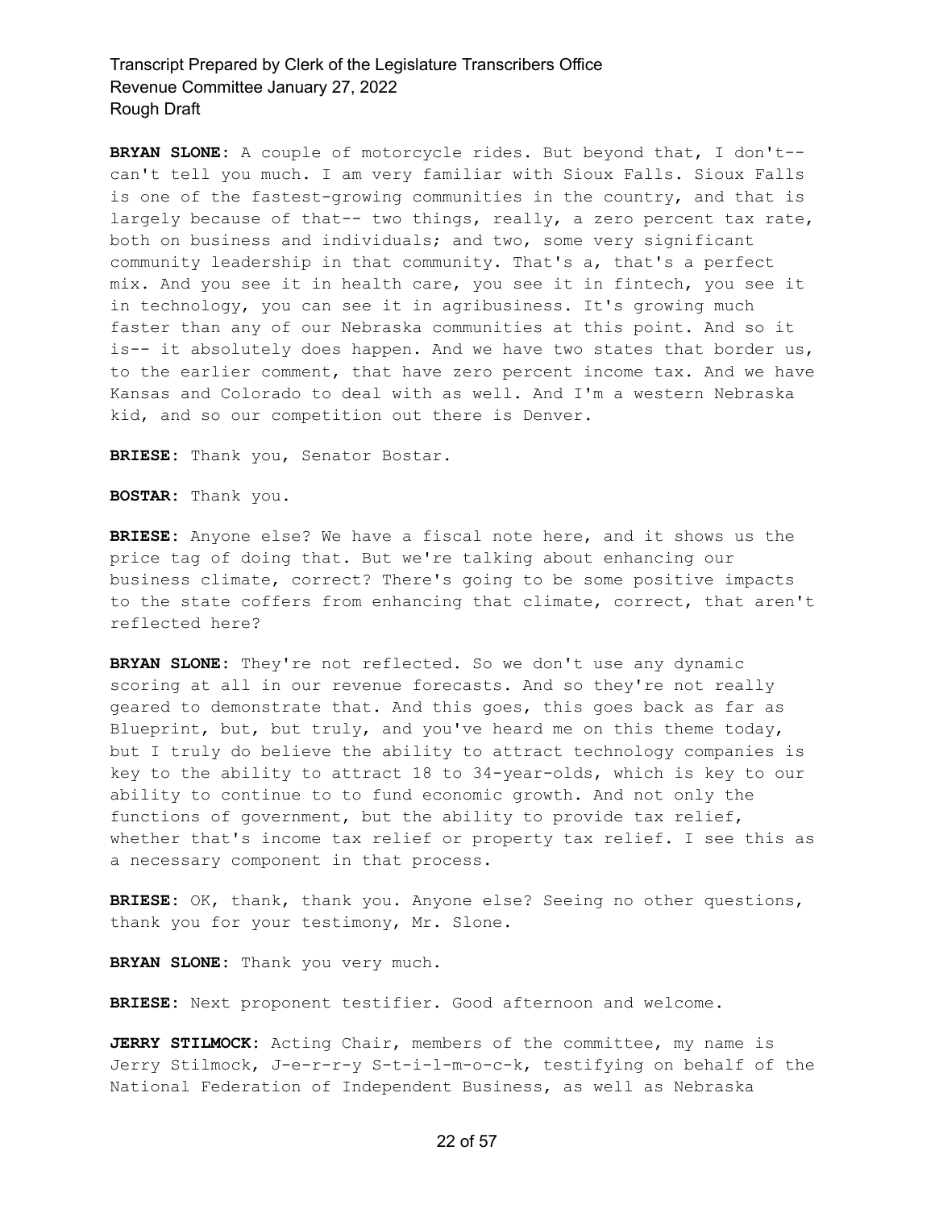**BRYAN SLONE:** A couple of motorcycle rides. But beyond that, I don't-- can't tell you much. I am very familiar with Sioux Falls. Sioux Falls is one of the fastest-growing communities in the country, and that is largely because of that-- two things, really, a zero percent tax rate, both on business and individuals; and two, some very significant community leadership in that community. That's a, that's a perfect mix. And you see it in health care, you see it in fintech, you see it in technology, you can see it in agribusiness. It's growing much faster than any of our Nebraska communities at this point. And so it is-- it absolutely does happen. And we have two states that border us, to the earlier comment, that have zero percent income tax. And we have Kansas and Colorado to deal with as well. And I'm a western Nebraska kid, and so our competition out there is Denver.

**BRIESE:** Thank you, Senator Bostar.

**BOSTAR:** Thank you.

**BRIESE:** Anyone else? We have a fiscal note here, and it shows us the price tag of doing that. But we're talking about enhancing our business climate, correct? There's going to be some positive impacts to the state coffers from enhancing that climate, correct, that aren't reflected here?

**BRYAN SLONE:** They're not reflected. So we don't use any dynamic scoring at all in our revenue forecasts. And so they're not really geared to demonstrate that. And this goes, this goes back as far as Blueprint, but, but truly, and you've heard me on this theme today, but I truly do believe the ability to attract technology companies is key to the ability to attract 18 to 34-year-olds, which is key to our ability to continue to to fund economic growth. And not only the functions of government, but the ability to provide tax relief, whether that's income tax relief or property tax relief. I see this as a necessary component in that process.

**BRIESE:** OK, thank, thank you. Anyone else? Seeing no other questions, thank you for your testimony, Mr. Slone.

**BRYAN SLONE:** Thank you very much.

**BRIESE:** Next proponent testifier. Good afternoon and welcome.

**JERRY STILMOCK:** Acting Chair, members of the committee, my name is Jerry Stilmock, J-e-r-r-y S-t-i-l-m-o-c-k, testifying on behalf of the National Federation of Independent Business, as well as Nebraska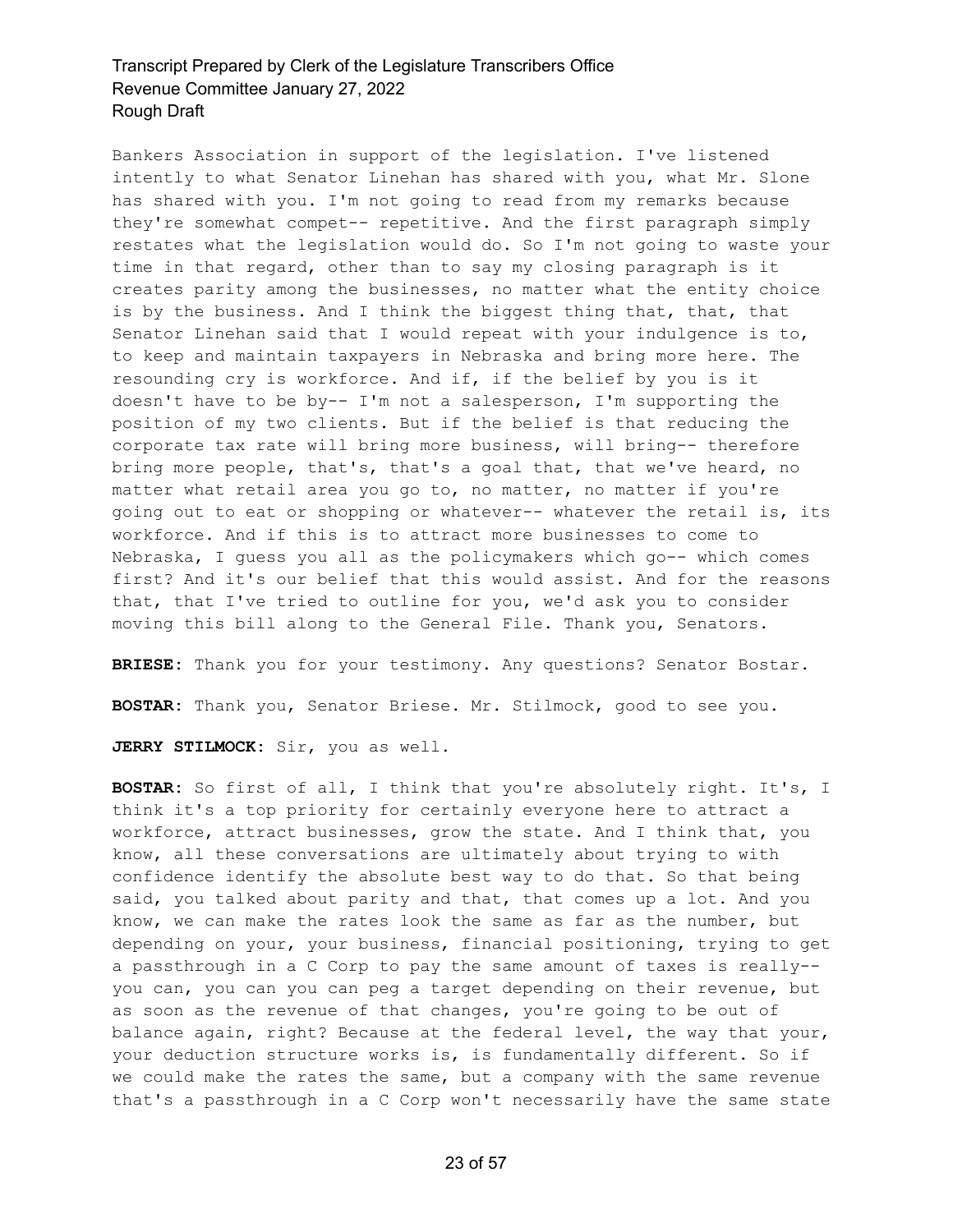Bankers Association in support of the legislation. I've listened intently to what Senator Linehan has shared with you, what Mr. Slone has shared with you. I'm not going to read from my remarks because they're somewhat compet-- repetitive. And the first paragraph simply restates what the legislation would do. So I'm not going to waste your time in that regard, other than to say my closing paragraph is it creates parity among the businesses, no matter what the entity choice is by the business. And I think the biggest thing that, that, that Senator Linehan said that I would repeat with your indulgence is to, to keep and maintain taxpayers in Nebraska and bring more here. The resounding cry is workforce. And if, if the belief by you is it doesn't have to be by-- I'm not a salesperson, I'm supporting the position of my two clients. But if the belief is that reducing the corporate tax rate will bring more business, will bring-- therefore bring more people, that's, that's a goal that, that we've heard, no matter what retail area you go to, no matter, no matter if you're going out to eat or shopping or whatever-- whatever the retail is, its workforce. And if this is to attract more businesses to come to Nebraska, I guess you all as the policymakers which go-- which comes first? And it's our belief that this would assist. And for the reasons that, that I've tried to outline for you, we'd ask you to consider moving this bill along to the General File. Thank you, Senators.

**BRIESE:** Thank you for your testimony. Any questions? Senator Bostar.

**BOSTAR:** Thank you, Senator Briese. Mr. Stilmock, good to see you.

**JERRY STILMOCK:** Sir, you as well.

**BOSTAR:** So first of all, I think that you're absolutely right. It's, I think it's a top priority for certainly everyone here to attract a workforce, attract businesses, grow the state. And I think that, you know, all these conversations are ultimately about trying to with confidence identify the absolute best way to do that. So that being said, you talked about parity and that, that comes up a lot. And you know, we can make the rates look the same as far as the number, but depending on your, your business, financial positioning, trying to get a passthrough in a C Corp to pay the same amount of taxes is really-- you can, you can you can peg a target depending on their revenue, but as soon as the revenue of that changes, you're going to be out of balance again, right? Because at the federal level, the way that your, your deduction structure works is, is fundamentally different. So if we could make the rates the same, but a company with the same revenue that's a passthrough in a C Corp won't necessarily have the same state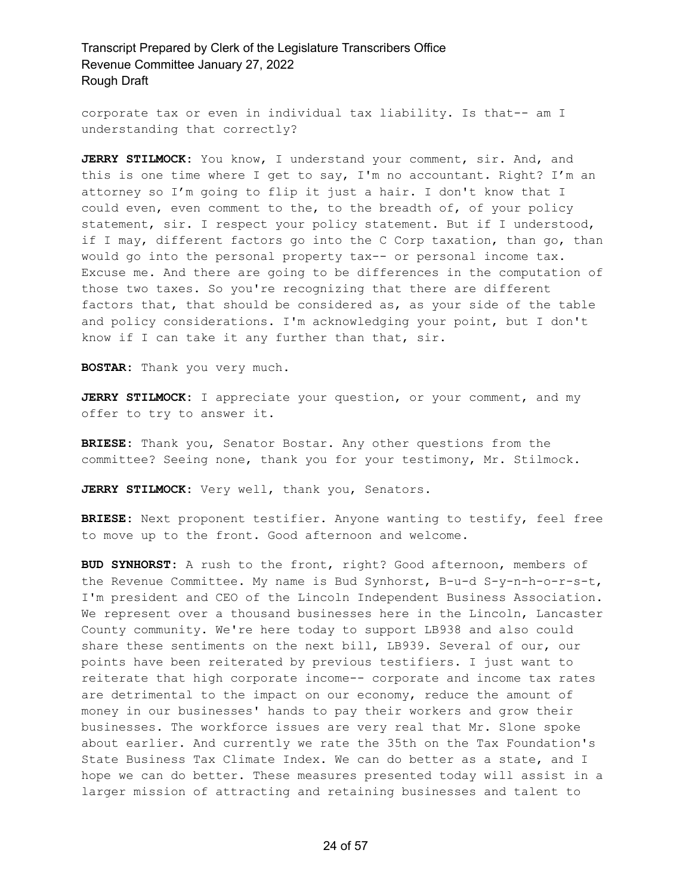corporate tax or even in individual tax liability. Is that-- am I understanding that correctly?

**JERRY STILMOCK:** You know, I understand your comment, sir. And, and this is one time where I get to say, I'm no accountant. Right? I'm an attorney so I'm going to flip it just a hair. I don't know that I could even, even comment to the, to the breadth of, of your policy statement, sir. I respect your policy statement. But if I understood, if I may, different factors go into the C Corp taxation, than go, than would go into the personal property tax-- or personal income tax. Excuse me. And there are going to be differences in the computation of those two taxes. So you're recognizing that there are different factors that, that should be considered as, as your side of the table and policy considerations. I'm acknowledging your point, but I don't know if I can take it any further than that, sir.

**BOSTAR:** Thank you very much.

**JERRY STILMOCK:** I appreciate your question, or your comment, and my offer to try to answer it.

**BRIESE:** Thank you, Senator Bostar. Any other questions from the committee? Seeing none, thank you for your testimony, Mr. Stilmock.

**JERRY STILMOCK:** Very well, thank you, Senators.

**BRIESE:** Next proponent testifier. Anyone wanting to testify, feel free to move up to the front. Good afternoon and welcome.

**BUD SYNHORST:** A rush to the front, right? Good afternoon, members of the Revenue Committee. My name is Bud Synhorst, B-u-d S-y-n-h-o-r-s-t, I'm president and CEO of the Lincoln Independent Business Association. We represent over a thousand businesses here in the Lincoln, Lancaster County community. We're here today to support LB938 and also could share these sentiments on the next bill, LB939. Several of our, our points have been reiterated by previous testifiers. I just want to reiterate that high corporate income-- corporate and income tax rates are detrimental to the impact on our economy, reduce the amount of money in our businesses' hands to pay their workers and grow their businesses. The workforce issues are very real that Mr. Slone spoke about earlier. And currently we rate the 35th on the Tax Foundation's State Business Tax Climate Index. We can do better as a state, and I hope we can do better. These measures presented today will assist in a larger mission of attracting and retaining businesses and talent to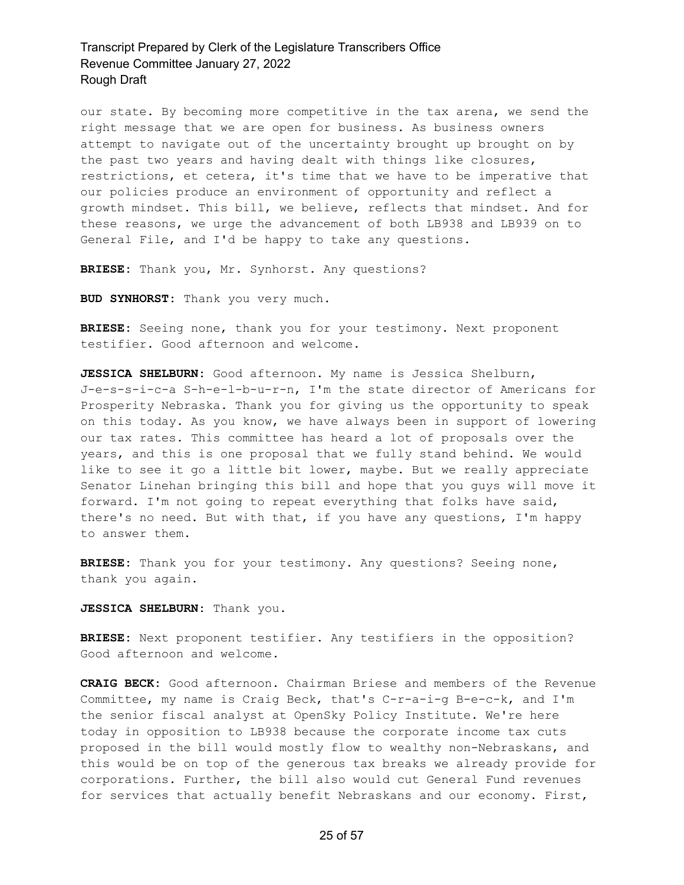our state. By becoming more competitive in the tax arena, we send the right message that we are open for business. As business owners attempt to navigate out of the uncertainty brought up brought on by the past two years and having dealt with things like closures, restrictions, et cetera, it's time that we have to be imperative that our policies produce an environment of opportunity and reflect a growth mindset. This bill, we believe, reflects that mindset. And for these reasons, we urge the advancement of both LB938 and LB939 on to General File, and I'd be happy to take any questions.

**BRIESE:** Thank you, Mr. Synhorst. Any questions?

**BUD SYNHORST:** Thank you very much.

**BRIESE:** Seeing none, thank you for your testimony. Next proponent testifier. Good afternoon and welcome.

**JESSICA SHELBURN:** Good afternoon. My name is Jessica Shelburn, J-e-s-s-i-c-a S-h-e-l-b-u-r-n, I'm the state director of Americans for Prosperity Nebraska. Thank you for giving us the opportunity to speak on this today. As you know, we have always been in support of lowering our tax rates. This committee has heard a lot of proposals over the years, and this is one proposal that we fully stand behind. We would like to see it go a little bit lower, maybe. But we really appreciate Senator Linehan bringing this bill and hope that you guys will move it forward. I'm not going to repeat everything that folks have said, there's no need. But with that, if you have any questions, I'm happy to answer them.

**BRIESE:** Thank you for your testimony. Any questions? Seeing none, thank you again.

**JESSICA SHELBURN:** Thank you.

**BRIESE:** Next proponent testifier. Any testifiers in the opposition? Good afternoon and welcome.

**CRAIG BECK:** Good afternoon. Chairman Briese and members of the Revenue Committee, my name is Craig Beck, that's C-r-a-i-g B-e-c-k, and I'm the senior fiscal analyst at OpenSky Policy Institute. We're here today in opposition to LB938 because the corporate income tax cuts proposed in the bill would mostly flow to wealthy non-Nebraskans, and this would be on top of the generous tax breaks we already provide for corporations. Further, the bill also would cut General Fund revenues for services that actually benefit Nebraskans and our economy. First,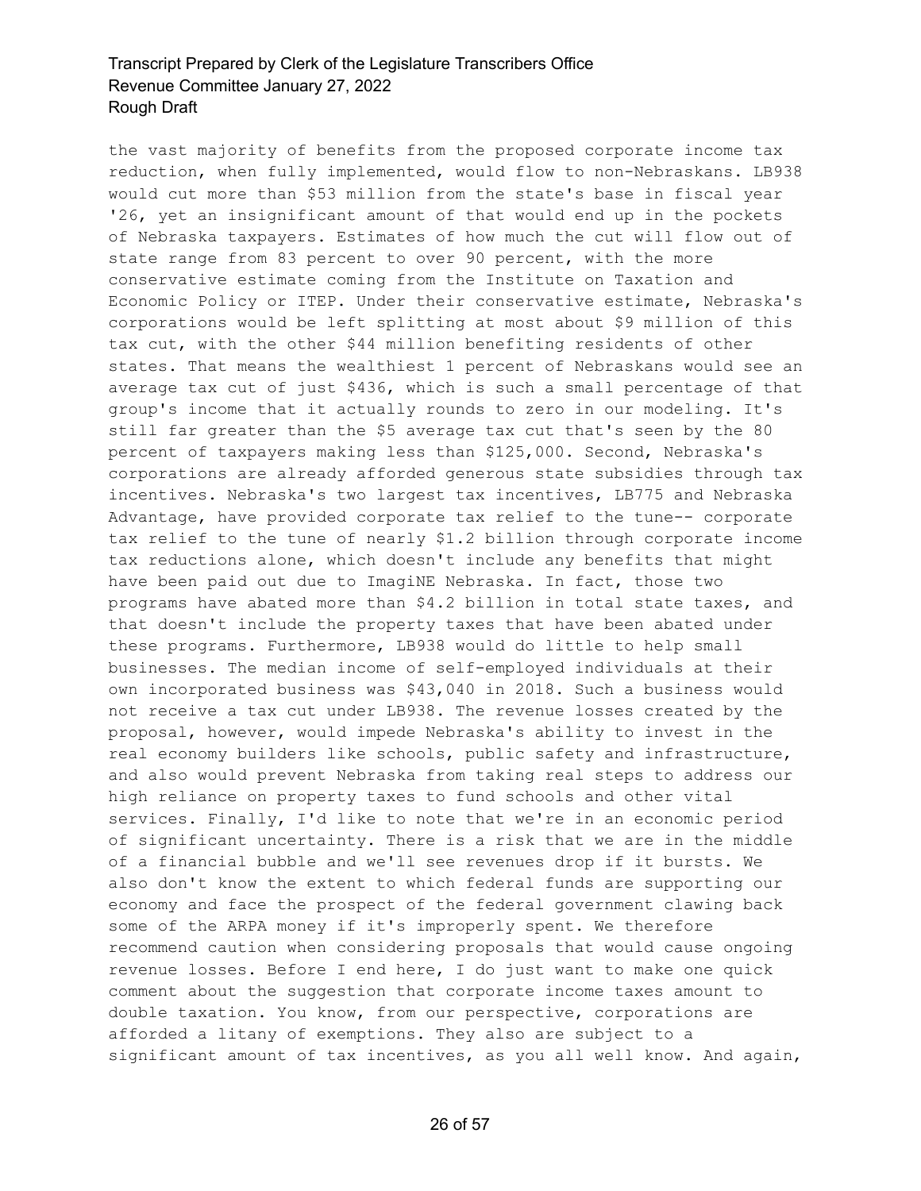the vast majority of benefits from the proposed corporate income tax reduction, when fully implemented, would flow to non-Nebraskans. LB938 would cut more than $53 million from the state's base in fiscal year '26, yet an insignificant amount of that would end up in the pockets of Nebraska taxpayers. Estimates of how much the cut will flow out of state range from 83 percent to over 90 percent, with the more conservative estimate coming from the Institute on Taxation and Economic Policy or ITEP. Under their conservative estimate, Nebraska's corporations would be left splitting at most about $9 million of this tax cut, with the other $44 million benefiting residents of other states. That means the wealthiest 1 percent of Nebraskans would see an average tax cut of just $436, which is such a small percentage of that group's income that it actually rounds to zero in our modeling. It's still far greater than the $5 average tax cut that's seen by the 80 percent of taxpayers making less than $125,000. Second, Nebraska's corporations are already afforded generous state subsidies through tax incentives. Nebraska's two largest tax incentives, LB775 and Nebraska Advantage, have provided corporate tax relief to the tune-- corporate tax relief to the tune of nearly $1.2 billion through corporate income tax reductions alone, which doesn't include any benefits that might have been paid out due to ImagiNE Nebraska. In fact, those two programs have abated more than $4.2 billion in total state taxes, and that doesn't include the property taxes that have been abated under these programs. Furthermore, LB938 would do little to help small businesses. The median income of self-employed individuals at their own incorporated business was $43,040 in 2018. Such a business would not receive a tax cut under LB938. The revenue losses created by the proposal, however, would impede Nebraska's ability to invest in the real economy builders like schools, public safety and infrastructure, and also would prevent Nebraska from taking real steps to address our high reliance on property taxes to fund schools and other vital services. Finally, I'd like to note that we're in an economic period of significant uncertainty. There is a risk that we are in the middle of a financial bubble and we'll see revenues drop if it bursts. We also don't know the extent to which federal funds are supporting our economy and face the prospect of the federal government clawing back some of the ARPA money if it's improperly spent. We therefore recommend caution when considering proposals that would cause ongoing revenue losses. Before I end here, I do just want to make one quick comment about the suggestion that corporate income taxes amount to double taxation. You know, from our perspective, corporations are afforded a litany of exemptions. They also are subject to a significant amount of tax incentives, as you all well know. And again,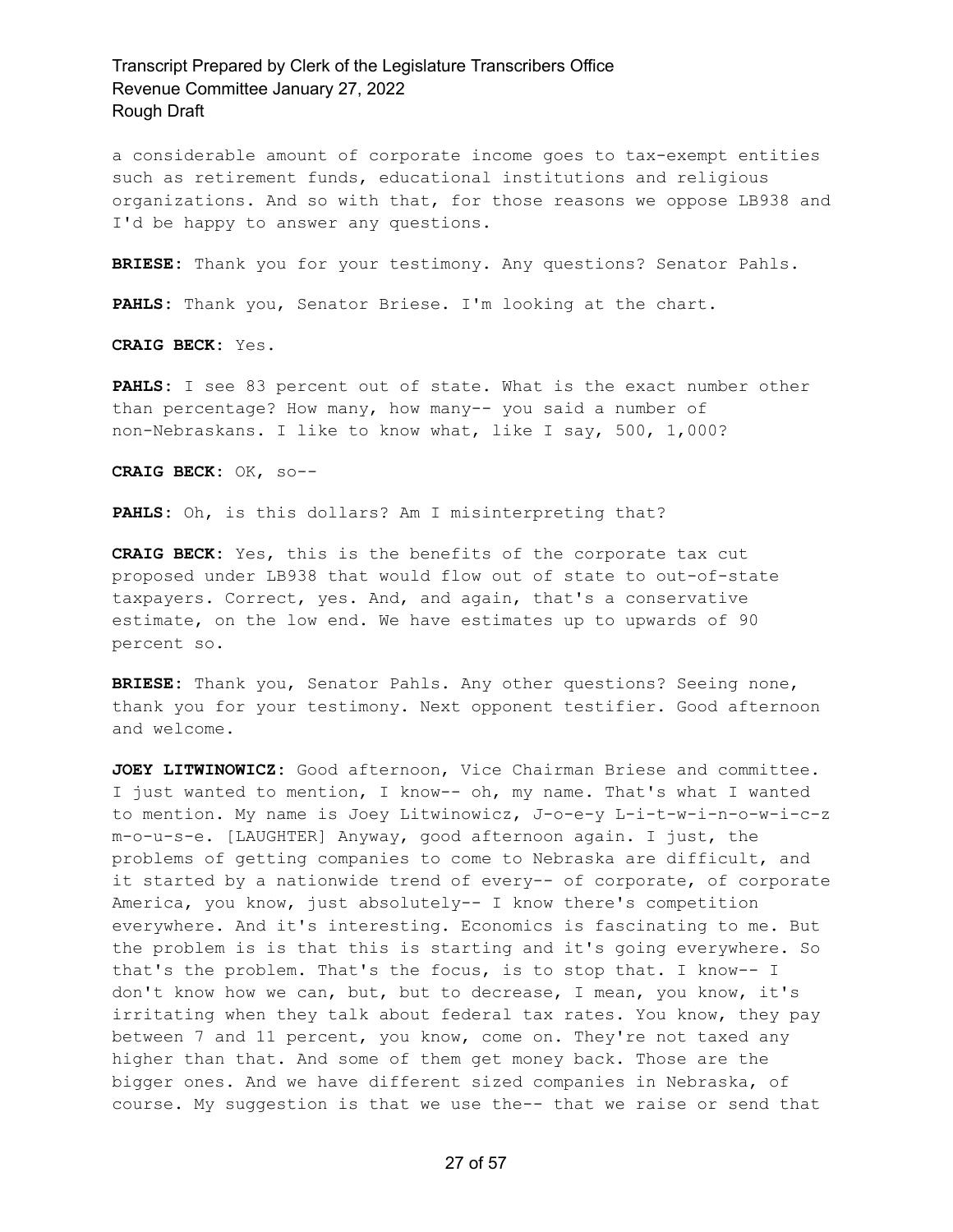a considerable amount of corporate income goes to tax-exempt entities such as retirement funds, educational institutions and religious organizations. And so with that, for those reasons we oppose LB938 and I'd be happy to answer any questions.

**BRIESE:** Thank you for your testimony. Any questions? Senator Pahls.

**PAHLS:** Thank you, Senator Briese. I'm looking at the chart.

**CRAIG BECK:** Yes.

**PAHLS:** I see 83 percent out of state. What is the exact number other than percentage? How many, how many-- you said a number of non-Nebraskans. I like to know what, like I say, 500, 1,000?

**CRAIG BECK:** OK, so--

**PAHLS:** Oh, is this dollars? Am I misinterpreting that?

**CRAIG BECK:** Yes, this is the benefits of the corporate tax cut proposed under LB938 that would flow out of state to out-of-state taxpayers. Correct, yes. And, and again, that's a conservative estimate, on the low end. We have estimates up to upwards of 90 percent so.

**BRIESE:** Thank you, Senator Pahls. Any other questions? Seeing none, thank you for your testimony. Next opponent testifier. Good afternoon and welcome.

**JOEY LITWINOWICZ:** Good afternoon, Vice Chairman Briese and committee. I just wanted to mention, I know-- oh, my name. That's what I wanted to mention. My name is Joey Litwinowicz, J-o-e-y L-i-t-w-i-n-o-w-i-c-z m-o-u-s-e. [LAUGHTER] Anyway, good afternoon again. I just, the problems of getting companies to come to Nebraska are difficult, and it started by a nationwide trend of every-- of corporate, of corporate America, you know, just absolutely-- I know there's competition everywhere. And it's interesting. Economics is fascinating to me. But the problem is is that this is starting and it's going everywhere. So that's the problem. That's the focus, is to stop that. I know-- I don't know how we can, but, but to decrease, I mean, you know, it's irritating when they talk about federal tax rates. You know, they pay between 7 and 11 percent, you know, come on. They're not taxed any higher than that. And some of them get money back. Those are the bigger ones. And we have different sized companies in Nebraska, of course. My suggestion is that we use the-- that we raise or send that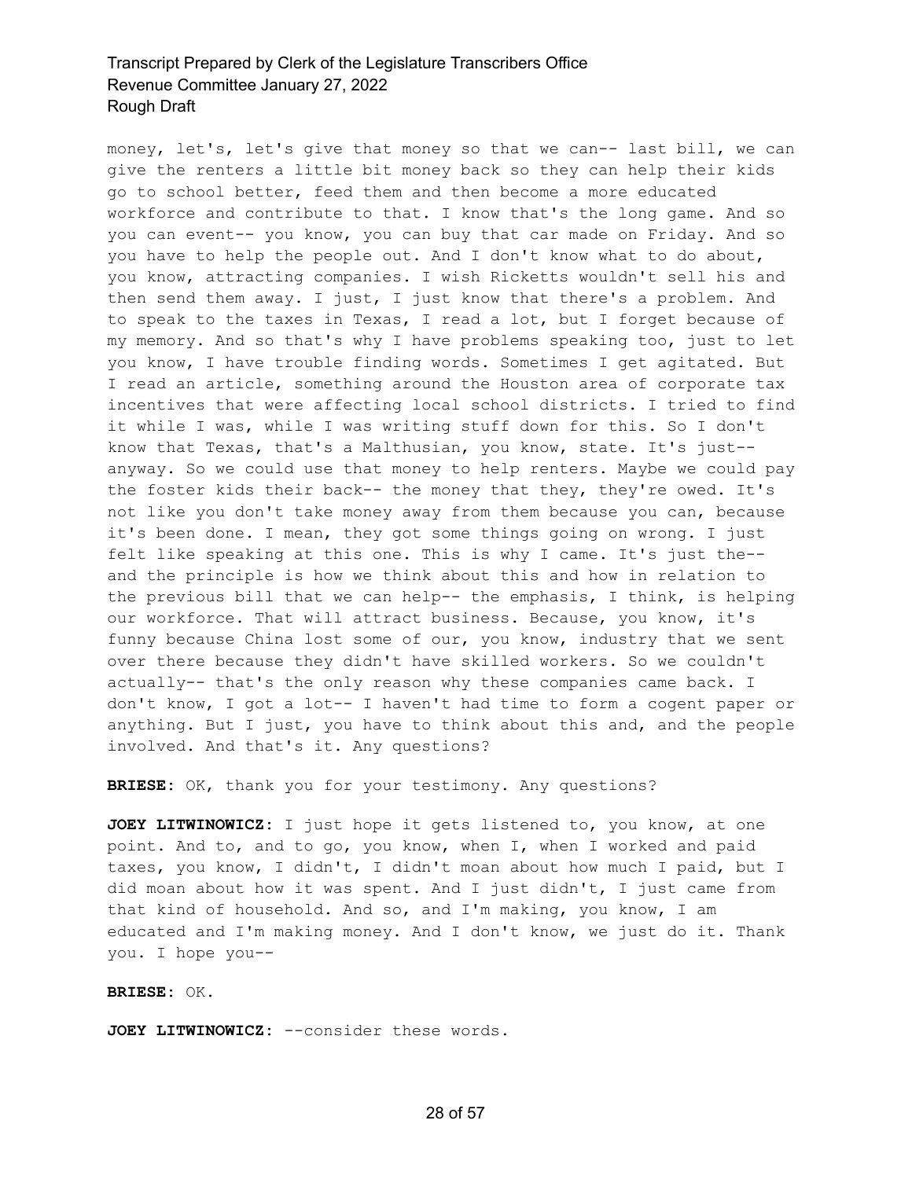money, let's, let's give that money so that we can-- last bill, we can give the renters a little bit money back so they can help their kids go to school better, feed them and then become a more educated workforce and contribute to that. I know that's the long game. And so you can event-- you know, you can buy that car made on Friday. And so you have to help the people out. And I don't know what to do about, you know, attracting companies. I wish Ricketts wouldn't sell his and then send them away. I just, I just know that there's a problem. And to speak to the taxes in Texas, I read a lot, but I forget because of my memory. And so that's why I have problems speaking too, just to let you know, I have trouble finding words. Sometimes I get agitated. But I read an article, something around the Houston area of corporate tax incentives that were affecting local school districts. I tried to find it while I was, while I was writing stuff down for this. So I don't know that Texas, that's a Malthusian, you know, state. It's just-- anyway. So we could use that money to help renters. Maybe we could pay the foster kids their back-- the money that they, they're owed. It's not like you don't take money away from them because you can, because it's been done. I mean, they got some things going on wrong. I just felt like speaking at this one. This is why I came. It's just the-- and the principle is how we think about this and how in relation to the previous bill that we can help-- the emphasis, I think, is helping our workforce. That will attract business. Because, you know, it's funny because China lost some of our, you know, industry that we sent over there because they didn't have skilled workers. So we couldn't actually-- that's the only reason why these companies came back. I don't know, I got a lot-- I haven't had time to form a cogent paper or anything. But I just, you have to think about this and, and the people involved. And that's it. Any questions?

**BRIESE:** OK, thank you for your testimony. Any questions?

**JOEY LITWINOWICZ:** I just hope it gets listened to, you know, at one point. And to, and to go, you know, when I, when I worked and paid taxes, you know, I didn't, I didn't moan about how much I paid, but I did moan about how it was spent. And I just didn't, I just came from that kind of household. And so, and I'm making, you know, I am educated and I'm making money. And I don't know, we just do it. Thank you. I hope you--

**BRIESE:** OK.

**JOEY LITWINOWICZ:** --consider these words.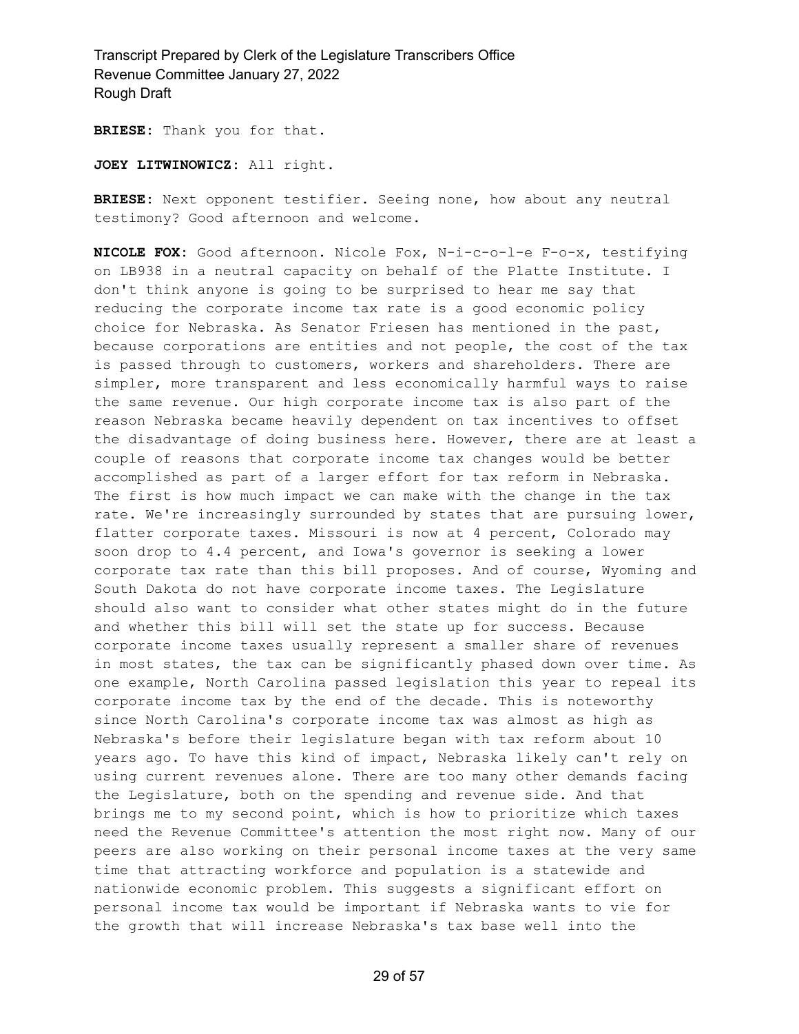**BRIESE:** Thank you for that.

**JOEY LITWINOWICZ:** All right.

**BRIESE:** Next opponent testifier. Seeing none, how about any neutral testimony? Good afternoon and welcome.

**NICOLE FOX:** Good afternoon. Nicole Fox, N-i-c-o-l-e F-o-x, testifying on LB938 in a neutral capacity on behalf of the Platte Institute. I don't think anyone is going to be surprised to hear me say that reducing the corporate income tax rate is a good economic policy choice for Nebraska. As Senator Friesen has mentioned in the past, because corporations are entities and not people, the cost of the tax is passed through to customers, workers and shareholders. There are simpler, more transparent and less economically harmful ways to raise the same revenue. Our high corporate income tax is also part of the reason Nebraska became heavily dependent on tax incentives to offset the disadvantage of doing business here. However, there are at least a couple of reasons that corporate income tax changes would be better accomplished as part of a larger effort for tax reform in Nebraska. The first is how much impact we can make with the change in the tax rate. We're increasingly surrounded by states that are pursuing lower, flatter corporate taxes. Missouri is now at 4 percent, Colorado may soon drop to 4.4 percent, and Iowa's governor is seeking a lower corporate tax rate than this bill proposes. And of course, Wyoming and South Dakota do not have corporate income taxes. The Legislature should also want to consider what other states might do in the future and whether this bill will set the state up for success. Because corporate income taxes usually represent a smaller share of revenues in most states, the tax can be significantly phased down over time. As one example, North Carolina passed legislation this year to repeal its corporate income tax by the end of the decade. This is noteworthy since North Carolina's corporate income tax was almost as high as Nebraska's before their legislature began with tax reform about 10 years ago. To have this kind of impact, Nebraska likely can't rely on using current revenues alone. There are too many other demands facing the Legislature, both on the spending and revenue side. And that brings me to my second point, which is how to prioritize which taxes need the Revenue Committee's attention the most right now. Many of our peers are also working on their personal income taxes at the very same time that attracting workforce and population is a statewide and nationwide economic problem. This suggests a significant effort on personal income tax would be important if Nebraska wants to vie for the growth that will increase Nebraska's tax base well into the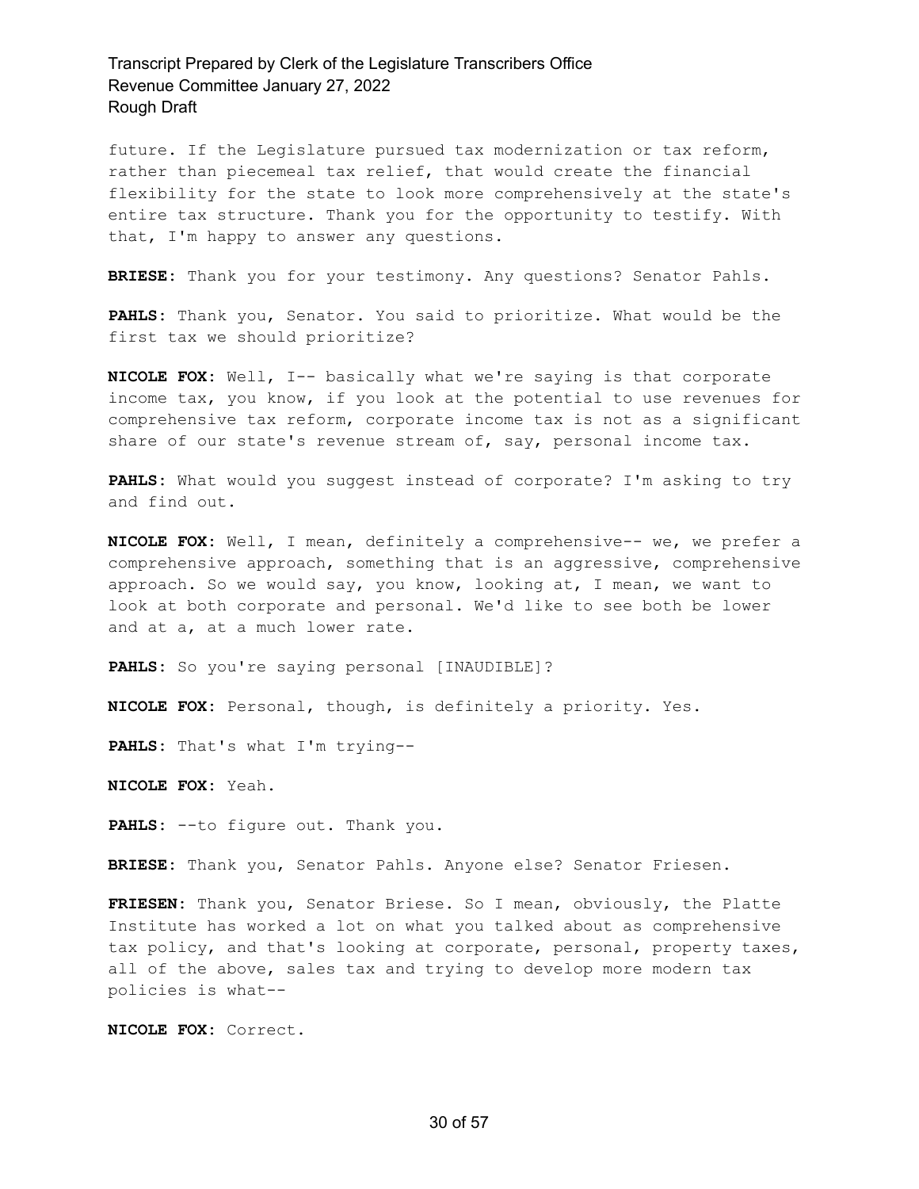future. If the Legislature pursued tax modernization or tax reform, rather than piecemeal tax relief, that would create the financial flexibility for the state to look more comprehensively at the state's entire tax structure. Thank you for the opportunity to testify. With that, I'm happy to answer any questions.

**BRIESE:** Thank you for your testimony. Any questions? Senator Pahls.

**PAHLS:** Thank you, Senator. You said to prioritize. What would be the first tax we should prioritize?

**NICOLE FOX:** Well, I-- basically what we're saying is that corporate income tax, you know, if you look at the potential to use revenues for comprehensive tax reform, corporate income tax is not as a significant share of our state's revenue stream of, say, personal income tax.

**PAHLS:** What would you suggest instead of corporate? I'm asking to try and find out.

**NICOLE FOX:** Well, I mean, definitely a comprehensive-- we, we prefer a comprehensive approach, something that is an aggressive, comprehensive approach. So we would say, you know, looking at, I mean, we want to look at both corporate and personal. We'd like to see both be lower and at a, at a much lower rate.

**PAHLS:** So you're saying personal [INAUDIBLE]?

**NICOLE FOX:** Personal, though, is definitely a priority. Yes.

**PAHLS:** That's what I'm trying--

**NICOLE FOX:** Yeah.

**PAHLS:** --to figure out. Thank you.

**BRIESE:** Thank you, Senator Pahls. Anyone else? Senator Friesen.

**FRIESEN:** Thank you, Senator Briese. So I mean, obviously, the Platte Institute has worked a lot on what you talked about as comprehensive tax policy, and that's looking at corporate, personal, property taxes, all of the above, sales tax and trying to develop more modern tax policies is what--

**NICOLE FOX:** Correct.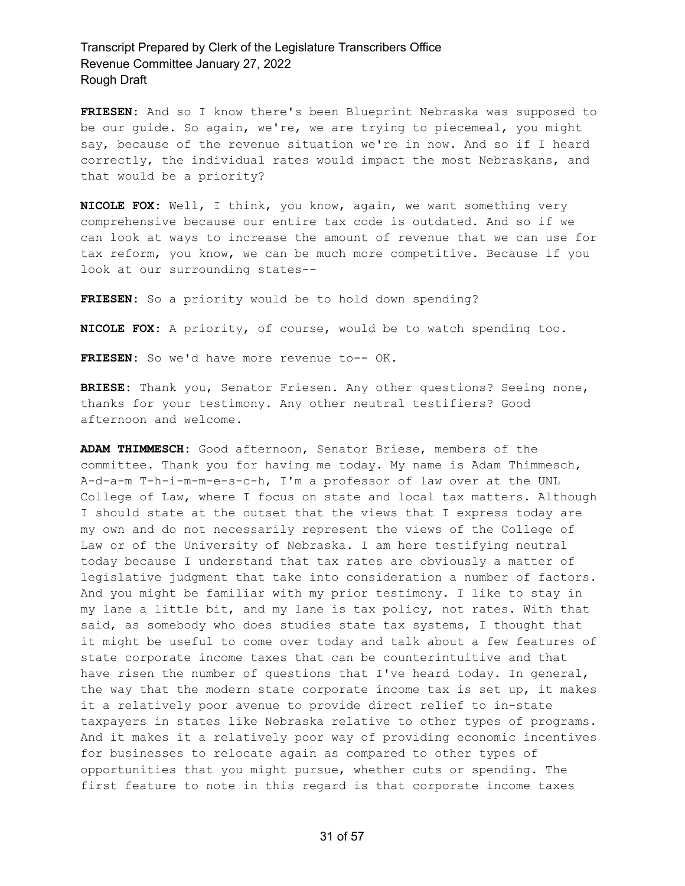**FRIESEN:** And so I know there's been Blueprint Nebraska was supposed to be our guide. So again, we're, we are trying to piecemeal, you might say, because of the revenue situation we're in now. And so if I heard correctly, the individual rates would impact the most Nebraskans, and that would be a priority?

**NICOLE FOX:** Well, I think, you know, again, we want something very comprehensive because our entire tax code is outdated. And so if we can look at ways to increase the amount of revenue that we can use for tax reform, you know, we can be much more competitive. Because if you look at our surrounding states--

**FRIESEN:** So a priority would be to hold down spending?

**NICOLE FOX:** A priority, of course, would be to watch spending too.

**FRIESEN:** So we'd have more revenue to-- OK.

**BRIESE:** Thank you, Senator Friesen. Any other questions? Seeing none, thanks for your testimony. Any other neutral testifiers? Good afternoon and welcome.

**ADAM THIMMESCH:** Good afternoon, Senator Briese, members of the committee. Thank you for having me today. My name is Adam Thimmesch, A-d-a-m T-h-i-m-m-e-s-c-h, I'm a professor of law over at the UNL College of Law, where I focus on state and local tax matters. Although I should state at the outset that the views that I express today are my own and do not necessarily represent the views of the College of Law or of the University of Nebraska. I am here testifying neutral today because I understand that tax rates are obviously a matter of legislative judgment that take into consideration a number of factors. And you might be familiar with my prior testimony. I like to stay in my lane a little bit, and my lane is tax policy, not rates. With that said, as somebody who does studies state tax systems, I thought that it might be useful to come over today and talk about a few features of state corporate income taxes that can be counterintuitive and that have risen the number of questions that I've heard today. In general, the way that the modern state corporate income tax is set up, it makes it a relatively poor avenue to provide direct relief to in-state taxpayers in states like Nebraska relative to other types of programs. And it makes it a relatively poor way of providing economic incentives for businesses to relocate again as compared to other types of opportunities that you might pursue, whether cuts or spending. The first feature to note in this regard is that corporate income taxes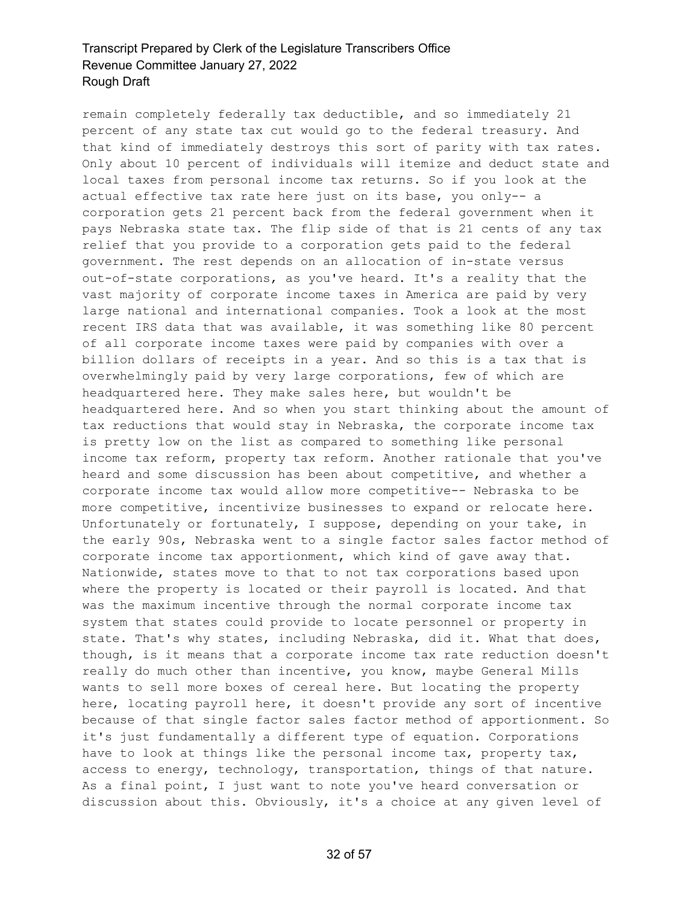remain completely federally tax deductible, and so immediately 21 percent of any state tax cut would go to the federal treasury. And that kind of immediately destroys this sort of parity with tax rates. Only about 10 percent of individuals will itemize and deduct state and local taxes from personal income tax returns. So if you look at the actual effective tax rate here just on its base, you only-- a corporation gets 21 percent back from the federal government when it pays Nebraska state tax. The flip side of that is 21 cents of any tax relief that you provide to a corporation gets paid to the federal government. The rest depends on an allocation of in-state versus out-of-state corporations, as you've heard. It's a reality that the vast majority of corporate income taxes in America are paid by very large national and international companies. Took a look at the most recent IRS data that was available, it was something like 80 percent of all corporate income taxes were paid by companies with over a billion dollars of receipts in a year. And so this is a tax that is overwhelmingly paid by very large corporations, few of which are headquartered here. They make sales here, but wouldn't be headquartered here. And so when you start thinking about the amount of tax reductions that would stay in Nebraska, the corporate income tax is pretty low on the list as compared to something like personal income tax reform, property tax reform. Another rationale that you've heard and some discussion has been about competitive, and whether a corporate income tax would allow more competitive-- Nebraska to be more competitive, incentivize businesses to expand or relocate here. Unfortunately or fortunately, I suppose, depending on your take, in the early 90s, Nebraska went to a single factor sales factor method of corporate income tax apportionment, which kind of gave away that. Nationwide, states move to that to not tax corporations based upon where the property is located or their payroll is located. And that was the maximum incentive through the normal corporate income tax system that states could provide to locate personnel or property in state. That's why states, including Nebraska, did it. What that does, though, is it means that a corporate income tax rate reduction doesn't really do much other than incentive, you know, maybe General Mills wants to sell more boxes of cereal here. But locating the property here, locating payroll here, it doesn't provide any sort of incentive because of that single factor sales factor method of apportionment. So it's just fundamentally a different type of equation. Corporations have to look at things like the personal income tax, property tax, access to energy, technology, transportation, things of that nature. As a final point, I just want to note you've heard conversation or discussion about this. Obviously, it's a choice at any given level of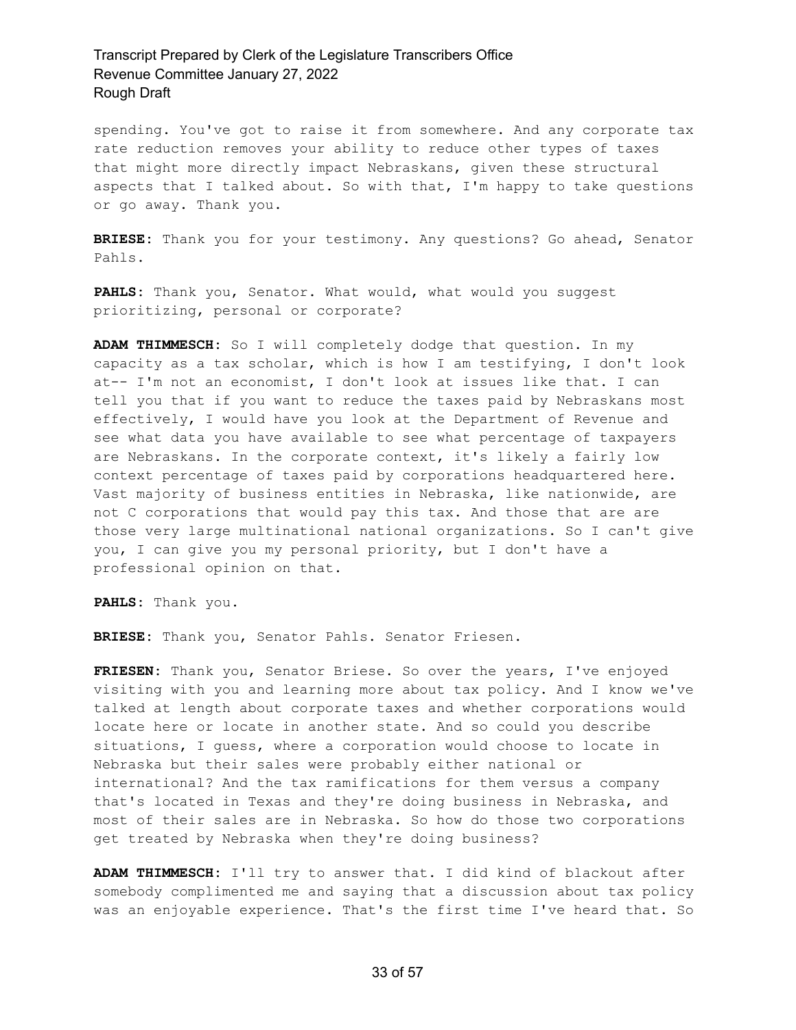spending. You've got to raise it from somewhere. And any corporate tax rate reduction removes your ability to reduce other types of taxes that might more directly impact Nebraskans, given these structural aspects that I talked about. So with that, I'm happy to take questions or go away. Thank you.

**BRIESE:** Thank you for your testimony. Any questions? Go ahead, Senator Pahls.

**PAHLS:** Thank you, Senator. What would, what would you suggest prioritizing, personal or corporate?

**ADAM THIMMESCH:** So I will completely dodge that question. In my capacity as a tax scholar, which is how I am testifying, I don't look at-- I'm not an economist, I don't look at issues like that. I can tell you that if you want to reduce the taxes paid by Nebraskans most effectively, I would have you look at the Department of Revenue and see what data you have available to see what percentage of taxpayers are Nebraskans. In the corporate context, it's likely a fairly low context percentage of taxes paid by corporations headquartered here. Vast majority of business entities in Nebraska, like nationwide, are not C corporations that would pay this tax. And those that are are those very large multinational national organizations. So I can't give you, I can give you my personal priority, but I don't have a professional opinion on that.

**PAHLS:** Thank you.

**BRIESE:** Thank you, Senator Pahls. Senator Friesen.

**FRIESEN:** Thank you, Senator Briese. So over the years, I've enjoyed visiting with you and learning more about tax policy. And I know we've talked at length about corporate taxes and whether corporations would locate here or locate in another state. And so could you describe situations, I guess, where a corporation would choose to locate in Nebraska but their sales were probably either national or international? And the tax ramifications for them versus a company that's located in Texas and they're doing business in Nebraska, and most of their sales are in Nebraska. So how do those two corporations get treated by Nebraska when they're doing business?

**ADAM THIMMESCH:** I'll try to answer that. I did kind of blackout after somebody complimented me and saying that a discussion about tax policy was an enjoyable experience. That's the first time I've heard that. So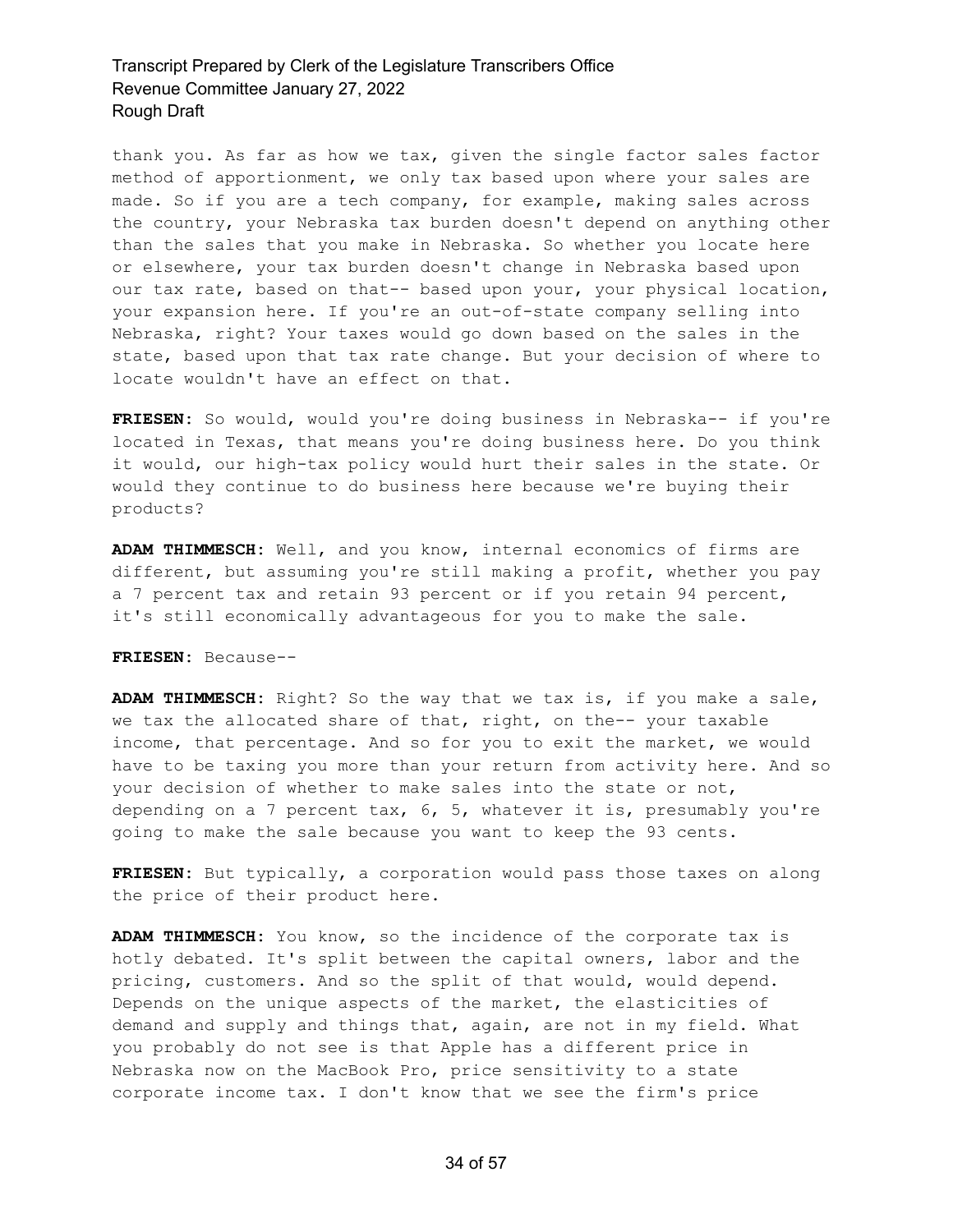thank you. As far as how we tax, given the single factor sales factor method of apportionment, we only tax based upon where your sales are made. So if you are a tech company, for example, making sales across the country, your Nebraska tax burden doesn't depend on anything other than the sales that you make in Nebraska. So whether you locate here or elsewhere, your tax burden doesn't change in Nebraska based upon our tax rate, based on that-- based upon your, your physical location, your expansion here. If you're an out-of-state company selling into Nebraska, right? Your taxes would go down based on the sales in the state, based upon that tax rate change. But your decision of where to locate wouldn't have an effect on that.

**FRIESEN:** So would, would you're doing business in Nebraska-- if you're located in Texas, that means you're doing business here. Do you think it would, our high-tax policy would hurt their sales in the state. Or would they continue to do business here because we're buying their products?

**ADAM THIMMESCH:** Well, and you know, internal economics of firms are different, but assuming you're still making a profit, whether you pay a 7 percent tax and retain 93 percent or if you retain 94 percent, it's still economically advantageous for you to make the sale.

**FRIESEN:** Because--

**ADAM THIMMESCH:** Right? So the way that we tax is, if you make a sale, we tax the allocated share of that, right, on the-- your taxable income, that percentage. And so for you to exit the market, we would have to be taxing you more than your return from activity here. And so your decision of whether to make sales into the state or not, depending on a 7 percent tax, 6, 5, whatever it is, presumably you're going to make the sale because you want to keep the 93 cents.

**FRIESEN:** But typically, a corporation would pass those taxes on along the price of their product here.

**ADAM THIMMESCH:** You know, so the incidence of the corporate tax is hotly debated. It's split between the capital owners, labor and the pricing, customers. And so the split of that would, would depend. Depends on the unique aspects of the market, the elasticities of demand and supply and things that, again, are not in my field. What you probably do not see is that Apple has a different price in Nebraska now on the MacBook Pro, price sensitivity to a state corporate income tax. I don't know that we see the firm's price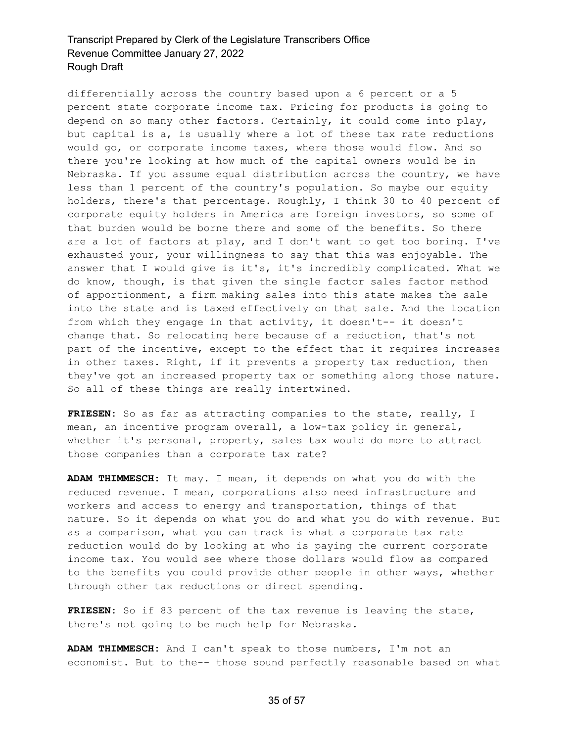differentially across the country based upon a 6 percent or a 5 percent state corporate income tax. Pricing for products is going to depend on so many other factors. Certainly, it could come into play, but capital is a, is usually where a lot of these tax rate reductions would go, or corporate income taxes, where those would flow. And so there you're looking at how much of the capital owners would be in Nebraska. If you assume equal distribution across the country, we have less than 1 percent of the country's population. So maybe our equity holders, there's that percentage. Roughly, I think 30 to 40 percent of corporate equity holders in America are foreign investors, so some of that burden would be borne there and some of the benefits. So there are a lot of factors at play, and I don't want to get too boring. I've exhausted your, your willingness to say that this was enjoyable. The answer that I would give is it's, it's incredibly complicated. What we do know, though, is that given the single factor sales factor method of apportionment, a firm making sales into this state makes the sale into the state and is taxed effectively on that sale. And the location from which they engage in that activity, it doesn't-- it doesn't change that. So relocating here because of a reduction, that's not part of the incentive, except to the effect that it requires increases in other taxes. Right, if it prevents a property tax reduction, then they've got an increased property tax or something along those nature. So all of these things are really intertwined.

**FRIESEN:** So as far as attracting companies to the state, really, I mean, an incentive program overall, a low-tax policy in general, whether it's personal, property, sales tax would do more to attract those companies than a corporate tax rate?

**ADAM THIMMESCH:** It may. I mean, it depends on what you do with the reduced revenue. I mean, corporations also need infrastructure and workers and access to energy and transportation, things of that nature. So it depends on what you do and what you do with revenue. But as a comparison, what you can track is what a corporate tax rate reduction would do by looking at who is paying the current corporate income tax. You would see where those dollars would flow as compared to the benefits you could provide other people in other ways, whether through other tax reductions or direct spending.

**FRIESEN:** So if 83 percent of the tax revenue is leaving the state, there's not going to be much help for Nebraska.

**ADAM THIMMESCH:** And I can't speak to those numbers, I'm not an economist. But to the-- those sound perfectly reasonable based on what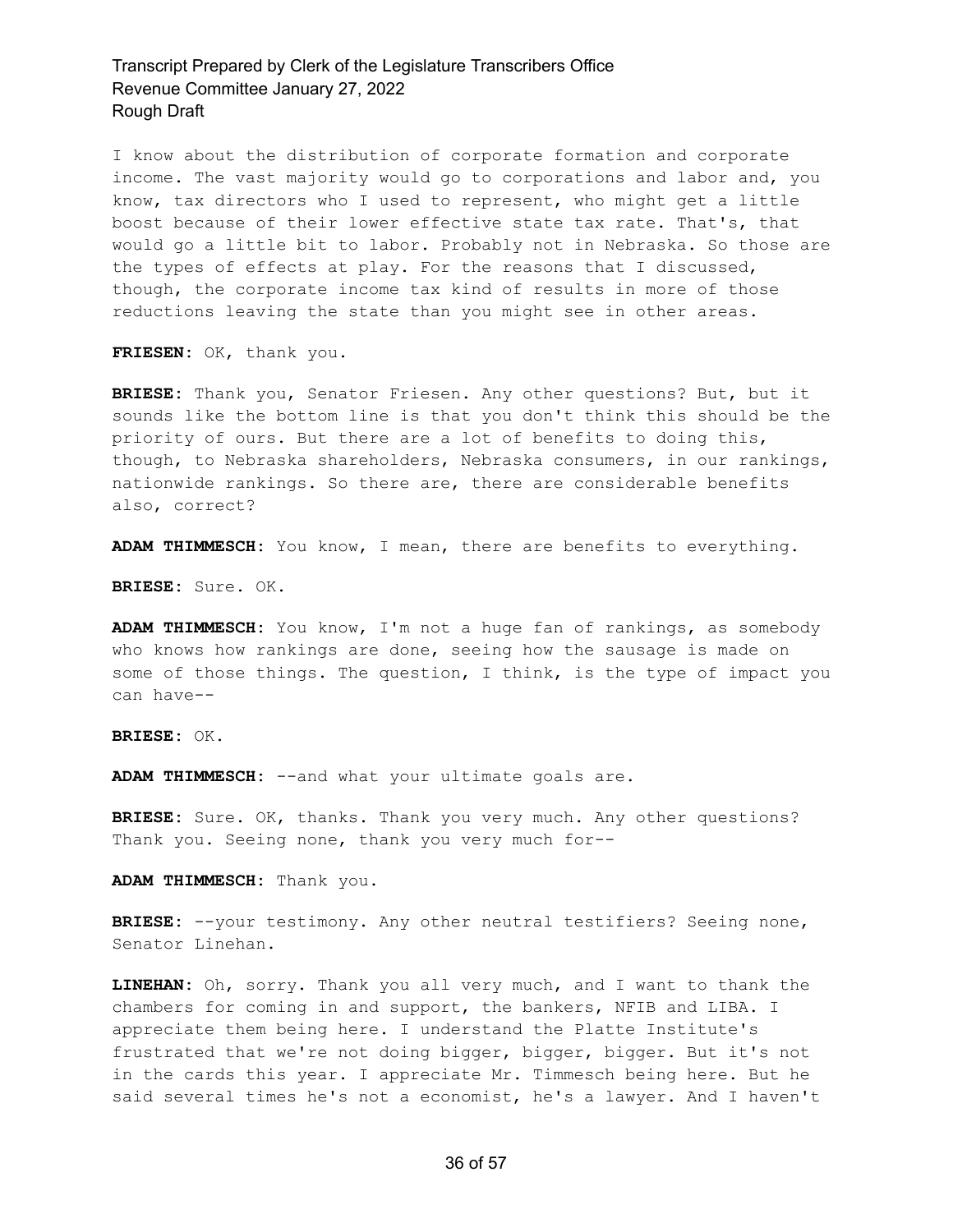I know about the distribution of corporate formation and corporate income. The vast majority would go to corporations and labor and, you know, tax directors who I used to represent, who might get a little boost because of their lower effective state tax rate. That's, that would go a little bit to labor. Probably not in Nebraska. So those are the types of effects at play. For the reasons that I discussed, though, the corporate income tax kind of results in more of those reductions leaving the state than you might see in other areas.

**FRIESEN:** OK, thank you.

**BRIESE:** Thank you, Senator Friesen. Any other questions? But, but it sounds like the bottom line is that you don't think this should be the priority of ours. But there are a lot of benefits to doing this, though, to Nebraska shareholders, Nebraska consumers, in our rankings, nationwide rankings. So there are, there are considerable benefits also, correct?

**ADAM THIMMESCH:** You know, I mean, there are benefits to everything.

**BRIESE:** Sure. OK.

**ADAM THIMMESCH:** You know, I'm not a huge fan of rankings, as somebody who knows how rankings are done, seeing how the sausage is made on some of those things. The question, I think, is the type of impact you can have--

**BRIESE:** OK.

**ADAM THIMMESCH:** --and what your ultimate goals are.

**BRIESE:** Sure. OK, thanks. Thank you very much. Any other questions? Thank you. Seeing none, thank you very much for--

**ADAM THIMMESCH:** Thank you.

**BRIESE:** --your testimony. Any other neutral testifiers? Seeing none, Senator Linehan.

**LINEHAN:** Oh, sorry. Thank you all very much, and I want to thank the chambers for coming in and support, the bankers, NFIB and LIBA. I appreciate them being here. I understand the Platte Institute's frustrated that we're not doing bigger, bigger, bigger. But it's not in the cards this year. I appreciate Mr. Timmesch being here. But he said several times he's not a economist, he's a lawyer. And I haven't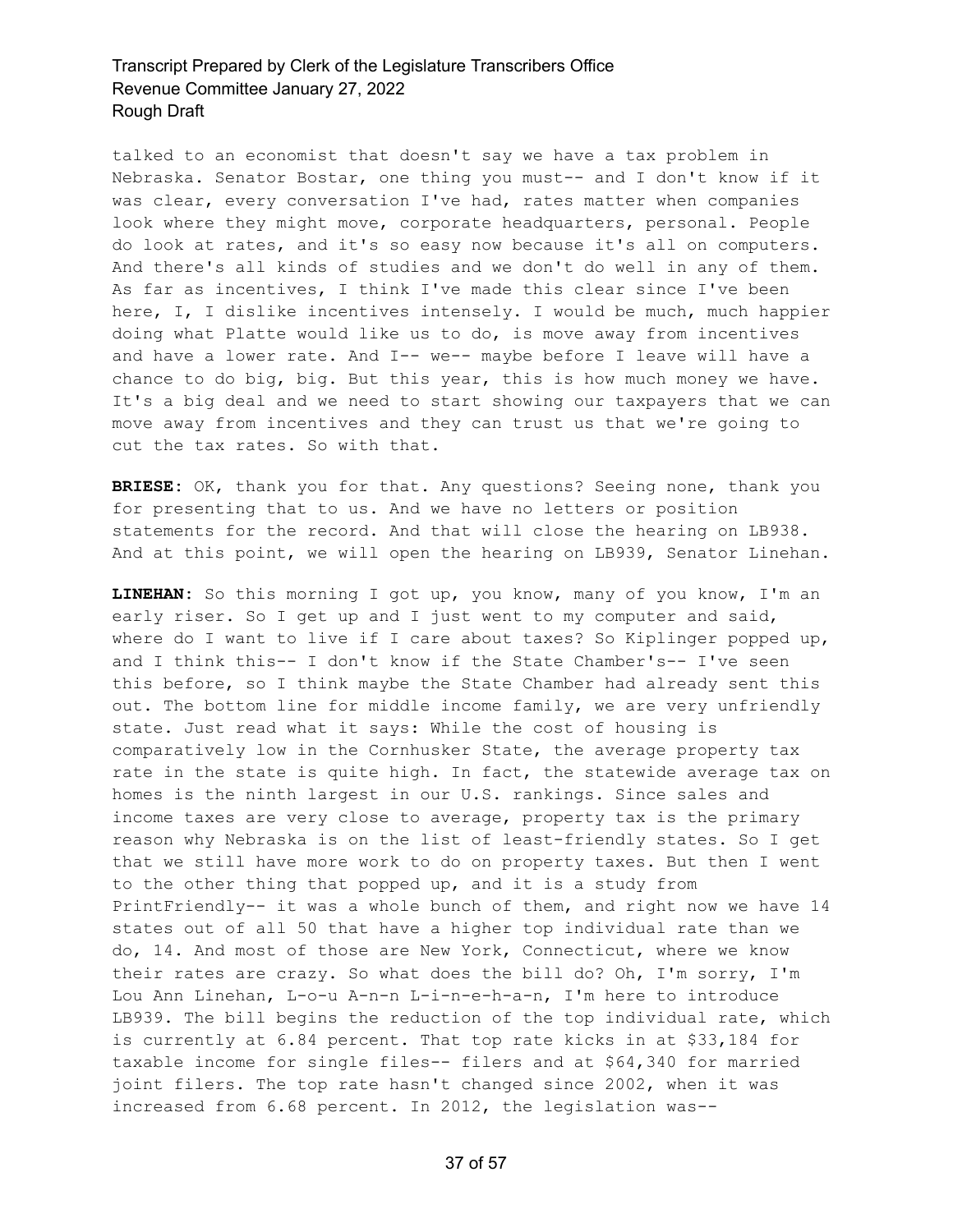talked to an economist that doesn't say we have a tax problem in Nebraska. Senator Bostar, one thing you must-- and I don't know if it was clear, every conversation I've had, rates matter when companies look where they might move, corporate headquarters, personal. People do look at rates, and it's so easy now because it's all on computers. And there's all kinds of studies and we don't do well in any of them. As far as incentives, I think I've made this clear since I've been here, I, I dislike incentives intensely. I would be much, much happier doing what Platte would like us to do, is move away from incentives and have a lower rate. And I-- we-- maybe before I leave will have a chance to do big, big. But this year, this is how much money we have. It's a big deal and we need to start showing our taxpayers that we can move away from incentives and they can trust us that we're going to cut the tax rates. So with that.

**BRIESE:** OK, thank you for that. Any questions? Seeing none, thank you for presenting that to us. And we have no letters or position statements for the record. And that will close the hearing on LB938. And at this point, we will open the hearing on LB939, Senator Linehan.

**LINEHAN:** So this morning I got up, you know, many of you know, I'm an early riser. So I get up and I just went to my computer and said, where do I want to live if I care about taxes? So Kiplinger popped up, and I think this-- I don't know if the State Chamber's-- I've seen this before, so I think maybe the State Chamber had already sent this out. The bottom line for middle income family, we are very unfriendly state. Just read what it says: While the cost of housing is comparatively low in the Cornhusker State, the average property tax rate in the state is quite high. In fact, the statewide average tax on homes is the ninth largest in our U.S. rankings. Since sales and income taxes are very close to average, property tax is the primary reason why Nebraska is on the list of least-friendly states. So I get that we still have more work to do on property taxes. But then I went to the other thing that popped up, and it is a study from PrintFriendly-- it was a whole bunch of them, and right now we have 14 states out of all 50 that have a higher top individual rate than we do, 14. And most of those are New York, Connecticut, where we know their rates are crazy. So what does the bill do? Oh, I'm sorry, I'm Lou Ann Linehan, L-o-u A-n-n L-i-n-e-h-a-n, I'm here to introduce LB939. The bill begins the reduction of the top individual rate, which is currently at 6.84 percent. That top rate kicks in at $33,184 for taxable income for single files-- filers and at $64,340 for married joint filers. The top rate hasn't changed since 2002, when it was increased from 6.68 percent. In 2012, the legislation was--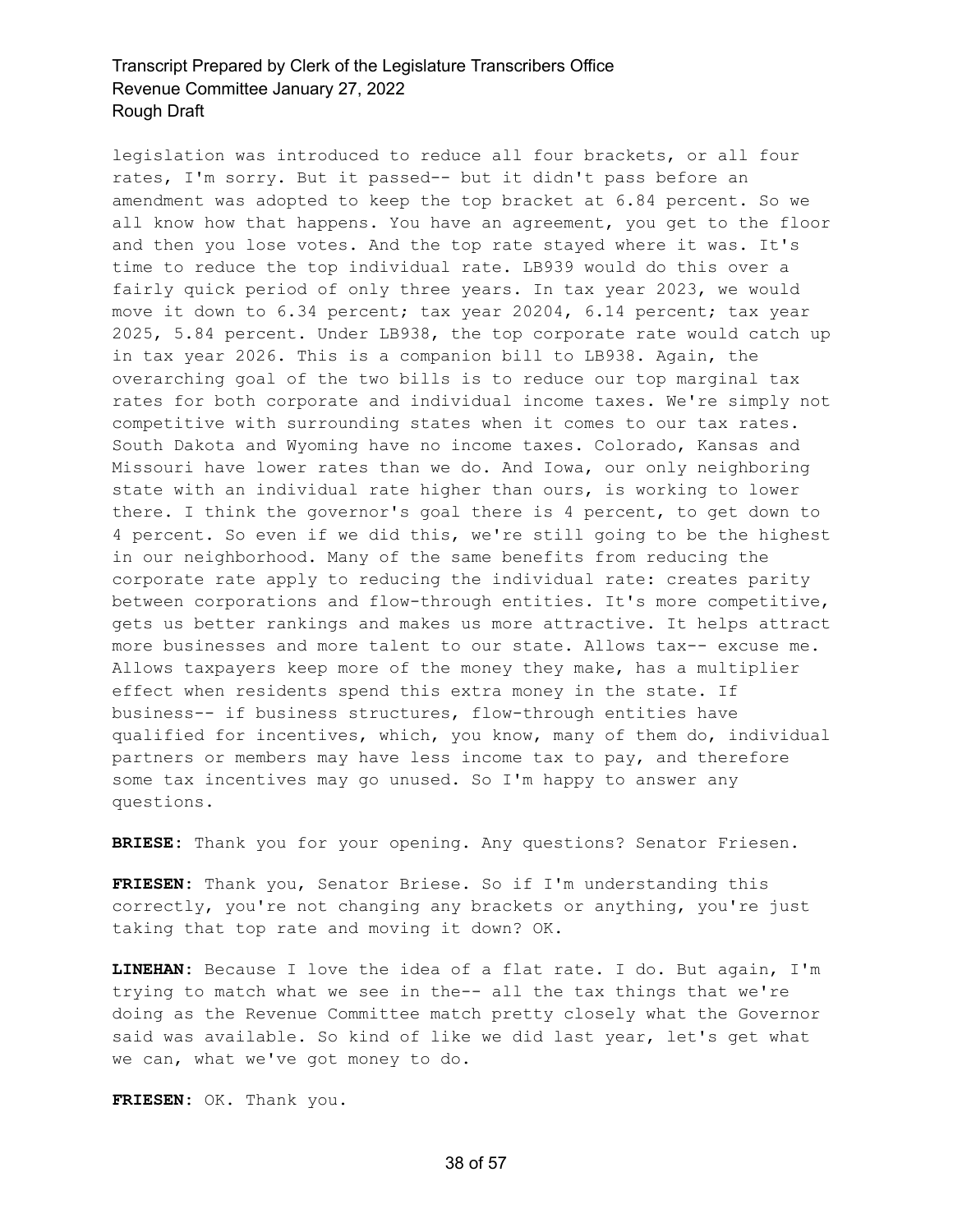legislation was introduced to reduce all four brackets, or all four rates, I'm sorry. But it passed-- but it didn't pass before an amendment was adopted to keep the top bracket at 6.84 percent. So we all know how that happens. You have an agreement, you get to the floor and then you lose votes. And the top rate stayed where it was. It's time to reduce the top individual rate. LB939 would do this over a fairly quick period of only three years. In tax year 2023, we would move it down to 6.34 percent; tax year 20204, 6.14 percent; tax year 2025, 5.84 percent. Under LB938, the top corporate rate would catch up in tax year 2026. This is a companion bill to LB938. Again, the overarching goal of the two bills is to reduce our top marginal tax rates for both corporate and individual income taxes. We're simply not competitive with surrounding states when it comes to our tax rates. South Dakota and Wyoming have no income taxes. Colorado, Kansas and Missouri have lower rates than we do. And Iowa, our only neighboring state with an individual rate higher than ours, is working to lower there. I think the governor's goal there is 4 percent, to get down to 4 percent. So even if we did this, we're still going to be the highest in our neighborhood. Many of the same benefits from reducing the corporate rate apply to reducing the individual rate: creates parity between corporations and flow-through entities. It's more competitive, gets us better rankings and makes us more attractive. It helps attract more businesses and more talent to our state. Allows tax-- excuse me. Allows taxpayers keep more of the money they make, has a multiplier effect when residents spend this extra money in the state. If business-- if business structures, flow-through entities have qualified for incentives, which, you know, many of them do, individual partners or members may have less income tax to pay, and therefore some tax incentives may go unused. So I'm happy to answer any questions.

**BRIESE:** Thank you for your opening. Any questions? Senator Friesen.

**FRIESEN:** Thank you, Senator Briese. So if I'm understanding this correctly, you're not changing any brackets or anything, you're just taking that top rate and moving it down? OK.

**LINEHAN:** Because I love the idea of a flat rate. I do. But again, I'm trying to match what we see in the-- all the tax things that we're doing as the Revenue Committee match pretty closely what the Governor said was available. So kind of like we did last year, let's get what we can, what we've got money to do.

**FRIESEN:** OK. Thank you.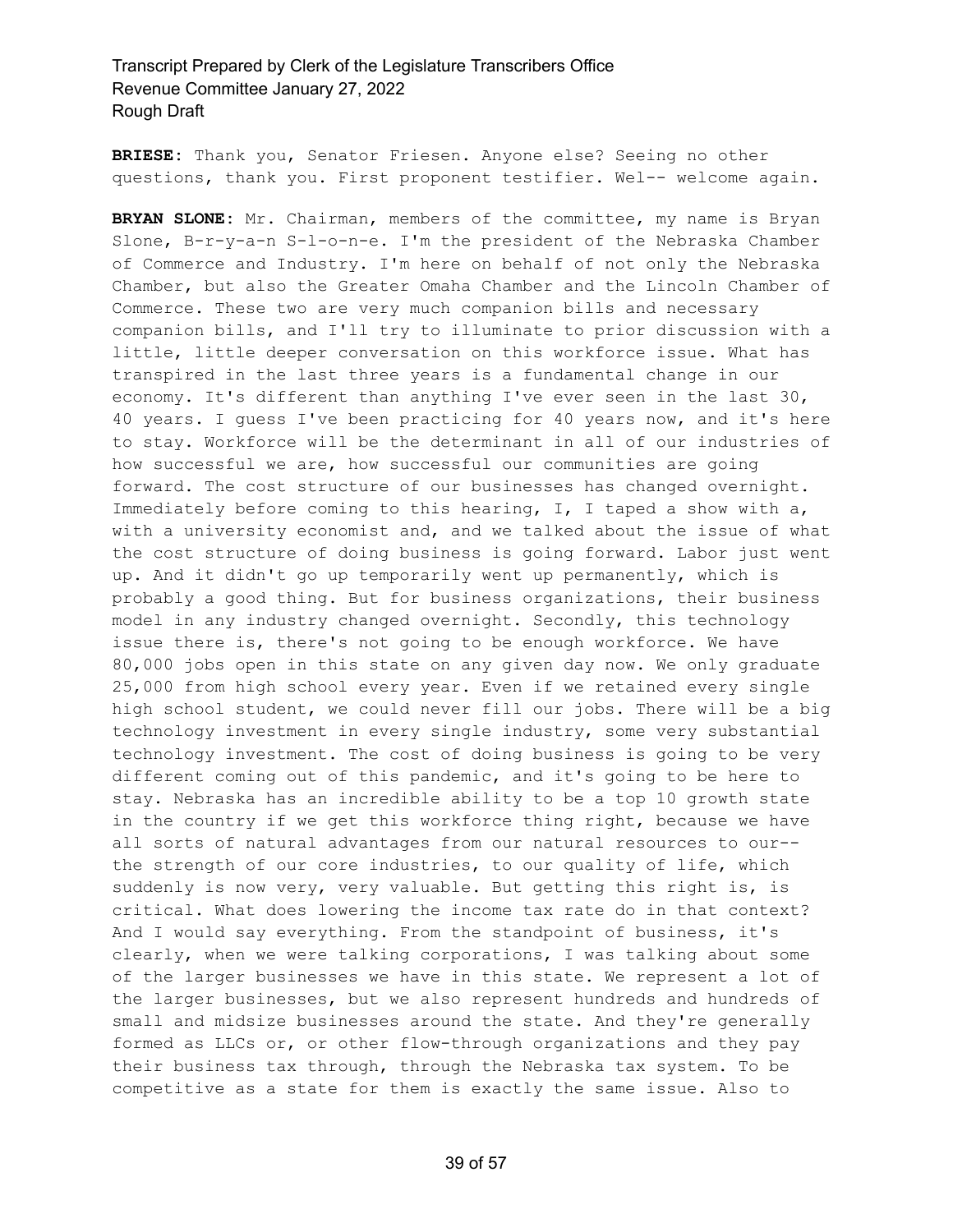**BRIESE:** Thank you, Senator Friesen. Anyone else? Seeing no other questions, thank you. First proponent testifier. Wel-- welcome again.

**BRYAN SLONE:** Mr. Chairman, members of the committee, my name is Bryan Slone, B-r-y-a-n S-l-o-n-e. I'm the president of the Nebraska Chamber of Commerce and Industry. I'm here on behalf of not only the Nebraska Chamber, but also the Greater Omaha Chamber and the Lincoln Chamber of Commerce. These two are very much companion bills and necessary companion bills, and I'll try to illuminate to prior discussion with a little, little deeper conversation on this workforce issue. What has transpired in the last three years is a fundamental change in our economy. It's different than anything I've ever seen in the last 30, 40 years. I guess I've been practicing for 40 years now, and it's here to stay. Workforce will be the determinant in all of our industries of how successful we are, how successful our communities are going forward. The cost structure of our businesses has changed overnight. Immediately before coming to this hearing, I, I taped a show with a, with a university economist and, and we talked about the issue of what the cost structure of doing business is going forward. Labor just went up. And it didn't go up temporarily went up permanently, which is probably a good thing. But for business organizations, their business model in any industry changed overnight. Secondly, this technology issue there is, there's not going to be enough workforce. We have 80,000 jobs open in this state on any given day now. We only graduate 25,000 from high school every year. Even if we retained every single high school student, we could never fill our jobs. There will be a big technology investment in every single industry, some very substantial technology investment. The cost of doing business is going to be very different coming out of this pandemic, and it's going to be here to stay. Nebraska has an incredible ability to be a top 10 growth state in the country if we get this workforce thing right, because we have all sorts of natural advantages from our natural resources to our-- the strength of our core industries, to our quality of life, which suddenly is now very, very valuable. But getting this right is, is critical. What does lowering the income tax rate do in that context? And I would say everything. From the standpoint of business, it's clearly, when we were talking corporations, I was talking about some of the larger businesses we have in this state. We represent a lot of the larger businesses, but we also represent hundreds and hundreds of small and midsize businesses around the state. And they're generally formed as LLCs or, or other flow-through organizations and they pay their business tax through, through the Nebraska tax system. To be competitive as a state for them is exactly the same issue. Also to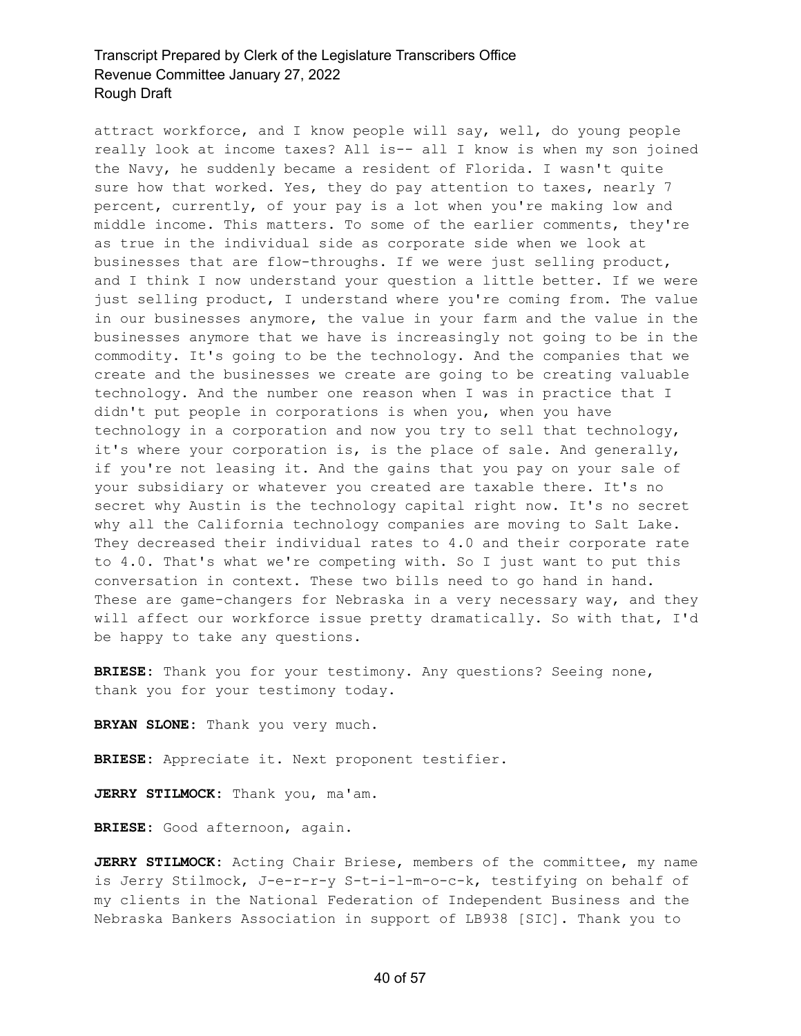attract workforce, and I know people will say, well, do young people really look at income taxes? All is-- all I know is when my son joined the Navy, he suddenly became a resident of Florida. I wasn't quite sure how that worked. Yes, they do pay attention to taxes, nearly 7 percent, currently, of your pay is a lot when you're making low and middle income. This matters. To some of the earlier comments, they're as true in the individual side as corporate side when we look at businesses that are flow-throughs. If we were just selling product, and I think I now understand your question a little better. If we were just selling product, I understand where you're coming from. The value in our businesses anymore, the value in your farm and the value in the businesses anymore that we have is increasingly not going to be in the commodity. It's going to be the technology. And the companies that we create and the businesses we create are going to be creating valuable technology. And the number one reason when I was in practice that I didn't put people in corporations is when you, when you have technology in a corporation and now you try to sell that technology, it's where your corporation is, is the place of sale. And generally, if you're not leasing it. And the gains that you pay on your sale of your subsidiary or whatever you created are taxable there. It's no secret why Austin is the technology capital right now. It's no secret why all the California technology companies are moving to Salt Lake. They decreased their individual rates to 4.0 and their corporate rate to 4.0. That's what we're competing with. So I just want to put this conversation in context. These two bills need to go hand in hand. These are game-changers for Nebraska in a very necessary way, and they will affect our workforce issue pretty dramatically. So with that, I'd be happy to take any questions.

**BRIESE:** Thank you for your testimony. Any questions? Seeing none, thank you for your testimony today.

**BRYAN SLONE:** Thank you very much.

**BRIESE:** Appreciate it. Next proponent testifier.

**JERRY STILMOCK:** Thank you, ma'am.

**BRIESE:** Good afternoon, again.

**JERRY STILMOCK:** Acting Chair Briese, members of the committee, my name is Jerry Stilmock, J-e-r-r-y S-t-i-l-m-o-c-k, testifying on behalf of my clients in the National Federation of Independent Business and the Nebraska Bankers Association in support of LB938 [SIC]. Thank you to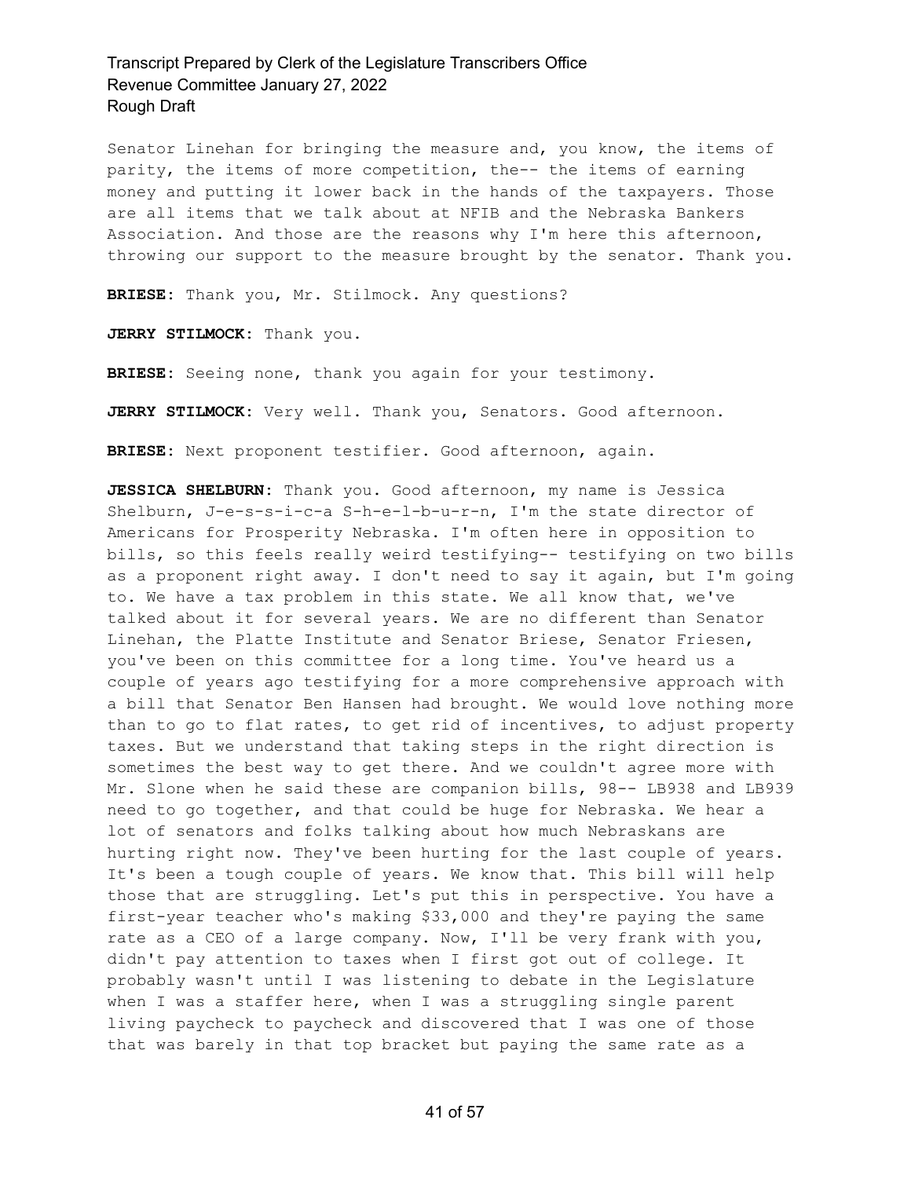Senator Linehan for bringing the measure and, you know, the items of parity, the items of more competition, the-- the items of earning money and putting it lower back in the hands of the taxpayers. Those are all items that we talk about at NFIB and the Nebraska Bankers Association. And those are the reasons why I'm here this afternoon, throwing our support to the measure brought by the senator. Thank you.

**BRIESE:** Thank you, Mr. Stilmock. Any questions?

**JERRY STILMOCK:** Thank you.

**BRIESE:** Seeing none, thank you again for your testimony.

**JERRY STILMOCK:** Very well. Thank you, Senators. Good afternoon.

**BRIESE:** Next proponent testifier. Good afternoon, again.

**JESSICA SHELBURN:** Thank you. Good afternoon, my name is Jessica Shelburn, J-e-s-s-i-c-a S-h-e-l-b-u-r-n, I'm the state director of Americans for Prosperity Nebraska. I'm often here in opposition to bills, so this feels really weird testifying-- testifying on two bills as a proponent right away. I don't need to say it again, but I'm going to. We have a tax problem in this state. We all know that, we've talked about it for several years. We are no different than Senator Linehan, the Platte Institute and Senator Briese, Senator Friesen, you've been on this committee for a long time. You've heard us a couple of years ago testifying for a more comprehensive approach with a bill that Senator Ben Hansen had brought. We would love nothing more than to go to flat rates, to get rid of incentives, to adjust property taxes. But we understand that taking steps in the right direction is sometimes the best way to get there. And we couldn't agree more with Mr. Slone when he said these are companion bills, 98-- LB938 and LB939 need to go together, and that could be huge for Nebraska. We hear a lot of senators and folks talking about how much Nebraskans are hurting right now. They've been hurting for the last couple of years. It's been a tough couple of years. We know that. This bill will help those that are struggling. Let's put this in perspective. You have a first-year teacher who's making $33,000 and they're paying the same rate as a CEO of a large company. Now, I'll be very frank with you, didn't pay attention to taxes when I first got out of college. It probably wasn't until I was listening to debate in the Legislature when I was a staffer here, when I was a struggling single parent living paycheck to paycheck and discovered that I was one of those that was barely in that top bracket but paying the same rate as a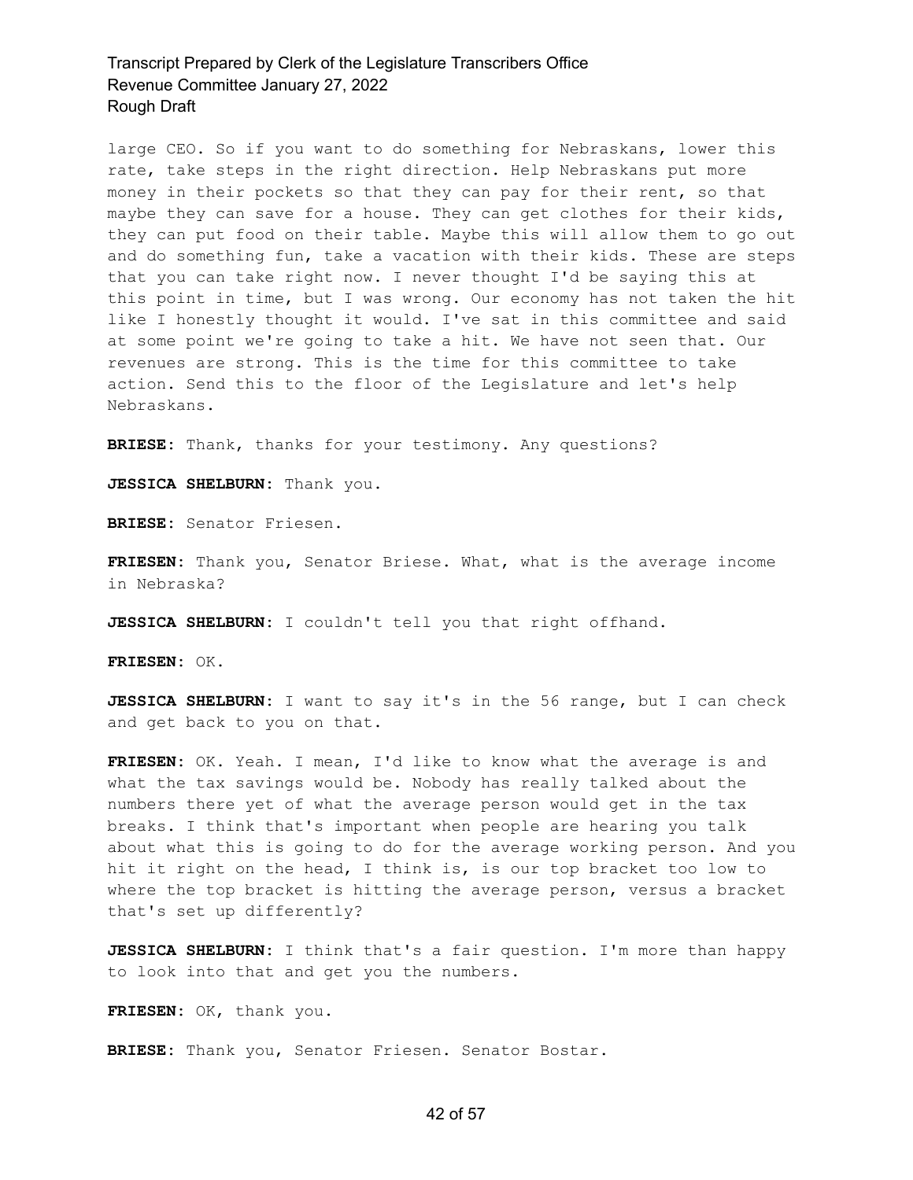large CEO. So if you want to do something for Nebraskans, lower this rate, take steps in the right direction. Help Nebraskans put more money in their pockets so that they can pay for their rent, so that maybe they can save for a house. They can get clothes for their kids, they can put food on their table. Maybe this will allow them to go out and do something fun, take a vacation with their kids. These are steps that you can take right now. I never thought I'd be saying this at this point in time, but I was wrong. Our economy has not taken the hit like I honestly thought it would. I've sat in this committee and said at some point we're going to take a hit. We have not seen that. Our revenues are strong. This is the time for this committee to take action. Send this to the floor of the Legislature and let's help Nebraskans.

**BRIESE:** Thank, thanks for your testimony. Any questions?

**JESSICA SHELBURN:** Thank you.

**BRIESE:** Senator Friesen.

**FRIESEN:** Thank you, Senator Briese. What, what is the average income in Nebraska?

**JESSICA SHELBURN:** I couldn't tell you that right offhand.

**FRIESEN:** OK.

**JESSICA SHELBURN:** I want to say it's in the 56 range, but I can check and get back to you on that.

**FRIESEN:** OK. Yeah. I mean, I'd like to know what the average is and what the tax savings would be. Nobody has really talked about the numbers there yet of what the average person would get in the tax breaks. I think that's important when people are hearing you talk about what this is going to do for the average working person. And you hit it right on the head, I think is, is our top bracket too low to where the top bracket is hitting the average person, versus a bracket that's set up differently?

**JESSICA SHELBURN:** I think that's a fair question. I'm more than happy to look into that and get you the numbers.

**FRIESEN:** OK, thank you.

**BRIESE:** Thank you, Senator Friesen. Senator Bostar.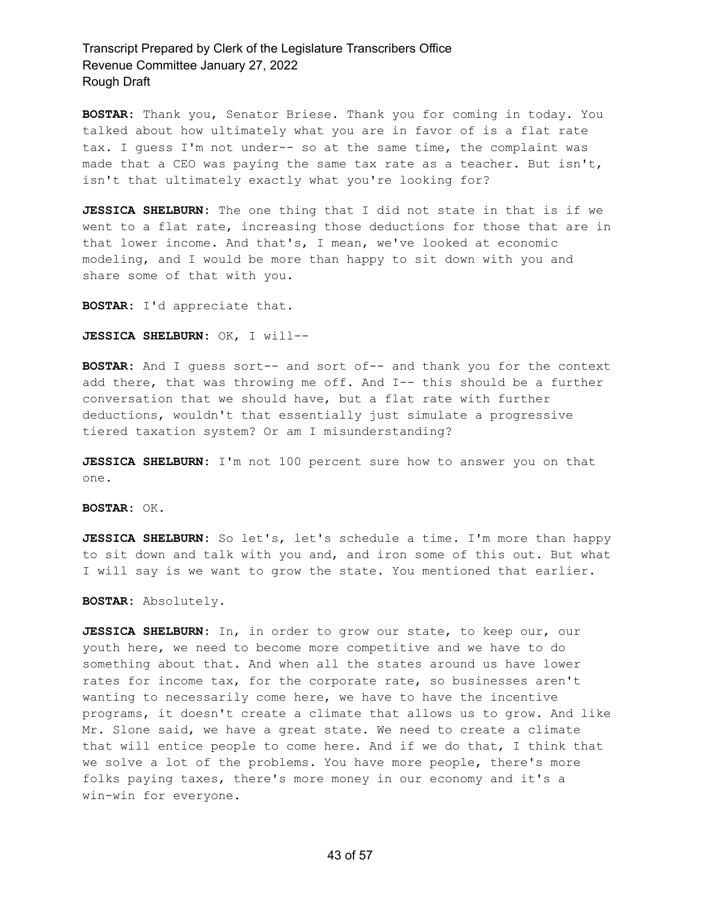**BOSTAR:** Thank you, Senator Briese. Thank you for coming in today. You talked about how ultimately what you are in favor of is a flat rate tax. I guess I'm not under-- so at the same time, the complaint was made that a CEO was paying the same tax rate as a teacher. But isn't, isn't that ultimately exactly what you're looking for?

**JESSICA SHELBURN:** The one thing that I did not state in that is if we went to a flat rate, increasing those deductions for those that are in that lower income. And that's, I mean, we've looked at economic modeling, and I would be more than happy to sit down with you and share some of that with you.

**BOSTAR:** I'd appreciate that.

**JESSICA SHELBURN:** OK, I will--

**BOSTAR:** And I guess sort-- and sort of-- and thank you for the context add there, that was throwing me off. And I-- this should be a further conversation that we should have, but a flat rate with further deductions, wouldn't that essentially just simulate a progressive tiered taxation system? Or am I misunderstanding?

**JESSICA SHELBURN:** I'm not 100 percent sure how to answer you on that one.

**BOSTAR:** OK.

**JESSICA SHELBURN:** So let's, let's schedule a time. I'm more than happy to sit down and talk with you and, and iron some of this out. But what I will say is we want to grow the state. You mentioned that earlier.

**BOSTAR:** Absolutely.

**JESSICA SHELBURN:** In, in order to grow our state, to keep our, our youth here, we need to become more competitive and we have to do something about that. And when all the states around us have lower rates for income tax, for the corporate rate, so businesses aren't wanting to necessarily come here, we have to have the incentive programs, it doesn't create a climate that allows us to grow. And like Mr. Slone said, we have a great state. We need to create a climate that will entice people to come here. And if we do that, I think that we solve a lot of the problems. You have more people, there's more folks paying taxes, there's more money in our economy and it's a win-win for everyone.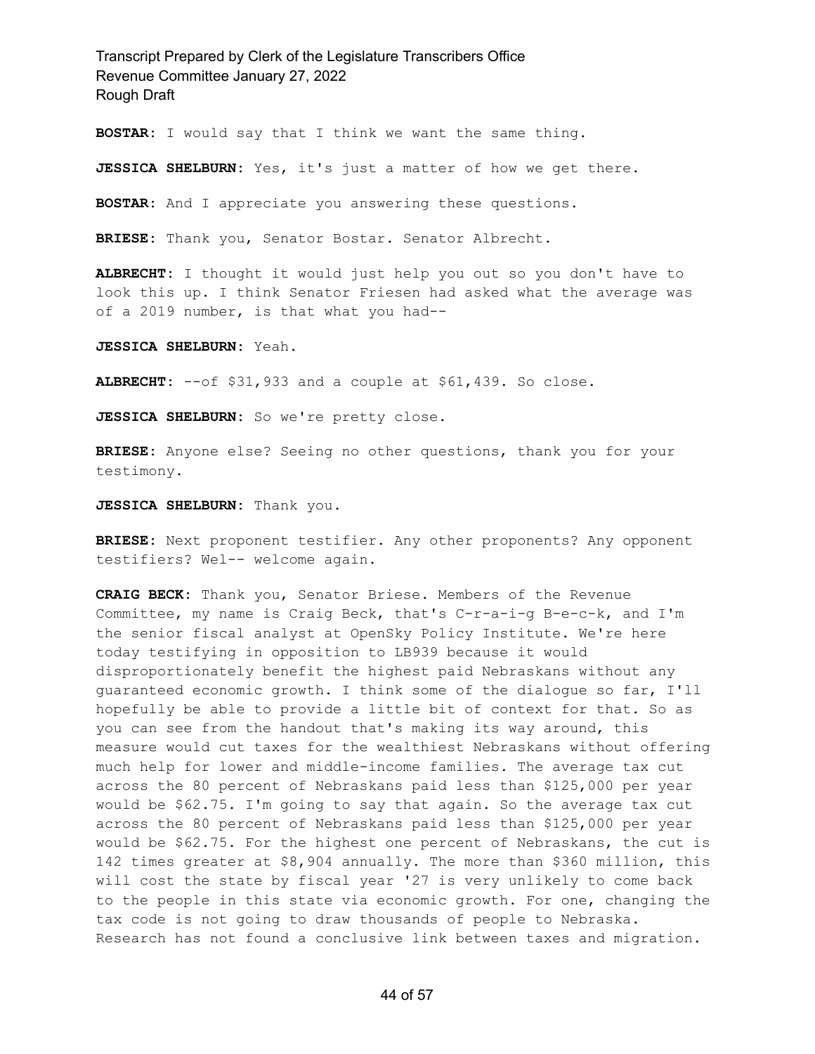**BOSTAR:** I would say that I think we want the same thing.

**JESSICA SHELBURN:** Yes, it's just a matter of how we get there.

**BOSTAR:** And I appreciate you answering these questions.

**BRIESE:** Thank you, Senator Bostar. Senator Albrecht.

**ALBRECHT:** I thought it would just help you out so you don't have to look this up. I think Senator Friesen had asked what the average was of a 2019 number, is that what you had--

**JESSICA SHELBURN:** Yeah.

**ALBRECHT:** --of $31,933 and a couple at $61,439. So close.

**JESSICA SHELBURN:** So we're pretty close.

**BRIESE:** Anyone else? Seeing no other questions, thank you for your testimony.

**JESSICA SHELBURN:** Thank you.

**BRIESE:** Next proponent testifier. Any other proponents? Any opponent testifiers? Wel-- welcome again.

**CRAIG BECK:** Thank you, Senator Briese. Members of the Revenue Committee, my name is Craig Beck, that's C-r-a-i-g B-e-c-k, and I'm the senior fiscal analyst at OpenSky Policy Institute. We're here today testifying in opposition to LB939 because it would disproportionately benefit the highest paid Nebraskans without any guaranteed economic growth. I think some of the dialogue so far, I'll hopefully be able to provide a little bit of context for that. So as you can see from the handout that's making its way around, this measure would cut taxes for the wealthiest Nebraskans without offering much help for lower and middle-income families. The average tax cut across the 80 percent of Nebraskans paid less than $125,000 per year would be $62.75. I'm going to say that again. So the average tax cut across the 80 percent of Nebraskans paid less than $125,000 per year would be $62.75. For the highest one percent of Nebraskans, the cut is 142 times greater at $8,904 annually. The more than $360 million, this will cost the state by fiscal year '27 is very unlikely to come back to the people in this state via economic growth. For one, changing the tax code is not going to draw thousands of people to Nebraska. Research has not found a conclusive link between taxes and migration.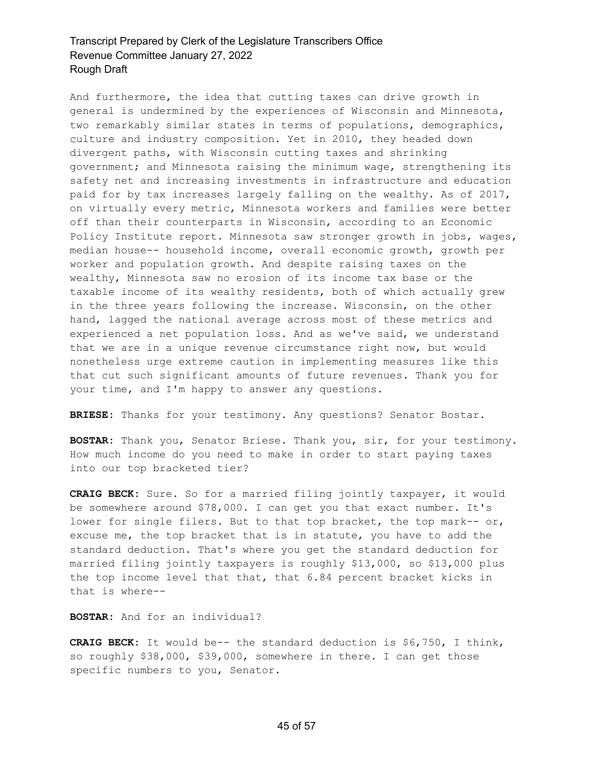And furthermore, the idea that cutting taxes can drive growth in general is undermined by the experiences of Wisconsin and Minnesota, two remarkably similar states in terms of populations, demographics, culture and industry composition. Yet in 2010, they headed down divergent paths, with Wisconsin cutting taxes and shrinking government; and Minnesota raising the minimum wage, strengthening its safety net and increasing investments in infrastructure and education paid for by tax increases largely falling on the wealthy. As of 2017, on virtually every metric, Minnesota workers and families were better off than their counterparts in Wisconsin, according to an Economic Policy Institute report. Minnesota saw stronger growth in jobs, wages, median house-- household income, overall economic growth, growth per worker and population growth. And despite raising taxes on the wealthy, Minnesota saw no erosion of its income tax base or the taxable income of its wealthy residents, both of which actually grew in the three years following the increase. Wisconsin, on the other hand, lagged the national average across most of these metrics and experienced a net population loss. And as we've said, we understand that we are in a unique revenue circumstance right now, but would nonetheless urge extreme caution in implementing measures like this that cut such significant amounts of future revenues. Thank you for your time, and I'm happy to answer any questions.

**BRIESE:** Thanks for your testimony. Any questions? Senator Bostar.

**BOSTAR:** Thank you, Senator Briese. Thank you, sir, for your testimony. How much income do you need to make in order to start paying taxes into our top bracketed tier?

**CRAIG BECK:** Sure. So for a married filing jointly taxpayer, it would be somewhere around $78,000. I can get you that exact number. It's lower for single filers. But to that top bracket, the top mark-- or, excuse me, the top bracket that is in statute, you have to add the standard deduction. That's where you get the standard deduction for married filing jointly taxpayers is roughly $13,000, so $13,000 plus the top income level that that, that 6.84 percent bracket kicks in that is where--

**BOSTAR:** And for an individual?

**CRAIG BECK:** It would be-- the standard deduction is $6,750, I think, so roughly $38,000, $39,000, somewhere in there. I can get those specific numbers to you, Senator.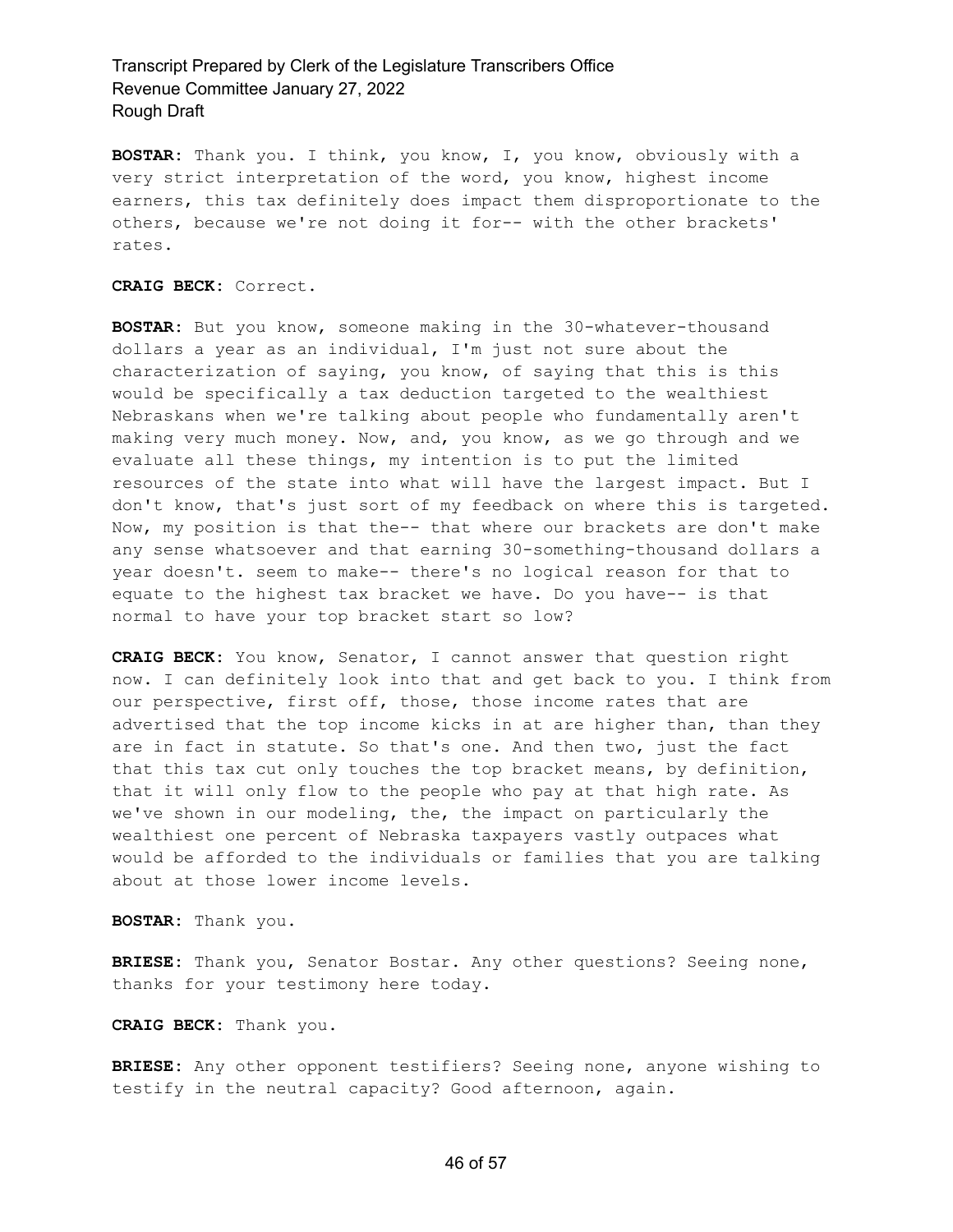**BOSTAR:** Thank you. I think, you know, I, you know, obviously with a very strict interpretation of the word, you know, highest income earners, this tax definitely does impact them disproportionate to the others, because we're not doing it for-- with the other brackets' rates.

**CRAIG BECK:** Correct.

**BOSTAR:** But you know, someone making in the 30-whatever-thousand dollars a year as an individual, I'm just not sure about the characterization of saying, you know, of saying that this is this would be specifically a tax deduction targeted to the wealthiest Nebraskans when we're talking about people who fundamentally aren't making very much money. Now, and, you know, as we go through and we evaluate all these things, my intention is to put the limited resources of the state into what will have the largest impact. But I don't know, that's just sort of my feedback on where this is targeted. Now, my position is that the-- that where our brackets are don't make any sense whatsoever and that earning 30-something-thousand dollars a year doesn't. seem to make-- there's no logical reason for that to equate to the highest tax bracket we have. Do you have-- is that normal to have your top bracket start so low?

**CRAIG BECK:** You know, Senator, I cannot answer that question right now. I can definitely look into that and get back to you. I think from our perspective, first off, those, those income rates that are advertised that the top income kicks in at are higher than, than they are in fact in statute. So that's one. And then two, just the fact that this tax cut only touches the top bracket means, by definition, that it will only flow to the people who pay at that high rate. As we've shown in our modeling, the, the impact on particularly the wealthiest one percent of Nebraska taxpayers vastly outpaces what would be afforded to the individuals or families that you are talking about at those lower income levels.

**BOSTAR:** Thank you.

**BRIESE:** Thank you, Senator Bostar. Any other questions? Seeing none, thanks for your testimony here today.

**CRAIG BECK:** Thank you.

**BRIESE:** Any other opponent testifiers? Seeing none, anyone wishing to testify in the neutral capacity? Good afternoon, again.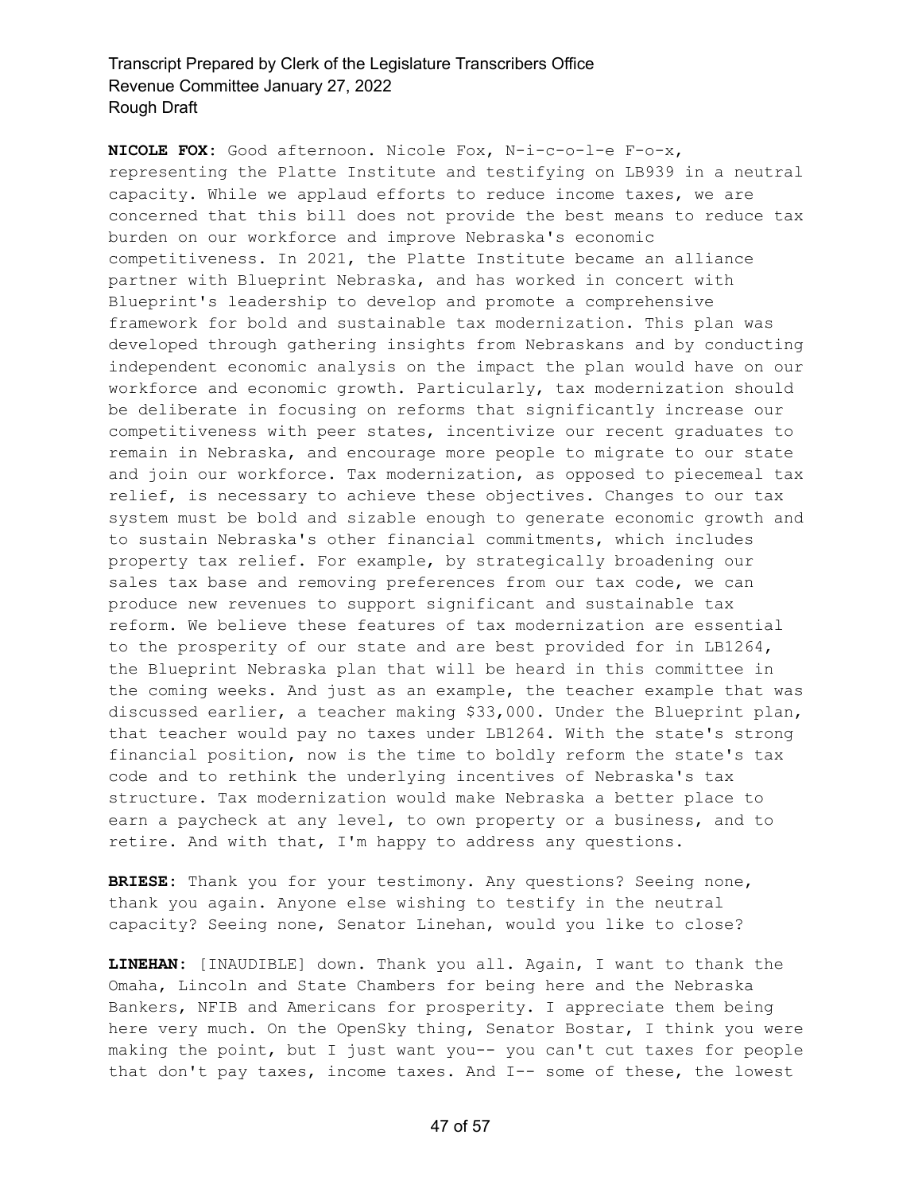**NICOLE FOX:** Good afternoon. Nicole Fox, N-i-c-o-l-e F-o-x, representing the Platte Institute and testifying on LB939 in a neutral capacity. While we applaud efforts to reduce income taxes, we are concerned that this bill does not provide the best means to reduce tax burden on our workforce and improve Nebraska's economic competitiveness. In 2021, the Platte Institute became an alliance partner with Blueprint Nebraska, and has worked in concert with Blueprint's leadership to develop and promote a comprehensive framework for bold and sustainable tax modernization. This plan was developed through gathering insights from Nebraskans and by conducting independent economic analysis on the impact the plan would have on our workforce and economic growth. Particularly, tax modernization should be deliberate in focusing on reforms that significantly increase our competitiveness with peer states, incentivize our recent graduates to remain in Nebraska, and encourage more people to migrate to our state and join our workforce. Tax modernization, as opposed to piecemeal tax relief, is necessary to achieve these objectives. Changes to our tax system must be bold and sizable enough to generate economic growth and to sustain Nebraska's other financial commitments, which includes property tax relief. For example, by strategically broadening our sales tax base and removing preferences from our tax code, we can produce new revenues to support significant and sustainable tax reform. We believe these features of tax modernization are essential to the prosperity of our state and are best provided for in LB1264, the Blueprint Nebraska plan that will be heard in this committee in the coming weeks. And just as an example, the teacher example that was discussed earlier, a teacher making $33,000. Under the Blueprint plan, that teacher would pay no taxes under LB1264. With the state's strong financial position, now is the time to boldly reform the state's tax code and to rethink the underlying incentives of Nebraska's tax structure. Tax modernization would make Nebraska a better place to earn a paycheck at any level, to own property or a business, and to retire. And with that, I'm happy to address any questions.

**BRIESE:** Thank you for your testimony. Any questions? Seeing none, thank you again. Anyone else wishing to testify in the neutral capacity? Seeing none, Senator Linehan, would you like to close?

**LINEHAN:** [INAUDIBLE] down. Thank you all. Again, I want to thank the Omaha, Lincoln and State Chambers for being here and the Nebraska Bankers, NFIB and Americans for prosperity. I appreciate them being here very much. On the OpenSky thing, Senator Bostar, I think you were making the point, but I just want you-- you can't cut taxes for people that don't pay taxes, income taxes. And I-- some of these, the lowest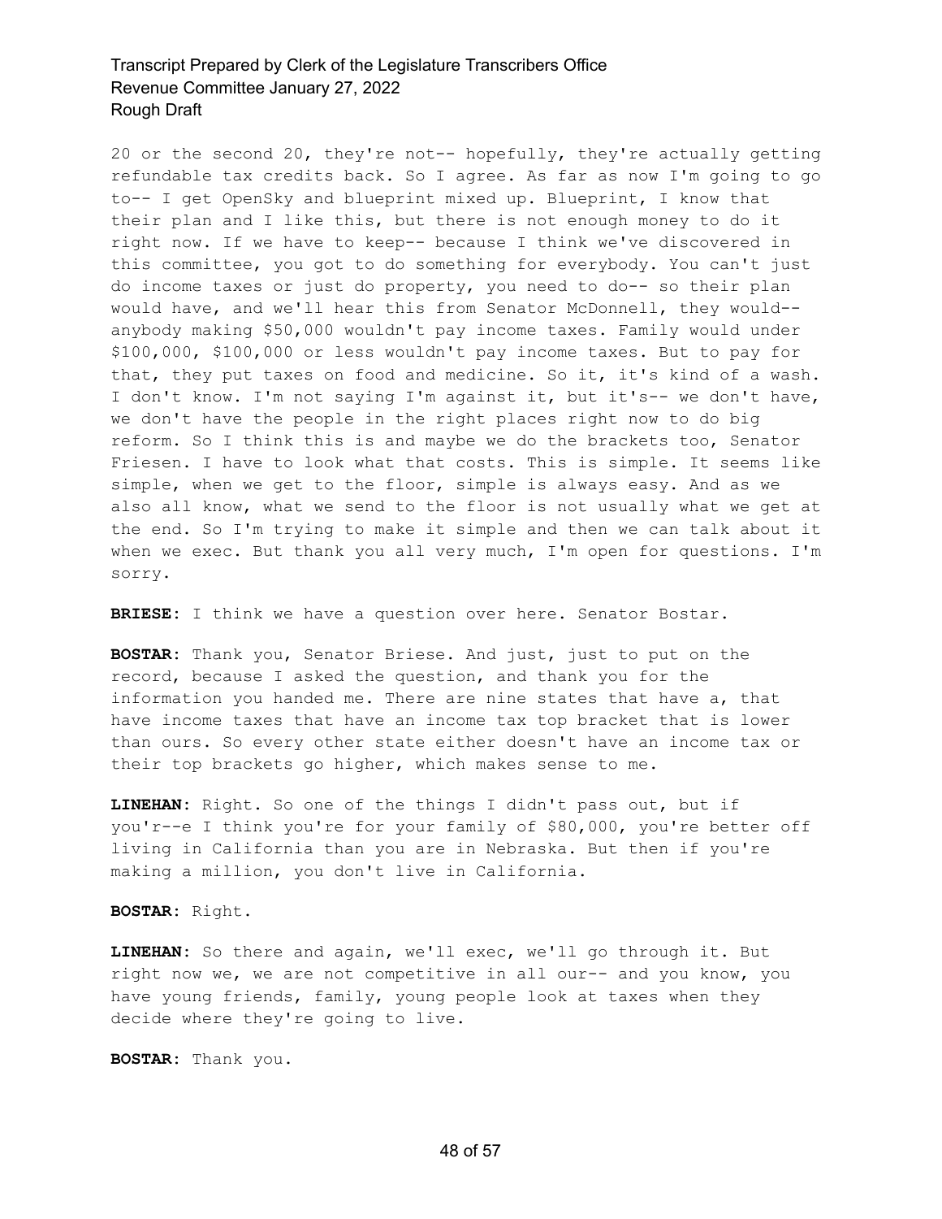20 or the second 20, they're not-- hopefully, they're actually getting refundable tax credits back. So I agree. As far as now I'm going to go to-- I get OpenSky and blueprint mixed up. Blueprint, I know that their plan and I like this, but there is not enough money to do it right now. If we have to keep-- because I think we've discovered in this committee, you got to do something for everybody. You can't just do income taxes or just do property, you need to do-- so their plan would have, and we'll hear this from Senator McDonnell, they would-- anybody making $50,000 wouldn't pay income taxes. Family would under $100,000, $100,000 or less wouldn't pay income taxes. But to pay for that, they put taxes on food and medicine. So it, it's kind of a wash. I don't know. I'm not saying I'm against it, but it's-- we don't have, we don't have the people in the right places right now to do big reform. So I think this is and maybe we do the brackets too, Senator Friesen. I have to look what that costs. This is simple. It seems like simple, when we get to the floor, simple is always easy. And as we also all know, what we send to the floor is not usually what we get at the end. So I'm trying to make it simple and then we can talk about it when we exec. But thank you all very much, I'm open for questions. I'm sorry.

**BRIESE:** I think we have a question over here. Senator Bostar.

**BOSTAR:** Thank you, Senator Briese. And just, just to put on the record, because I asked the question, and thank you for the information you handed me. There are nine states that have a, that have income taxes that have an income tax top bracket that is lower than ours. So every other state either doesn't have an income tax or their top brackets go higher, which makes sense to me.

**LINEHAN:** Right. So one of the things I didn't pass out, but if you'r--e I think you're for your family of $80,000, you're better off living in California than you are in Nebraska. But then if you're making a million, you don't live in California.

**BOSTAR:** Right.

**LINEHAN:** So there and again, we'll exec, we'll go through it. But right now we, we are not competitive in all our-- and you know, you have young friends, family, young people look at taxes when they decide where they're going to live.

**BOSTAR:** Thank you.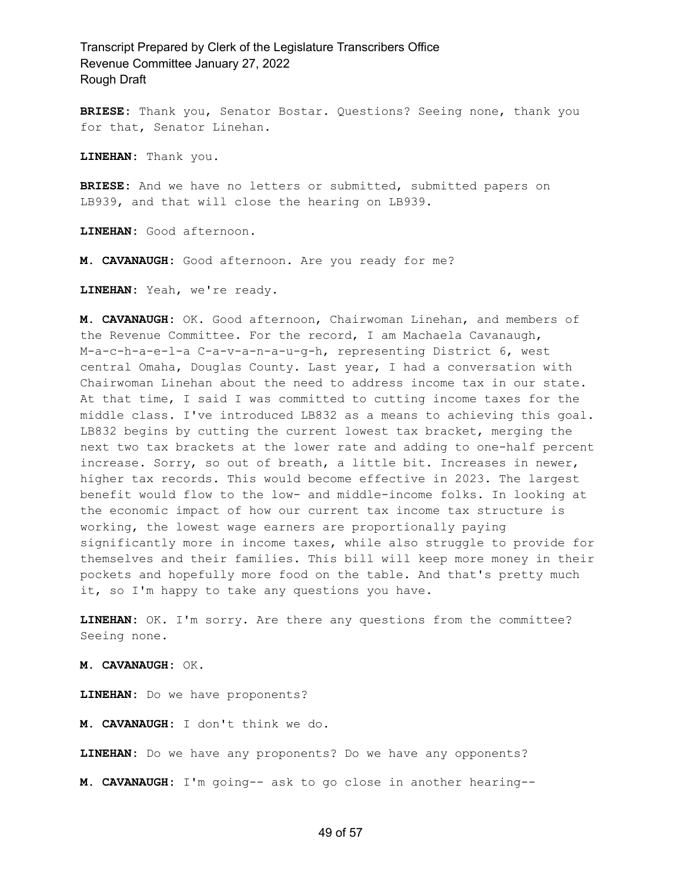**BRIESE:** Thank you, Senator Bostar. Questions? Seeing none, thank you for that, Senator Linehan.

**LINEHAN:** Thank you.

**BRIESE:** And we have no letters or submitted, submitted papers on LB939, and that will close the hearing on LB939.

**LINEHAN:** Good afternoon.

**M. CAVANAUGH:** Good afternoon. Are you ready for me?

**LINEHAN:** Yeah, we're ready.

**M. CAVANAUGH:** OK. Good afternoon, Chairwoman Linehan, and members of the Revenue Committee. For the record, I am Machaela Cavanaugh, M-a-c-h-a-e-l-a C-a-v-a-n-a-u-g-h, representing District 6, west central Omaha, Douglas County. Last year, I had a conversation with Chairwoman Linehan about the need to address income tax in our state. At that time, I said I was committed to cutting income taxes for the middle class. I've introduced LB832 as a means to achieving this goal. LB832 begins by cutting the current lowest tax bracket, merging the next two tax brackets at the lower rate and adding to one-half percent increase. Sorry, so out of breath, a little bit. Increases in newer, higher tax records. This would become effective in 2023. The largest benefit would flow to the low- and middle-income folks. In looking at the economic impact of how our current tax income tax structure is working, the lowest wage earners are proportionally paying significantly more in income taxes, while also struggle to provide for themselves and their families. This bill will keep more money in their pockets and hopefully more food on the table. And that's pretty much it, so I'm happy to take any questions you have.

**LINEHAN:** OK. I'm sorry. Are there any questions from the committee? Seeing none.

**M. CAVANAUGH:** OK.

**LINEHAN:** Do we have proponents?

**M. CAVANAUGH:** I don't think we do.

**LINEHAN:** Do we have any proponents? Do we have any opponents?

**M. CAVANAUGH:** I'm going-- ask to go close in another hearing--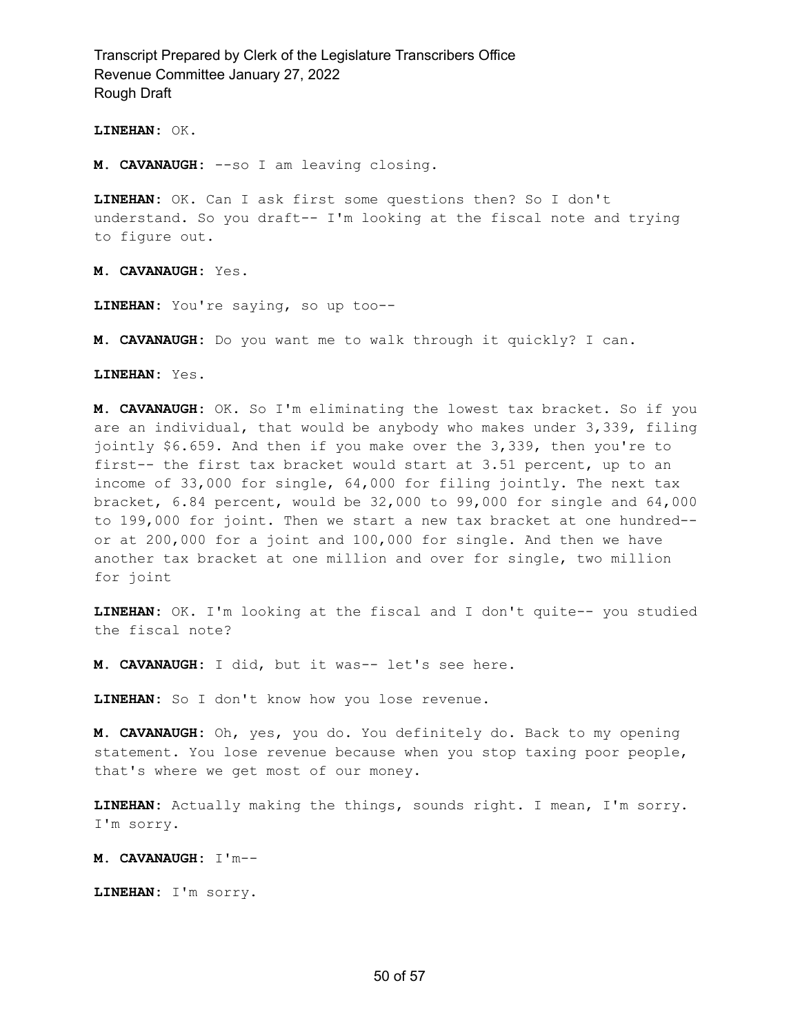**LINEHAN:** OK.

**M. CAVANAUGH:** --so I am leaving closing.

**LINEHAN:** OK. Can I ask first some questions then? So I don't understand. So you draft-- I'm looking at the fiscal note and trying to figure out.

**M. CAVANAUGH:** Yes.

**LINEHAN:** You're saying, so up too--

**M. CAVANAUGH:** Do you want me to walk through it quickly? I can.

**LINEHAN:** Yes.

**M. CAVANAUGH:** OK. So I'm eliminating the lowest tax bracket. So if you are an individual, that would be anybody who makes under 3,339, filing jointly $6.659. And then if you make over the 3,339, then you're to first-- the first tax bracket would start at 3.51 percent, up to an income of 33,000 for single, 64,000 for filing jointly. The next tax bracket, 6.84 percent, would be 32,000 to 99,000 for single and 64,000 to 199,000 for joint. Then we start a new tax bracket at one hundred-- or at 200,000 for a joint and 100,000 for single. And then we have another tax bracket at one million and over for single, two million for joint

**LINEHAN:** OK. I'm looking at the fiscal and I don't quite-- you studied the fiscal note?

**M. CAVANAUGH:** I did, but it was-- let's see here.

**LINEHAN:** So I don't know how you lose revenue.

**M. CAVANAUGH:** Oh, yes, you do. You definitely do. Back to my opening statement. You lose revenue because when you stop taxing poor people, that's where we get most of our money.

**LINEHAN:** Actually making the things, sounds right. I mean, I'm sorry. I'm sorry.

**M. CAVANAUGH:** I'm--

**LINEHAN:** I'm sorry.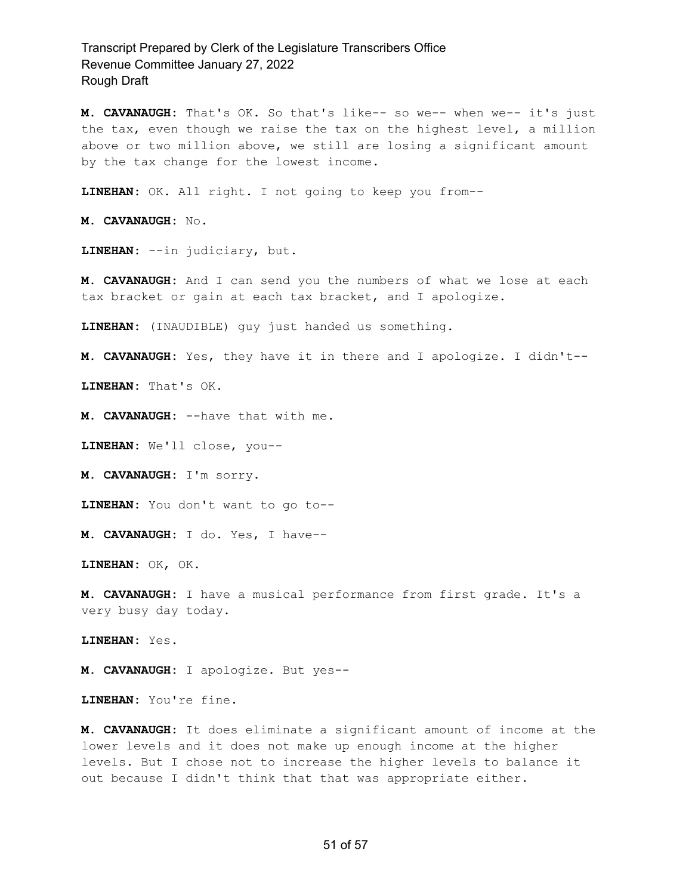**M. CAVANAUGH:** That's OK. So that's like-- so we-- when we-- it's just the tax, even though we raise the tax on the highest level, a million above or two million above, we still are losing a significant amount by the tax change for the lowest income.

**LINEHAN:** OK. All right. I not going to keep you from--

**M. CAVANAUGH:** No.

**LINEHAN:** --in judiciary, but.

**M. CAVANAUGH:** And I can send you the numbers of what we lose at each tax bracket or gain at each tax bracket, and I apologize.

**LINEHAN:** (INAUDIBLE) guy just handed us something.

**M. CAVANAUGH:** Yes, they have it in there and I apologize. I didn't--

**LINEHAN:** That's OK.

**M. CAVANAUGH:** --have that with me.

**LINEHAN:** We'll close, you--

**M. CAVANAUGH:** I'm sorry.

**LINEHAN:** You don't want to go to--

**M. CAVANAUGH:** I do. Yes, I have--

**LINEHAN:** OK, OK.

**M. CAVANAUGH:** I have a musical performance from first grade. It's a very busy day today.

**LINEHAN:** Yes.

**M. CAVANAUGH:** I apologize. But yes--

**LINEHAN:** You're fine.

**M. CAVANAUGH:** It does eliminate a significant amount of income at the lower levels and it does not make up enough income at the higher levels. But I chose not to increase the higher levels to balance it out because I didn't think that that was appropriate either.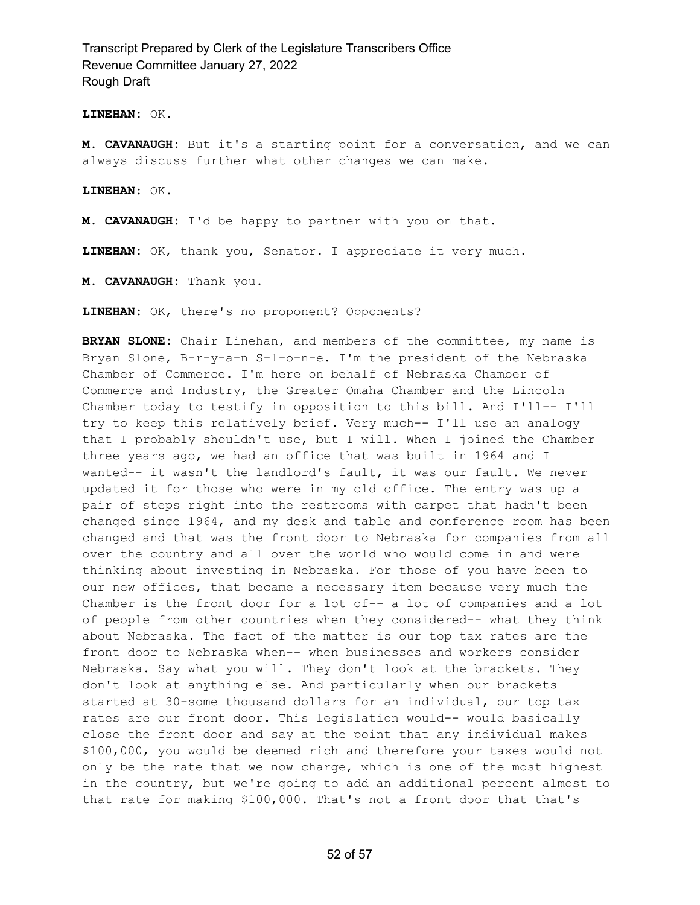**LINEHAN:** OK.

**M. CAVANAUGH:** But it's a starting point for a conversation, and we can always discuss further what other changes we can make.

**LINEHAN:** OK.

**M. CAVANAUGH:** I'd be happy to partner with you on that.

**LINEHAN:** OK, thank you, Senator. I appreciate it very much.

**M. CAVANAUGH:** Thank you.

**LINEHAN:** OK, there's no proponent? Opponents?

**BRYAN SLONE:** Chair Linehan, and members of the committee, my name is Bryan Slone, B-r-y-a-n S-l-o-n-e. I'm the president of the Nebraska Chamber of Commerce. I'm here on behalf of Nebraska Chamber of Commerce and Industry, the Greater Omaha Chamber and the Lincoln Chamber today to testify in opposition to this bill. And I'll-- I'll try to keep this relatively brief. Very much-- I'll use an analogy that I probably shouldn't use, but I will. When I joined the Chamber three years ago, we had an office that was built in 1964 and I wanted-- it wasn't the landlord's fault, it was our fault. We never updated it for those who were in my old office. The entry was up a pair of steps right into the restrooms with carpet that hadn't been changed since 1964, and my desk and table and conference room has been changed and that was the front door to Nebraska for companies from all over the country and all over the world who would come in and were thinking about investing in Nebraska. For those of you have been to our new offices, that became a necessary item because very much the Chamber is the front door for a lot of-- a lot of companies and a lot of people from other countries when they considered-- what they think about Nebraska. The fact of the matter is our top tax rates are the front door to Nebraska when-- when businesses and workers consider Nebraska. Say what you will. They don't look at the brackets. They don't look at anything else. And particularly when our brackets started at 30-some thousand dollars for an individual, our top tax rates are our front door. This legislation would-- would basically close the front door and say at the point that any individual makes $100,000, you would be deemed rich and therefore your taxes would not only be the rate that we now charge, which is one of the most highest in the country, but we're going to add an additional percent almost to that rate for making $100,000. That's not a front door that that's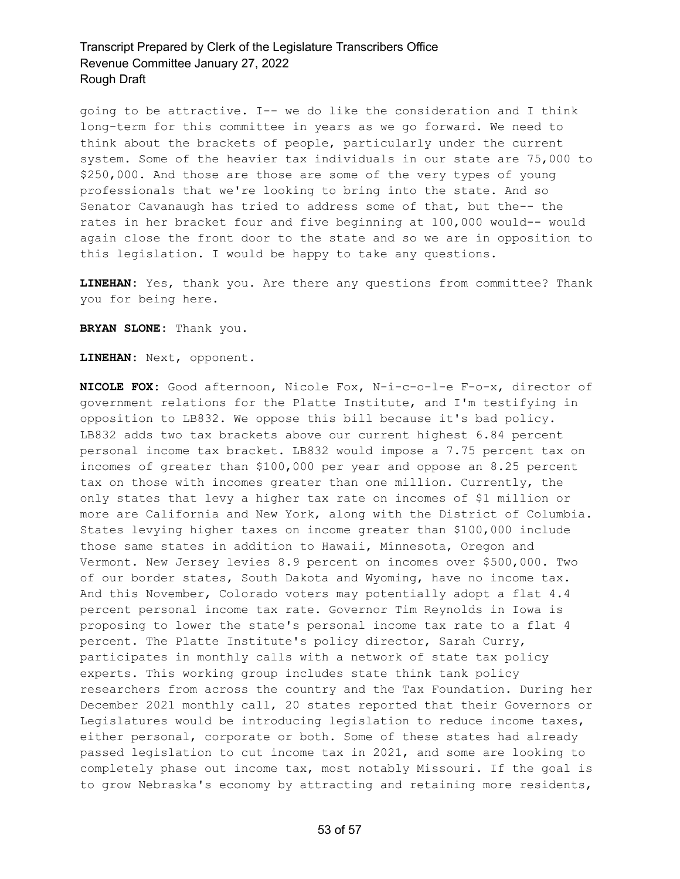going to be attractive. I-- we do like the consideration and I think long-term for this committee in years as we go forward. We need to think about the brackets of people, particularly under the current system. Some of the heavier tax individuals in our state are 75,000 to $250,000. And those are those are some of the very types of young professionals that we're looking to bring into the state. And so Senator Cavanaugh has tried to address some of that, but the-- the rates in her bracket four and five beginning at 100,000 would-- would again close the front door to the state and so we are in opposition to this legislation. I would be happy to take any questions.

**LINEHAN:** Yes, thank you. Are there any questions from committee? Thank you for being here.

**BRYAN SLONE:** Thank you.

**LINEHAN:** Next, opponent.

**NICOLE FOX:** Good afternoon, Nicole Fox, N-i-c-o-l-e F-o-x, director of government relations for the Platte Institute, and I'm testifying in opposition to LB832. We oppose this bill because it's bad policy. LB832 adds two tax brackets above our current highest 6.84 percent personal income tax bracket. LB832 would impose a 7.75 percent tax on incomes of greater than $100,000 per year and oppose an 8.25 percent tax on those with incomes greater than one million. Currently, the only states that levy a higher tax rate on incomes of $1 million or more are California and New York, along with the District of Columbia. States levying higher taxes on income greater than $100,000 include those same states in addition to Hawaii, Minnesota, Oregon and Vermont. New Jersey levies 8.9 percent on incomes over $500,000. Two of our border states, South Dakota and Wyoming, have no income tax. And this November, Colorado voters may potentially adopt a flat 4.4 percent personal income tax rate. Governor Tim Reynolds in Iowa is proposing to lower the state's personal income tax rate to a flat 4 percent. The Platte Institute's policy director, Sarah Curry, participates in monthly calls with a network of state tax policy experts. This working group includes state think tank policy researchers from across the country and the Tax Foundation. During her December 2021 monthly call, 20 states reported that their Governors or Legislatures would be introducing legislation to reduce income taxes, either personal, corporate or both. Some of these states had already passed legislation to cut income tax in 2021, and some are looking to completely phase out income tax, most notably Missouri. If the goal is to grow Nebraska's economy by attracting and retaining more residents,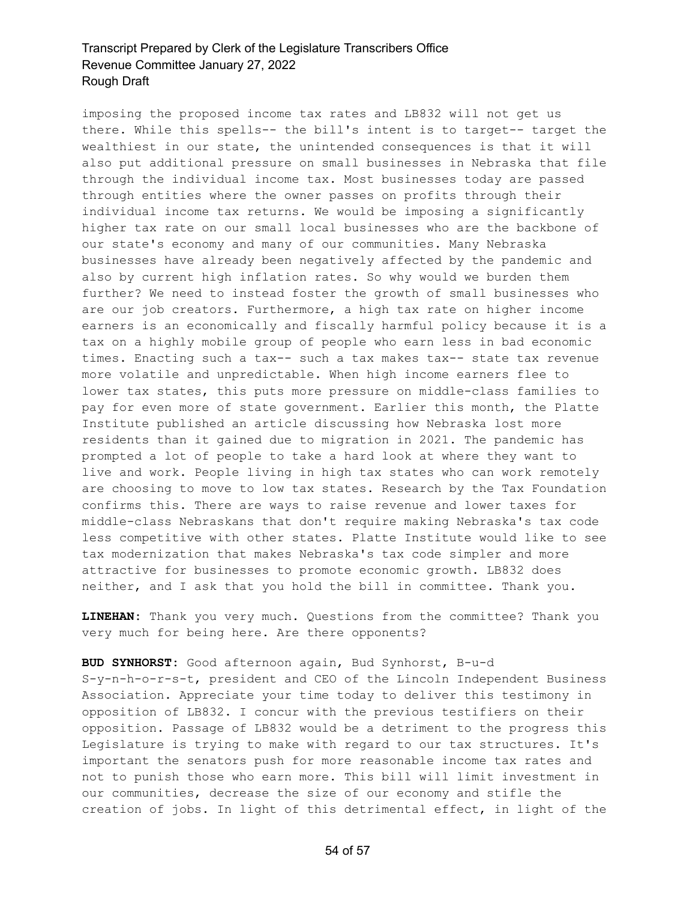imposing the proposed income tax rates and LB832 will not get us there. While this spells-- the bill's intent is to target-- target the wealthiest in our state, the unintended consequences is that it will also put additional pressure on small businesses in Nebraska that file through the individual income tax. Most businesses today are passed through entities where the owner passes on profits through their individual income tax returns. We would be imposing a significantly higher tax rate on our small local businesses who are the backbone of our state's economy and many of our communities. Many Nebraska businesses have already been negatively affected by the pandemic and also by current high inflation rates. So why would we burden them further? We need to instead foster the growth of small businesses who are our job creators. Furthermore, a high tax rate on higher income earners is an economically and fiscally harmful policy because it is a tax on a highly mobile group of people who earn less in bad economic times. Enacting such a tax-- such a tax makes tax-- state tax revenue more volatile and unpredictable. When high income earners flee to lower tax states, this puts more pressure on middle-class families to pay for even more of state government. Earlier this month, the Platte Institute published an article discussing how Nebraska lost more residents than it gained due to migration in 2021. The pandemic has prompted a lot of people to take a hard look at where they want to live and work. People living in high tax states who can work remotely are choosing to move to low tax states. Research by the Tax Foundation confirms this. There are ways to raise revenue and lower taxes for middle-class Nebraskans that don't require making Nebraska's tax code less competitive with other states. Platte Institute would like to see tax modernization that makes Nebraska's tax code simpler and more attractive for businesses to promote economic growth. LB832 does neither, and I ask that you hold the bill in committee. Thank you.

**LINEHAN:** Thank you very much. Questions from the committee? Thank you very much for being here. Are there opponents?

**BUD SYNHORST:** Good afternoon again, Bud Synhorst, B-u-d S-y-n-h-o-r-s-t, president and CEO of the Lincoln Independent Business Association. Appreciate your time today to deliver this testimony in opposition of LB832. I concur with the previous testifiers on their opposition. Passage of LB832 would be a detriment to the progress this Legislature is trying to make with regard to our tax structures. It's important the senators push for more reasonable income tax rates and not to punish those who earn more. This bill will limit investment in our communities, decrease the size of our economy and stifle the creation of jobs. In light of this detrimental effect, in light of the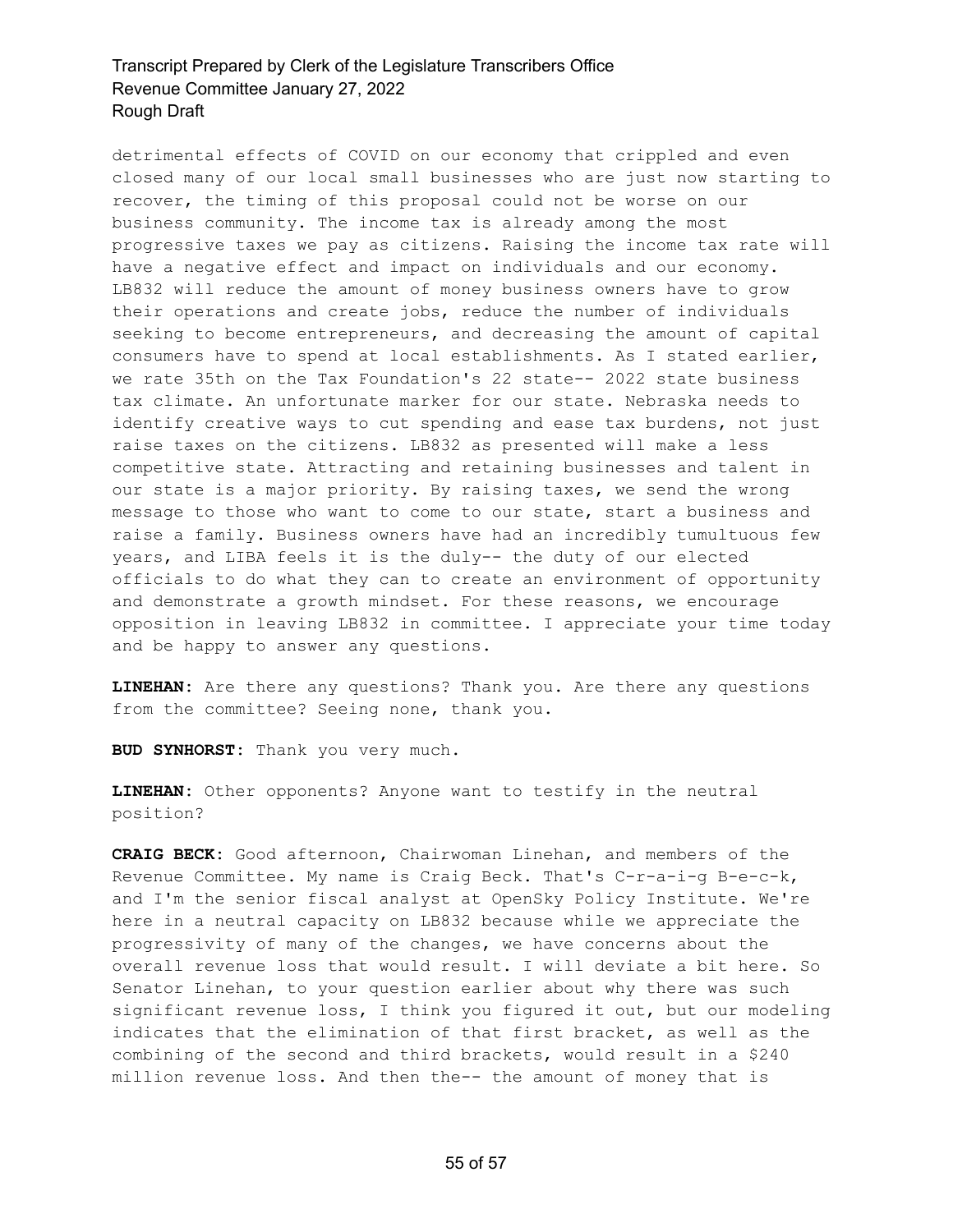detrimental effects of COVID on our economy that crippled and even closed many of our local small businesses who are just now starting to recover, the timing of this proposal could not be worse on our business community. The income tax is already among the most progressive taxes we pay as citizens. Raising the income tax rate will have a negative effect and impact on individuals and our economy. LB832 will reduce the amount of money business owners have to grow their operations and create jobs, reduce the number of individuals seeking to become entrepreneurs, and decreasing the amount of capital consumers have to spend at local establishments. As I stated earlier, we rate 35th on the Tax Foundation's 22 state-- 2022 state business tax climate. An unfortunate marker for our state. Nebraska needs to identify creative ways to cut spending and ease tax burdens, not just raise taxes on the citizens. LB832 as presented will make a less competitive state. Attracting and retaining businesses and talent in our state is a major priority. By raising taxes, we send the wrong message to those who want to come to our state, start a business and raise a family. Business owners have had an incredibly tumultuous few years, and LIBA feels it is the duly-- the duty of our elected officials to do what they can to create an environment of opportunity and demonstrate a growth mindset. For these reasons, we encourage opposition in leaving LB832 in committee. I appreciate your time today and be happy to answer any questions.

**LINEHAN:** Are there any questions? Thank you. Are there any questions from the committee? Seeing none, thank you.

**BUD SYNHORST:** Thank you very much.

**LINEHAN:** Other opponents? Anyone want to testify in the neutral position?

**CRAIG BECK:** Good afternoon, Chairwoman Linehan, and members of the Revenue Committee. My name is Craig Beck. That's C-r-a-i-g B-e-c-k, and I'm the senior fiscal analyst at OpenSky Policy Institute. We're here in a neutral capacity on LB832 because while we appreciate the progressivity of many of the changes, we have concerns about the overall revenue loss that would result. I will deviate a bit here. So Senator Linehan, to your question earlier about why there was such significant revenue loss, I think you figured it out, but our modeling indicates that the elimination of that first bracket, as well as the combining of the second and third brackets, would result in a $240 million revenue loss. And then the-- the amount of money that is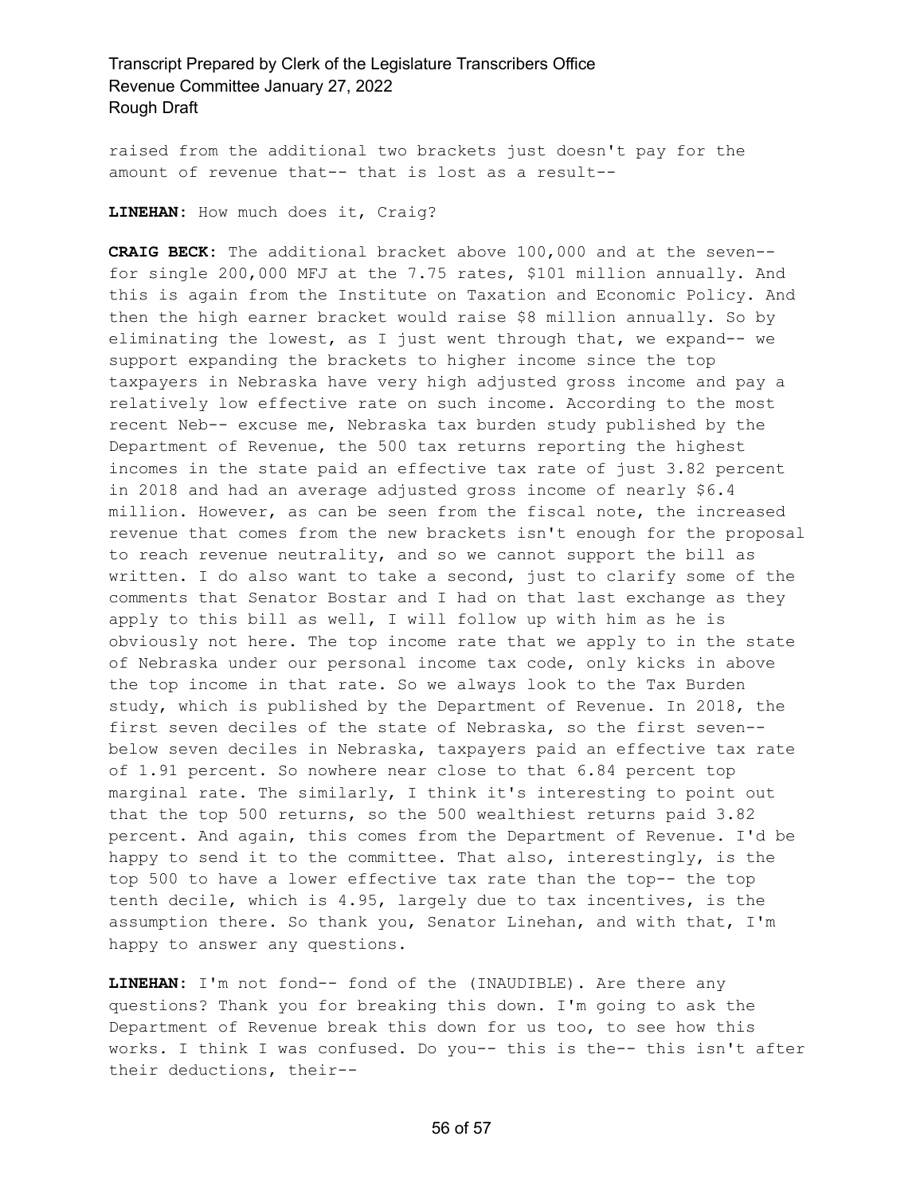raised from the additional two brackets just doesn't pay for the amount of revenue that-- that is lost as a result--

**LINEHAN:** How much does it, Craig?

**CRAIG BECK:** The additional bracket above 100,000 and at the seven-- for single 200,000 MFJ at the 7.75 rates, $101 million annually. And this is again from the Institute on Taxation and Economic Policy. And then the high earner bracket would raise $8 million annually. So by eliminating the lowest, as I just went through that, we expand-- we support expanding the brackets to higher income since the top taxpayers in Nebraska have very high adjusted gross income and pay a relatively low effective rate on such income. According to the most recent Neb-- excuse me, Nebraska tax burden study published by the Department of Revenue, the 500 tax returns reporting the highest incomes in the state paid an effective tax rate of just 3.82 percent in 2018 and had an average adjusted gross income of nearly $6.4 million. However, as can be seen from the fiscal note, the increased revenue that comes from the new brackets isn't enough for the proposal to reach revenue neutrality, and so we cannot support the bill as written. I do also want to take a second, just to clarify some of the comments that Senator Bostar and I had on that last exchange as they apply to this bill as well, I will follow up with him as he is obviously not here. The top income rate that we apply to in the state of Nebraska under our personal income tax code, only kicks in above the top income in that rate. So we always look to the Tax Burden study, which is published by the Department of Revenue. In 2018, the first seven deciles of the state of Nebraska, so the first seven-- below seven deciles in Nebraska, taxpayers paid an effective tax rate of 1.91 percent. So nowhere near close to that 6.84 percent top marginal rate. The similarly, I think it's interesting to point out that the top 500 returns, so the 500 wealthiest returns paid 3.82 percent. And again, this comes from the Department of Revenue. I'd be happy to send it to the committee. That also, interestingly, is the top 500 to have a lower effective tax rate than the top-- the top tenth decile, which is 4.95, largely due to tax incentives, is the assumption there. So thank you, Senator Linehan, and with that, I'm happy to answer any questions.

**LINEHAN:** I'm not fond-- fond of the (INAUDIBLE). Are there any questions? Thank you for breaking this down. I'm going to ask the Department of Revenue break this down for us too, to see how this works. I think I was confused. Do you-- this is the-- this isn't after their deductions, their--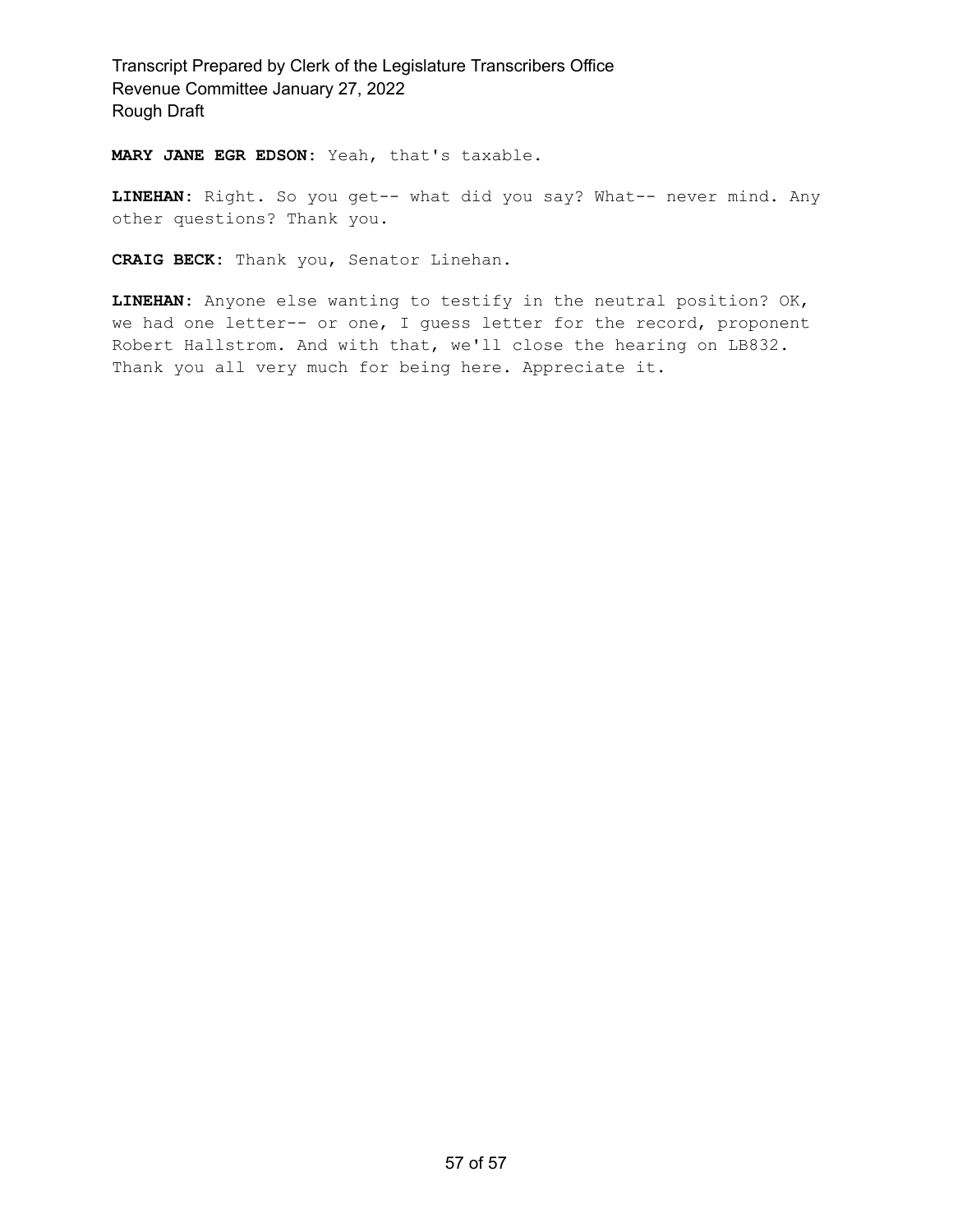**MARY JANE EGR EDSON:** Yeah, that's taxable.

**LINEHAN:** Right. So you get-- what did you say? What-- never mind. Any other questions? Thank you.

**CRAIG BECK:** Thank you, Senator Linehan.

**LINEHAN:** Anyone else wanting to testify in the neutral position? OK, we had one letter-- or one, I guess letter for the record, proponent Robert Hallstrom. And with that, we'll close the hearing on LB832. Thank you all very much for being here. Appreciate it.